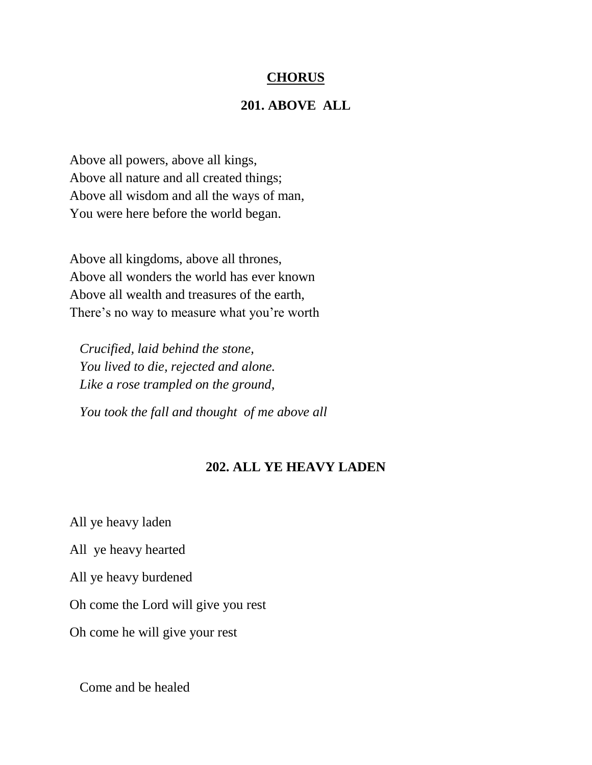## CHORUS

### 201. ABOVE ALL

Above all powers, above all kings,
Above all nature and all created things;
Above all wisdom and all the ways of man,
You were here before the world began.

Above all kingdoms, above all thrones,
Above all wonders the world has ever known
Above all wealth and treasures of the earth,
There's no way to measure what you're worth

*Crucified, laid behind the stone,*
*You lived to die, rejected and alone.*
*Like a rose trampled on the ground,*

*You took the fall and thought of me above all*

### 202. ALL YE HEAVY LADEN

All ye heavy laden

All ye heavy hearted

All ye heavy burdened

Oh come the Lord will give you rest

Oh come he will give your rest

Come and be healed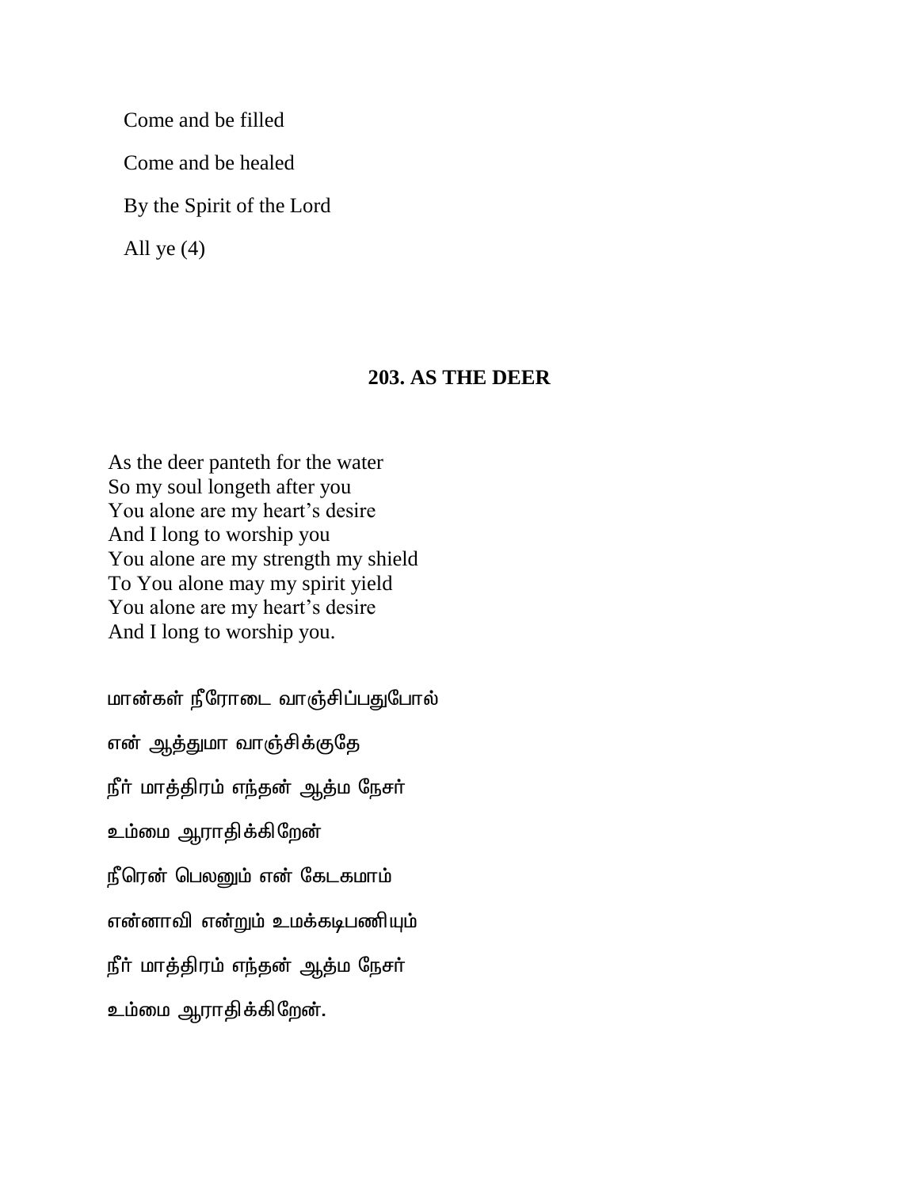Come and be filled

Come and be healed

By the Spirit of the Lord

All ye (4)

## 203. AS THE DEER

As the deer panteth for the water
So my soul longeth after you
You alone are my heart's desire
And I long to worship you
You alone are my strength my shield
To You alone may my spirit yield
You alone are my heart's desire
And I long to worship you.

மான்கள் நீரோடை வாஞ்சிப்பதுபோல்

என் ஆத்துமா வாஞ்சிக்குதே

நீர் மாத்திரம் எந்தன் ஆத்ம நேசர்

உம்மை ஆராதிக்கிறேன்

நீரென் பெலனும் என் கேடகமாம்

என்னாவி என்றும் உமக்கடிபணியும்

நீர் மாத்திரம் எந்தன் ஆத்ம நேசர்

உம்மை ஆராதிக்கிறேன்.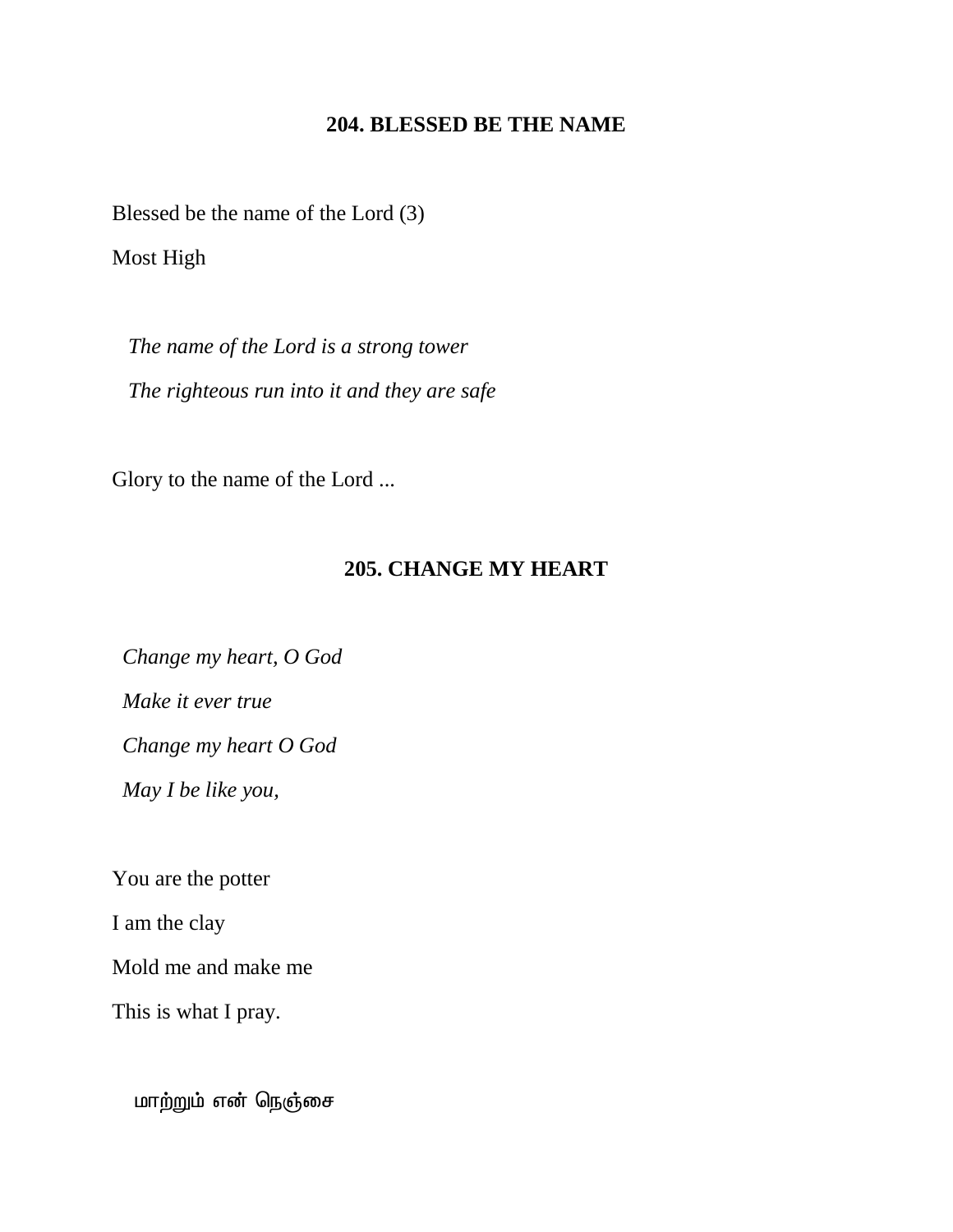## 204. BLESSED BE THE NAME

Blessed be the name of the Lord (3)

Most High

*The name of the Lord is a strong tower*

*The righteous run into it and they are safe*

Glory to the name of the Lord ...

## 205. CHANGE MY HEART

*Change my heart, O God*

*Make it ever true*

*Change my heart O God*

*May I be like you,*

You are the potter

I am the clay

Mold me and make me

This is what I pray.

மாற்றும் என் நெஞ்சை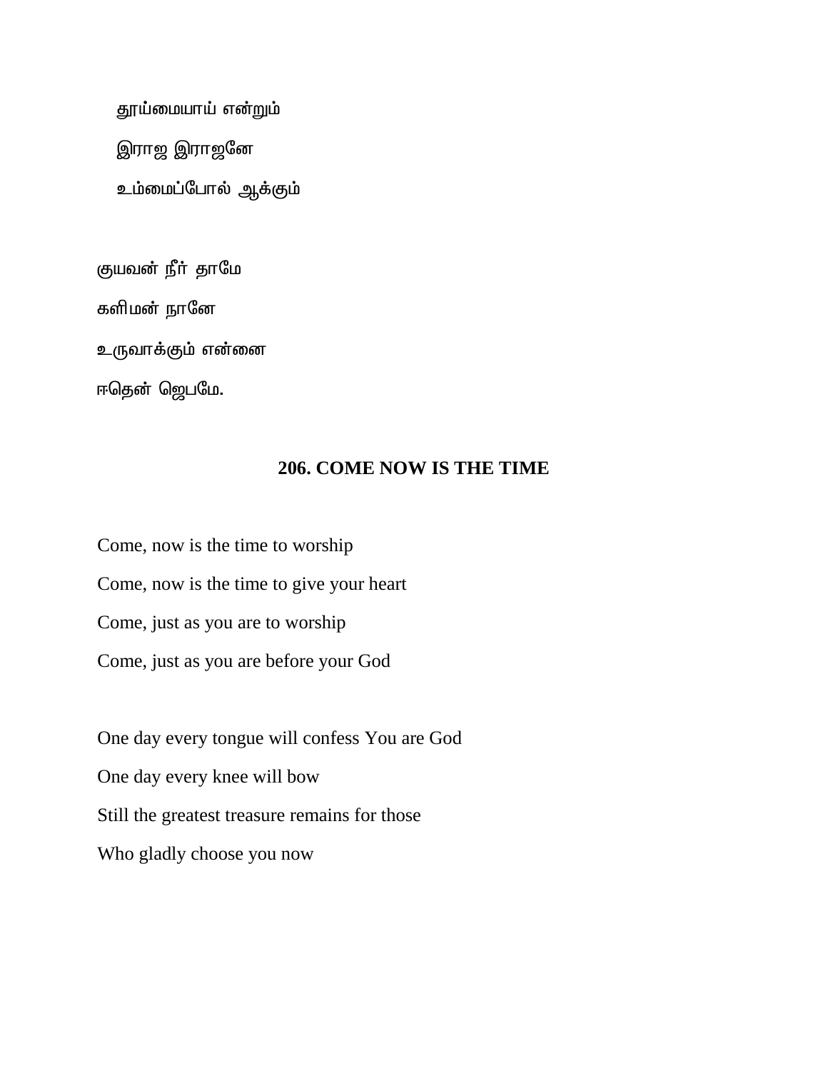தூய்மையாய் என்றும்

இராஜ இராஜனே

உம்மைப்போல் ஆக்கும்

குயவன் நீர் தாமே

களிமன் நானே

உருவாக்கும் என்னை

ஈதென் ஜெபமே.

## 206. COME NOW IS THE TIME

Come, now is the time to worship

Come, now is the time to give your heart

Come, just as you are to worship

Come, just as you are before your God

One day every tongue will confess You are God

One day every knee will bow

Still the greatest treasure remains for those

Who gladly choose you now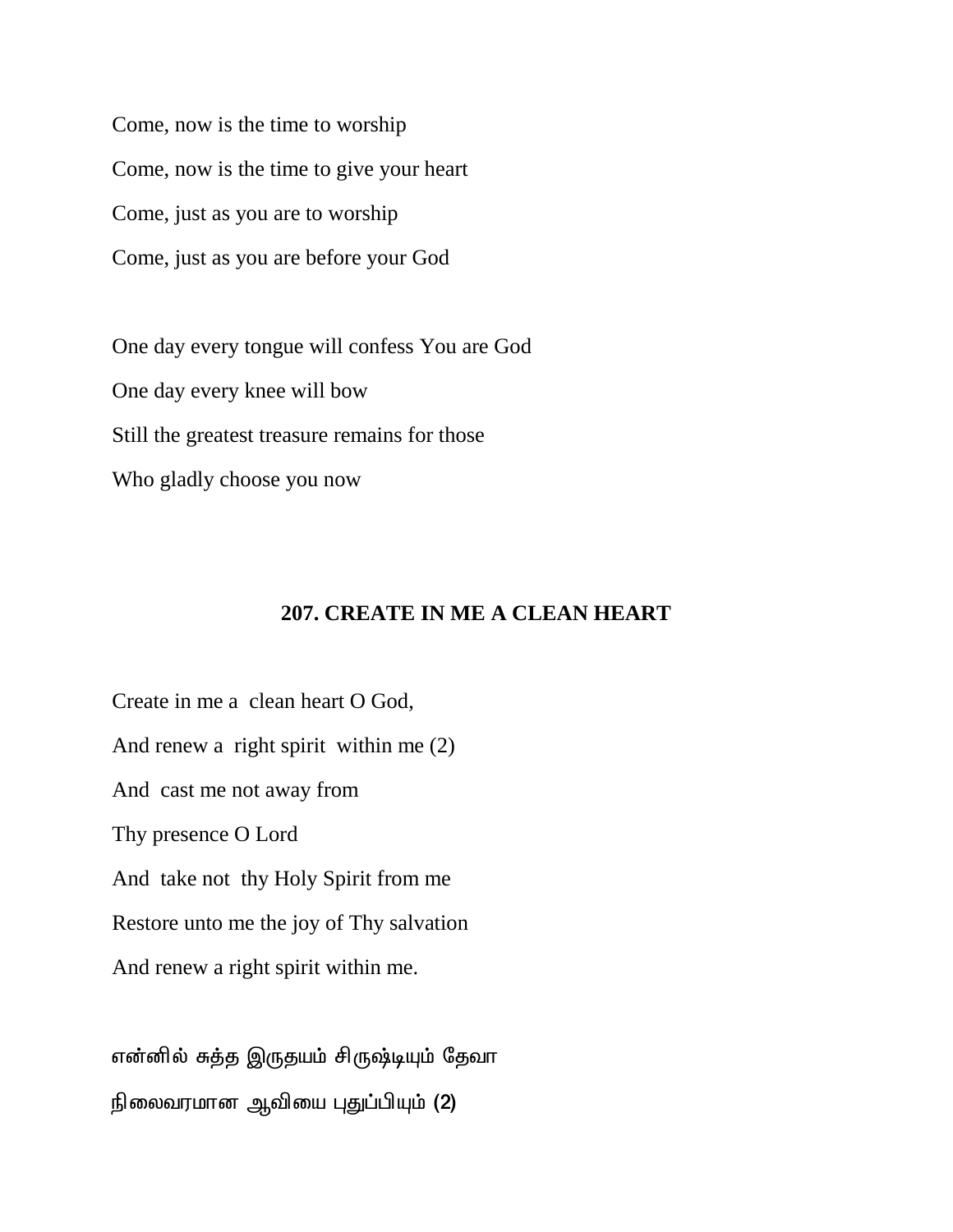Come, now is the time to worship

Come, now is the time to give your heart

Come, just as you are to worship

Come, just as you are before your God

One day every tongue will confess You are God

One day every knee will bow

Still the greatest treasure remains for those

Who gladly choose you now

## 207. CREATE IN ME A CLEAN HEART

Create in me a clean heart O God,

And renew a right spirit within me (2)

And cast me not away from

Thy presence O Lord

And take not thy Holy Spirit from me

Restore unto me the joy of Thy salvation

And renew a right spirit within me.

என்னில் சுத்த இருதயம் சிருஷ்டியும் தேவா

நிலைவரமான ஆவியை புதுப்பியும் (2)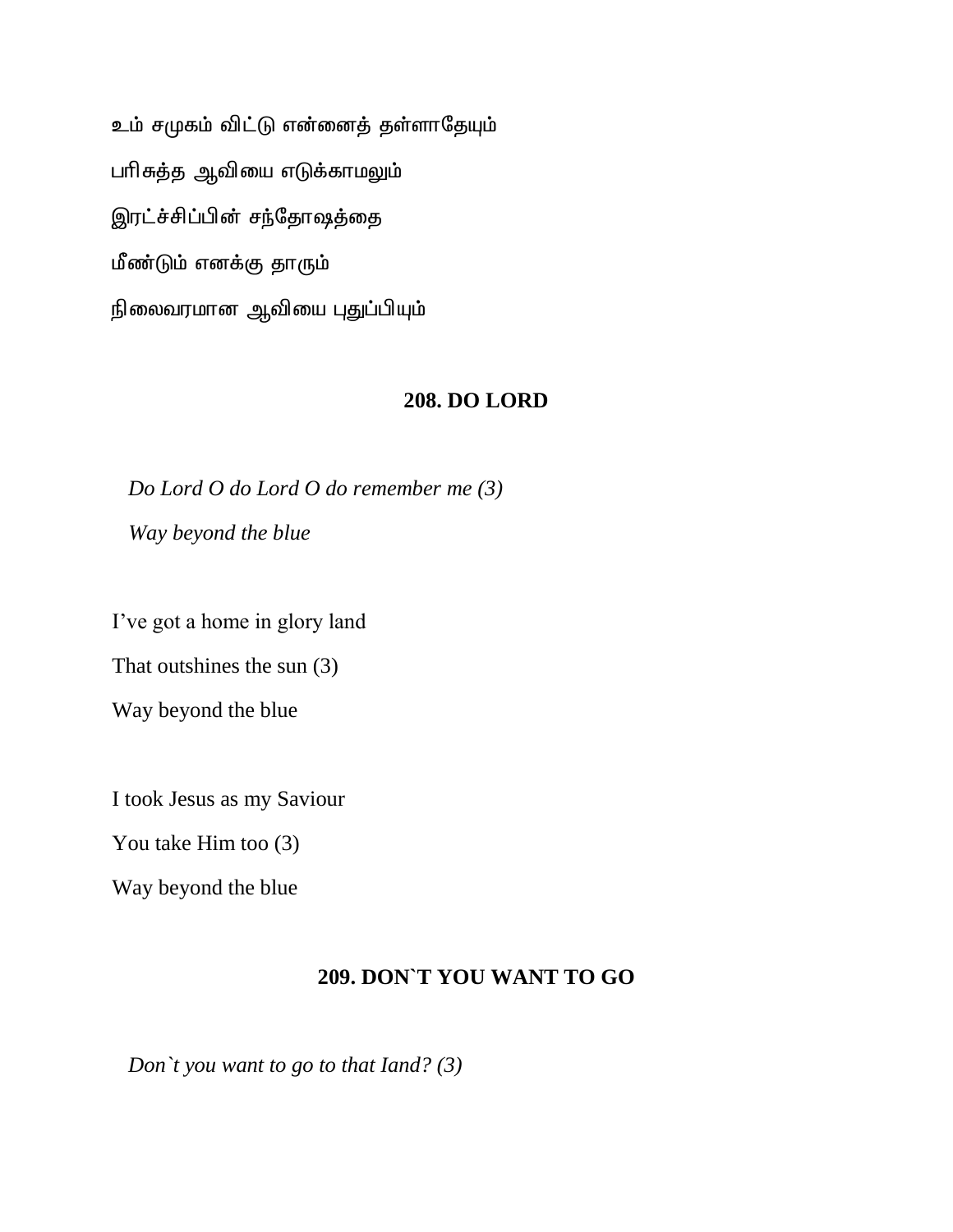உம் சமுகம் விட்டு என்னைத் தள்ளாதேயும்

பரிசுத்த ஆவியை எடுக்காமலும்

இரட்ச்சிப்பின் சந்தோஷத்தை

மீண்டும் எனக்கு தாரும்

நிலைவரமான ஆவியை புதுப்பியும்

## 208. DO LORD

*Do Lord O do Lord O do remember me (3)*

*Way beyond the blue*

I've got a home in glory land

That outshines the sun (3)

Way beyond the blue

I took Jesus as my Saviour

You take Him too (3)

Way beyond the blue

## 209. DON`T YOU WANT TO GO

*Don`t you want to go to that Iand? (3)*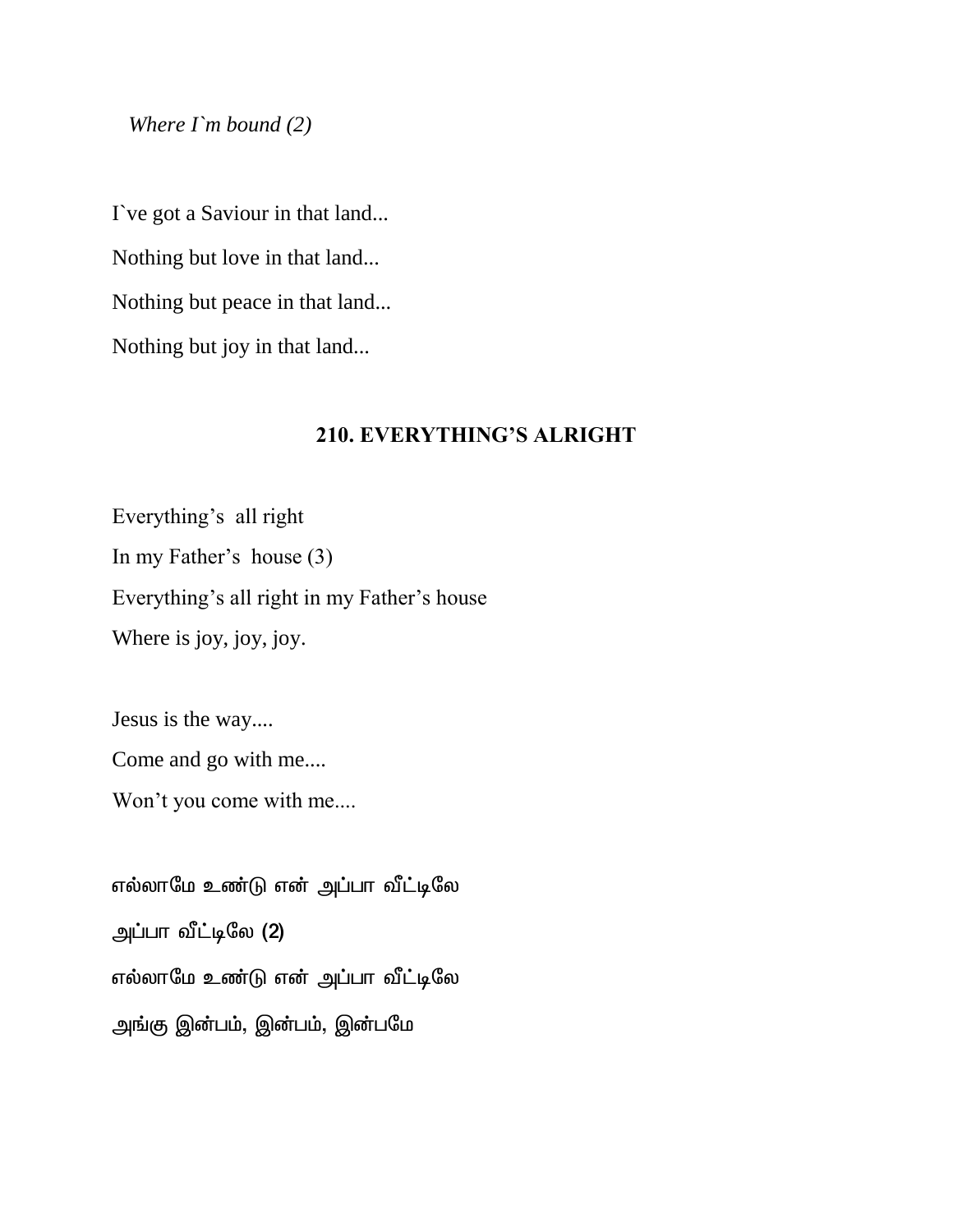*Where I`m bound (2)*

I`ve got a Saviour in that land...

Nothing but love in that land...

Nothing but peace in that land...

Nothing but joy in that land...

## 210. EVERYTHING'S ALRIGHT

Everything's all right

In my Father's house (3)

Everything's all right in my Father's house

Where is joy, joy, joy.

Jesus is the way....

Come and go with me....

Won't you come with me....

எல்லாமே உண்டு என் அப்பா வீட்டிலே

அப்பா வீட்டிலே (2)

எல்லாமே உண்டு என் அப்பா வீட்டிலே

அங்கு இன்பம், இன்பம், இன்பமே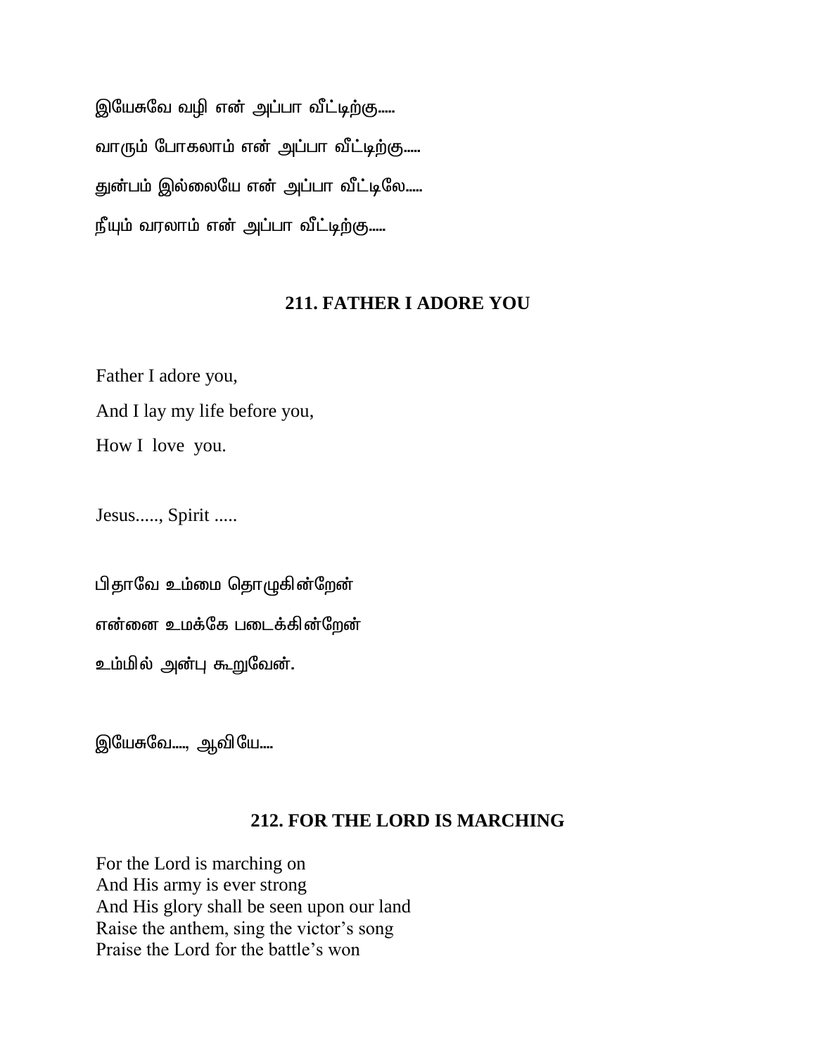இயேசுவே வழி என் அப்பா வீட்டிற்கு.....

வாரும் போகலாம் என் அப்பா வீட்டிற்கு.....

துன்பம் இல்லையே என் அப்பா வீட்டிலே.....

நீயும் வரலாம் என் அப்பா வீட்டிற்கு.....

## 211. FATHER I ADORE YOU

Father I adore you,

And I lay my life before you,

How I love you.

Jesus....., Spirit .....

பிதாவே உம்மை தொழுகின்றேன்

என்னை உமக்கே படைக்கின்றேன்

உம்மில் அன்பு கூறுவேன்.

இயேசுவே...., ஆவியே....

## 212. FOR THE LORD IS MARCHING

For the Lord is marching on
And His army is ever strong
And His glory shall be seen upon our land
Raise the anthem, sing the victor's song
Praise the Lord for the battle's won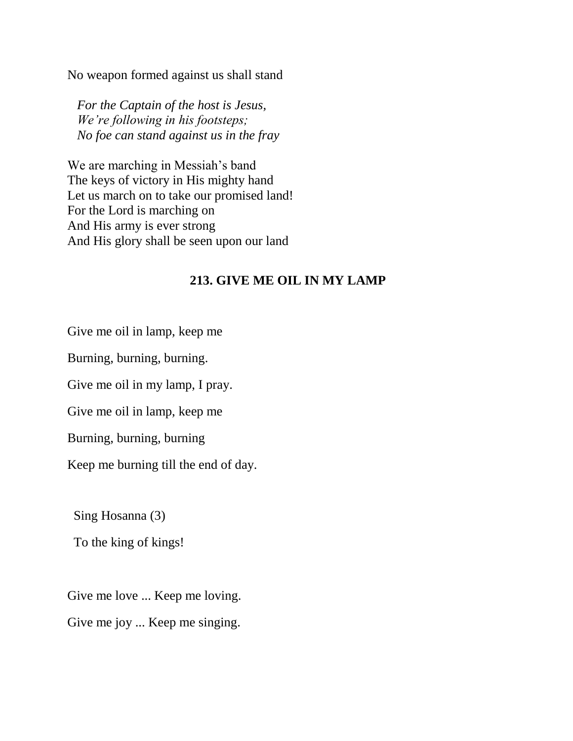No weapon formed against us shall stand

*For the Captain of the host is Jesus,*
*We're following in his footsteps;*
*No foe can stand against us in the fray*

We are marching in Messiah's band
The keys of victory in His mighty hand
Let us march on to take our promised land!
For the Lord is marching on
And His army is ever strong
And His glory shall be seen upon our land

## 213. GIVE ME OIL IN MY LAMP

Give me oil in lamp, keep me

Burning, burning, burning.

Give me oil in my lamp, I pray.

Give me oil in lamp, keep me

Burning, burning, burning

Keep me burning till the end of day.

Sing Hosanna (3)

To the king of kings!

Give me love ... Keep me loving.

Give me joy ... Keep me singing.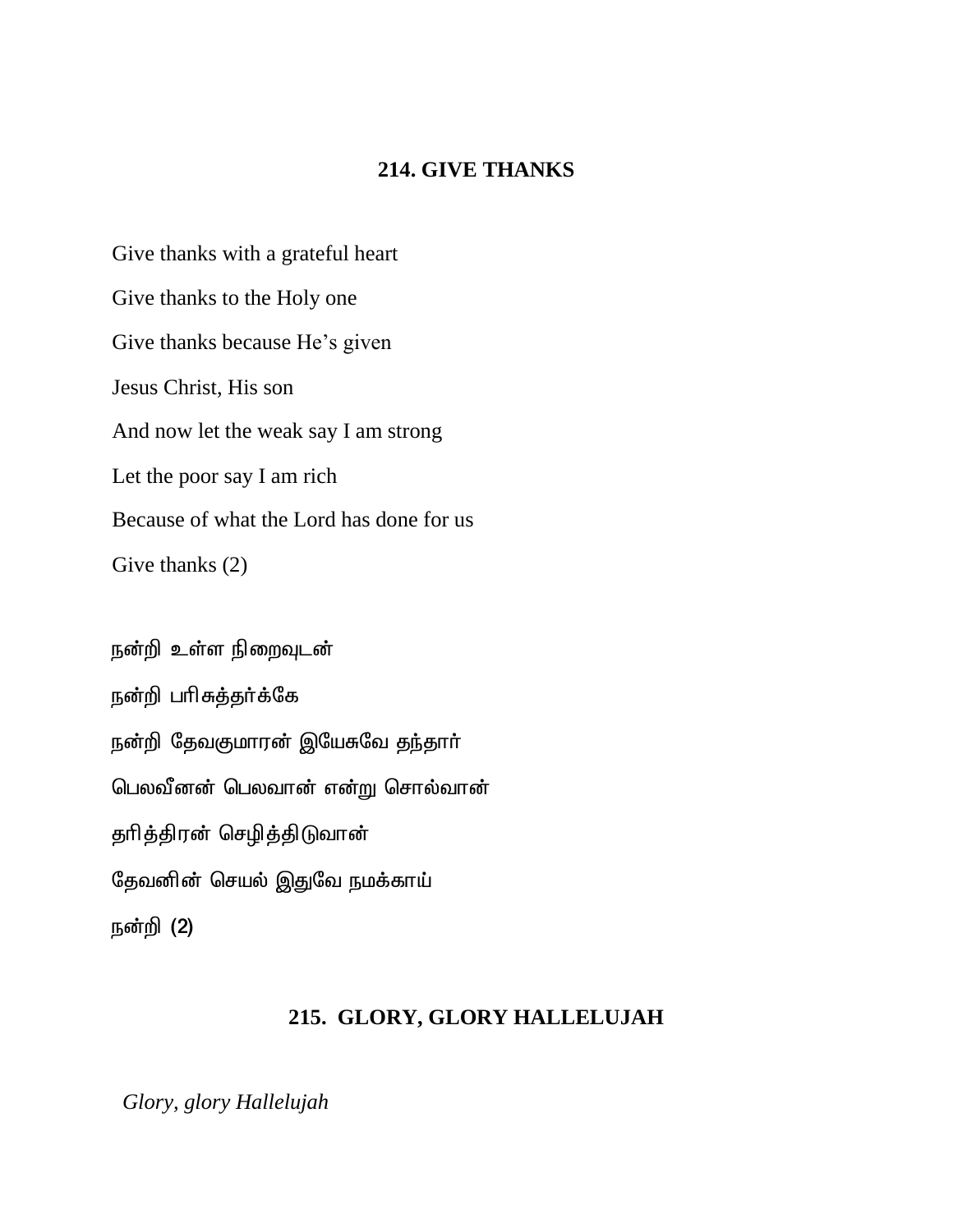## 214. GIVE THANKS

Give thanks with a grateful heart

Give thanks to the Holy one

Give thanks because He's given

Jesus Christ, His son

And now let the weak say I am strong

Let the poor say I am rich

Because of what the Lord has done for us

Give thanks (2)

நன்றி உள்ள நிறைவுடன்

நன்றி பரிசுத்தர்க்கே

நன்றி தேவகுமாரன் இயேசுவே தந்தார்

பெலவீனன் பெலவான் என்று சொல்வான்

தரித்திரன் செழித்திடுவான்

தேவனின் செயல் இதுவே நமக்காய்

நன்றி **(2)**

## 215. GLORY, GLORY HALLELUJAH

*Glory, glory Hallelujah*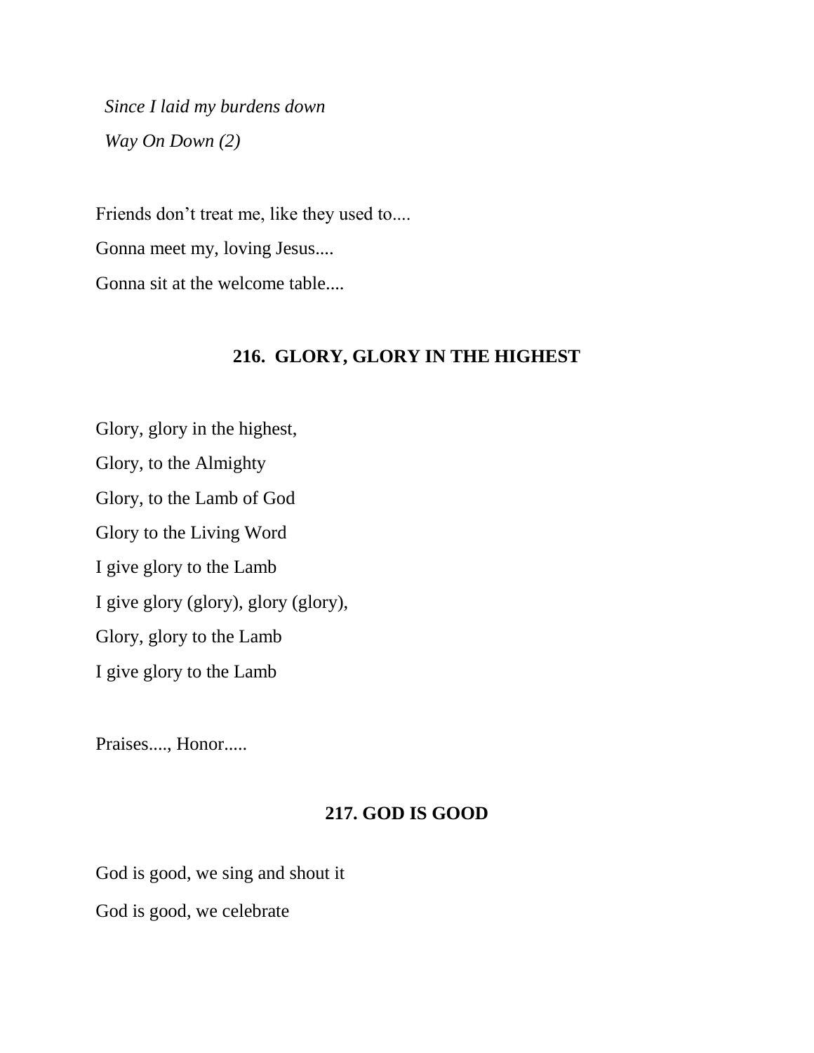*Since I laid my burdens down*

*Way On Down (2)*

Friends don't treat me, like they used to....

Gonna meet my, loving Jesus....

Gonna sit at the welcome table....

## 216. GLORY, GLORY IN THE HIGHEST

Glory, glory in the highest,

Glory, to the Almighty

Glory, to the Lamb of God

Glory to the Living Word

I give glory to the Lamb

I give glory (glory), glory (glory),

Glory, glory to the Lamb

I give glory to the Lamb

Praises...., Honor.....

## 217. GOD IS GOOD

God is good, we sing and shout it

God is good, we celebrate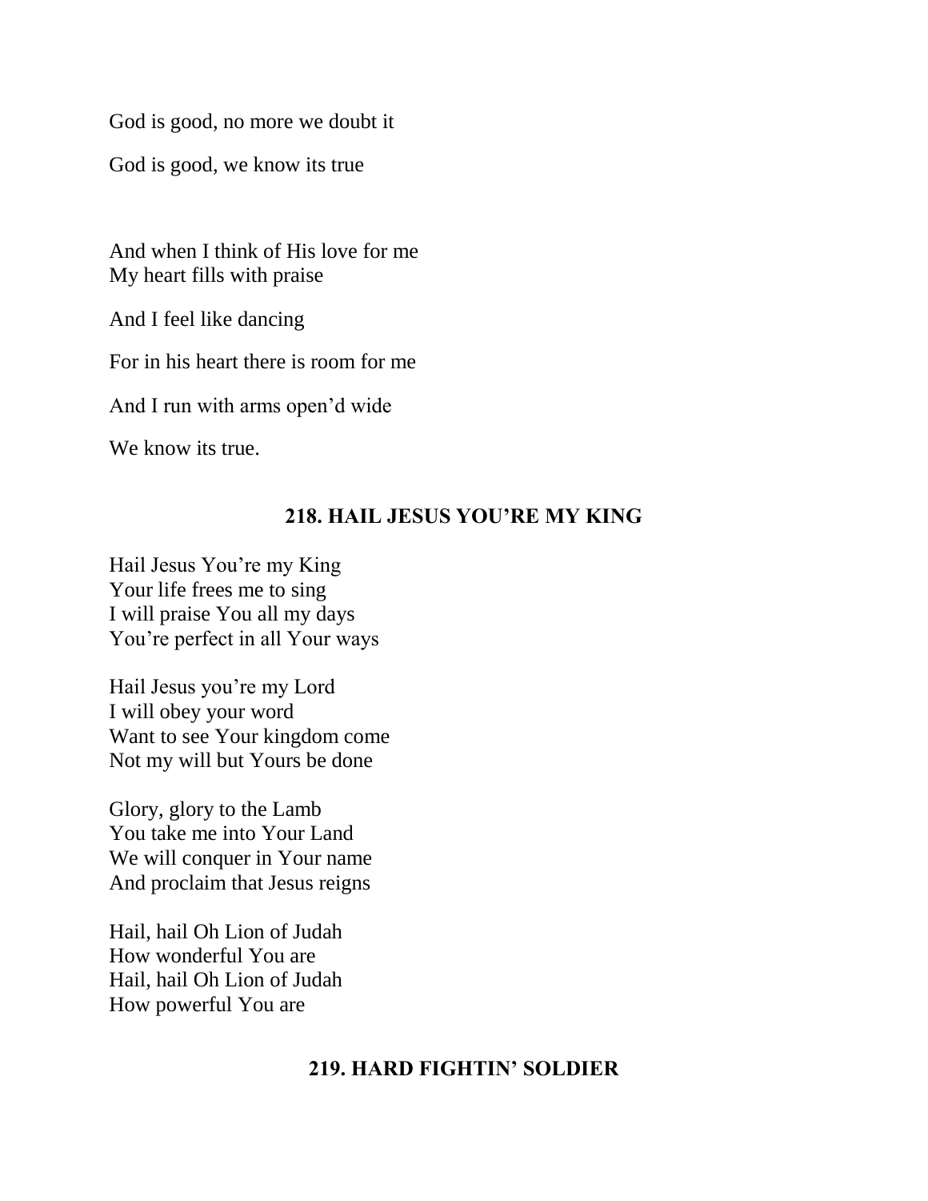God is good, no more we doubt it

God is good, we know its true

And when I think of His love for me
My heart fills with praise

And I feel like dancing

For in his heart there is room for me

And I run with arms open'd wide

We know its true.

## 218. HAIL JESUS YOU'RE MY KING

Hail Jesus You're my King
Your life frees me to sing
I will praise You all my days
You're perfect in all Your ways

Hail Jesus you're my Lord
I will obey your word
Want to see Your kingdom come
Not my will but Yours be done

Glory, glory to the Lamb
You take me into Your Land
We will conquer in Your name
And proclaim that Jesus reigns

Hail, hail Oh Lion of Judah
How wonderful You are
Hail, hail Oh Lion of Judah
How powerful You are

## 219. HARD FIGHTIN' SOLDIER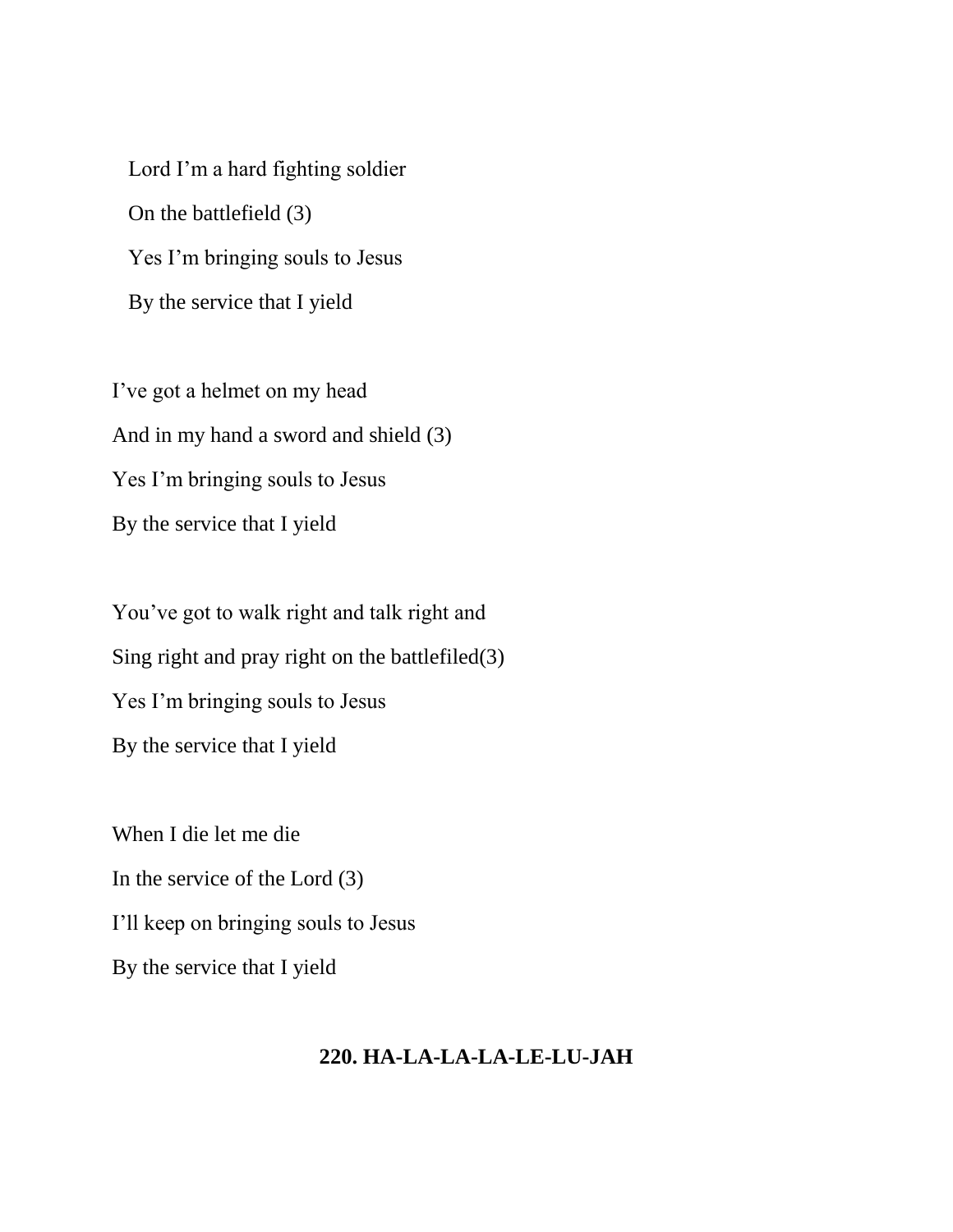Lord I'm a hard fighting soldier

On the battlefield (3)

Yes I'm bringing souls to Jesus

By the service that I yield

I've got a helmet on my head

And in my hand a sword and shield (3)

Yes I'm bringing souls to Jesus

By the service that I yield

You've got to walk right and talk right and

Sing right and pray right on the battlefiled(3)

Yes I'm bringing souls to Jesus

By the service that I yield

When I die let me die

In the service of the Lord (3)

I'll keep on bringing souls to Jesus

By the service that I yield

## 220. HA-LA-LA-LA-LE-LU-JAH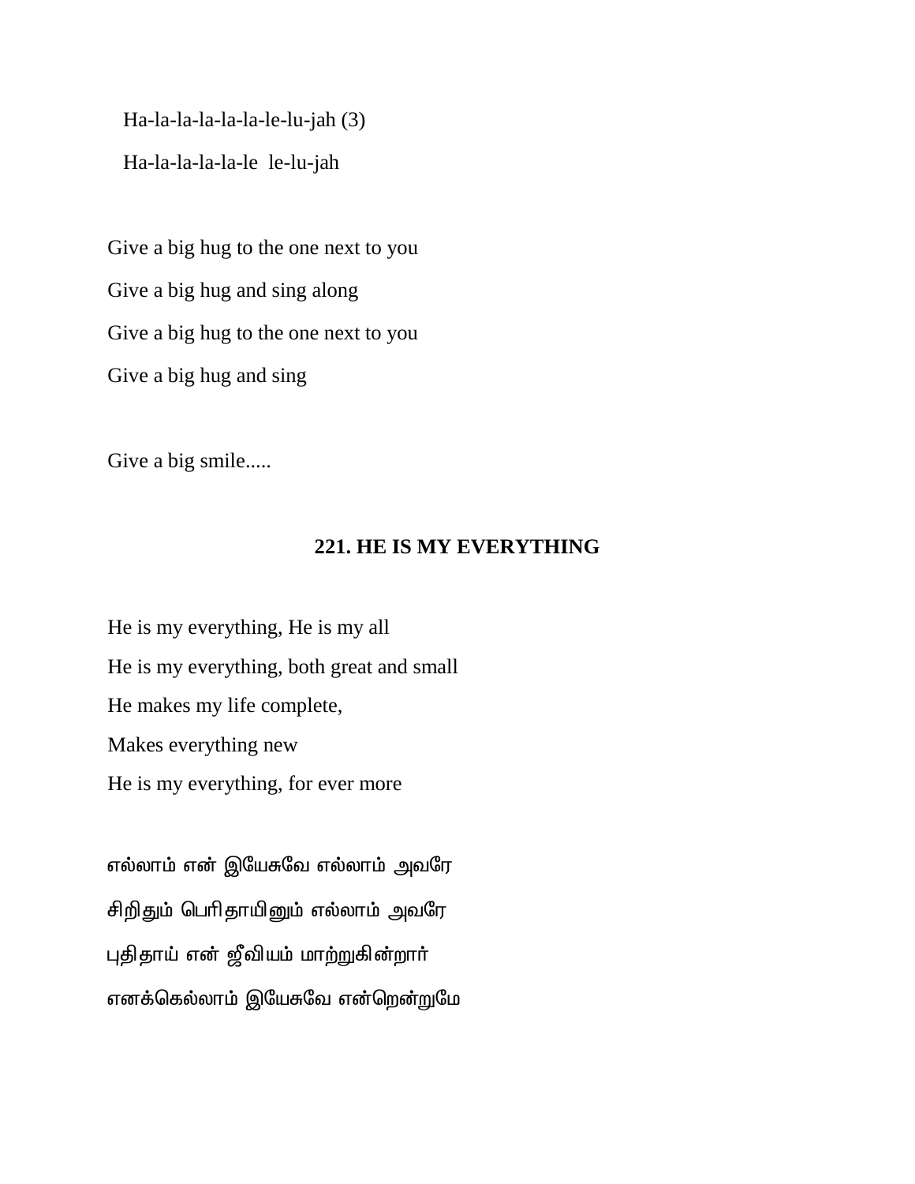Ha-la-la-la-la-la-le-lu-jah (3)

Ha-la-la-la-la-le  le-lu-jah

Give a big hug to the one next to you

Give a big hug and sing along

Give a big hug to the one next to you

Give a big hug and sing

Give a big smile.....

## 221. HE IS MY EVERYTHING

He is my everything, He is my all

He is my everything, both great and small

He makes my life complete,

Makes everything new

He is my everything, for ever more

எல்லாம் என் இயேசுவே எல்லாம் அவரே

சிறிதும் பெரிதாயினும் எல்லாம் அவரே

புதிதாய் என் ஜீவியம் மாற்றுகின்றார்

எனக்கெல்லாம் இயேசுவே என்றென்றுமே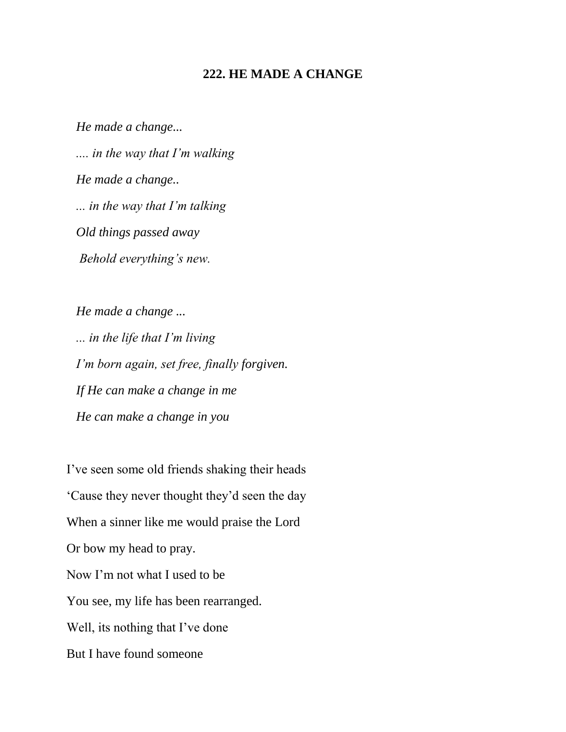**222. HE MADE A CHANGE**

*He made a change...*

*.... in the way that I'm walking*

*He made a change..*

*... in the way that I'm talking*

*Old things passed away*

*Behold everything's new.*

*He made a change ...*

*... in the life that I'm living*

*I'm born again, set free, finally forgiven.*

*If He can make a change in me*

*He can make a change in you*

I've seen some old friends shaking their heads

'Cause they never thought they'd seen the day

When a sinner like me would praise the Lord

Or bow my head to pray.

Now I'm not what I used to be

You see, my life has been rearranged.

Well, its nothing that I've done

But I have found someone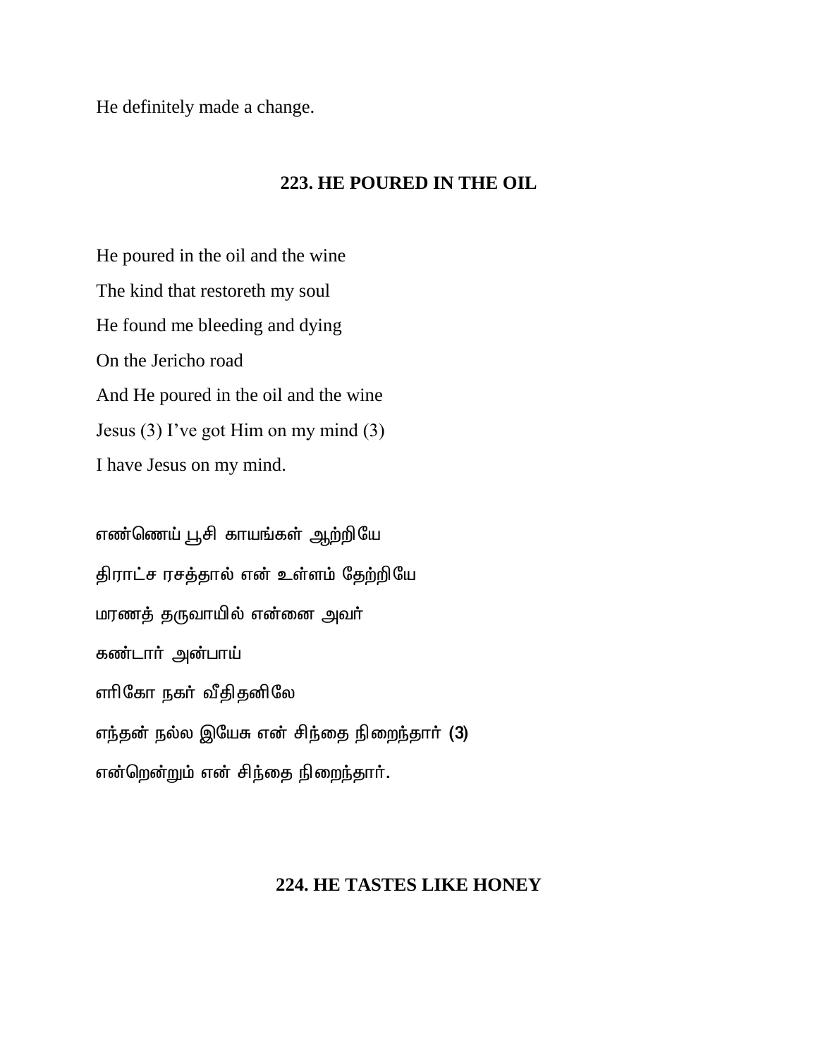He definitely made a change.

## 223. HE POURED IN THE OIL

He poured in the oil and the wine

The kind that restoreth my soul

He found me bleeding and dying

On the Jericho road

And He poured in the oil and the wine

Jesus (3) I've got Him on my mind (3)

I have Jesus on my mind.

எண்ணெய் பூசி காயங்கள் ஆற்றியே

திராட்ச ரசத்தால் என் உள்ளம் தேற்றியே

மரணத் தருவாயில் என்னை அவர்

கண்டார் அன்பாய்

எரிகோ நகர் வீதிதனிலே

எந்தன் நல்ல இயேசு என் சிந்தை நிறைந்தார் (3)

என்றென்றும் என் சிந்தை நிறைந்தார்.

## 224. HE TASTES LIKE HONEY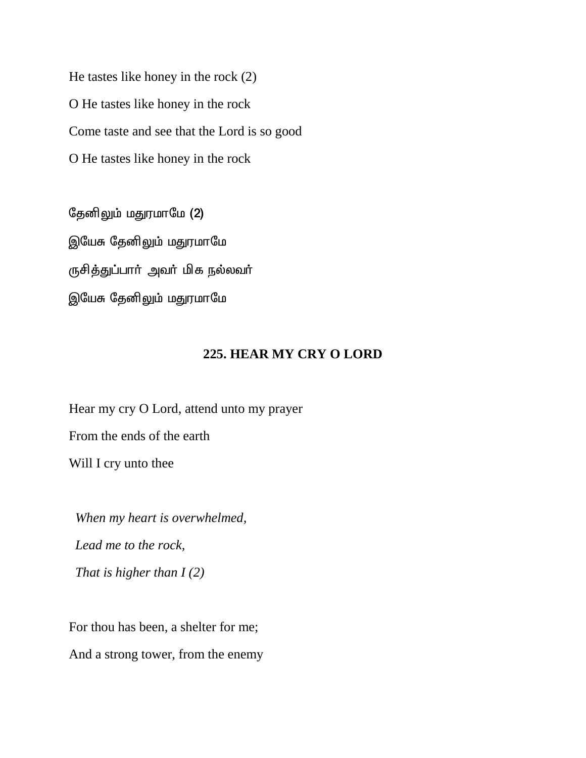He tastes like honey in the rock (2)

O He tastes like honey in the rock

Come taste and see that the Lord is so good

O He tastes like honey in the rock

தேனிலும் மதுரமாமே (2)

இயேசு தேனிலும் மதுரமாமே

ருசித்துப்பார் அவர் மிக நல்லவர்

இயேசு தேனிலும் மதுரமாமே

## 225. HEAR MY CRY O LORD

Hear my cry O Lord, attend unto my prayer

From the ends of the earth

Will I cry unto thee

*When my heart is overwhelmed,*

*Lead me to the rock,*

*That is higher than I (2)*

For thou has been, a shelter for me;

And a strong tower, from the enemy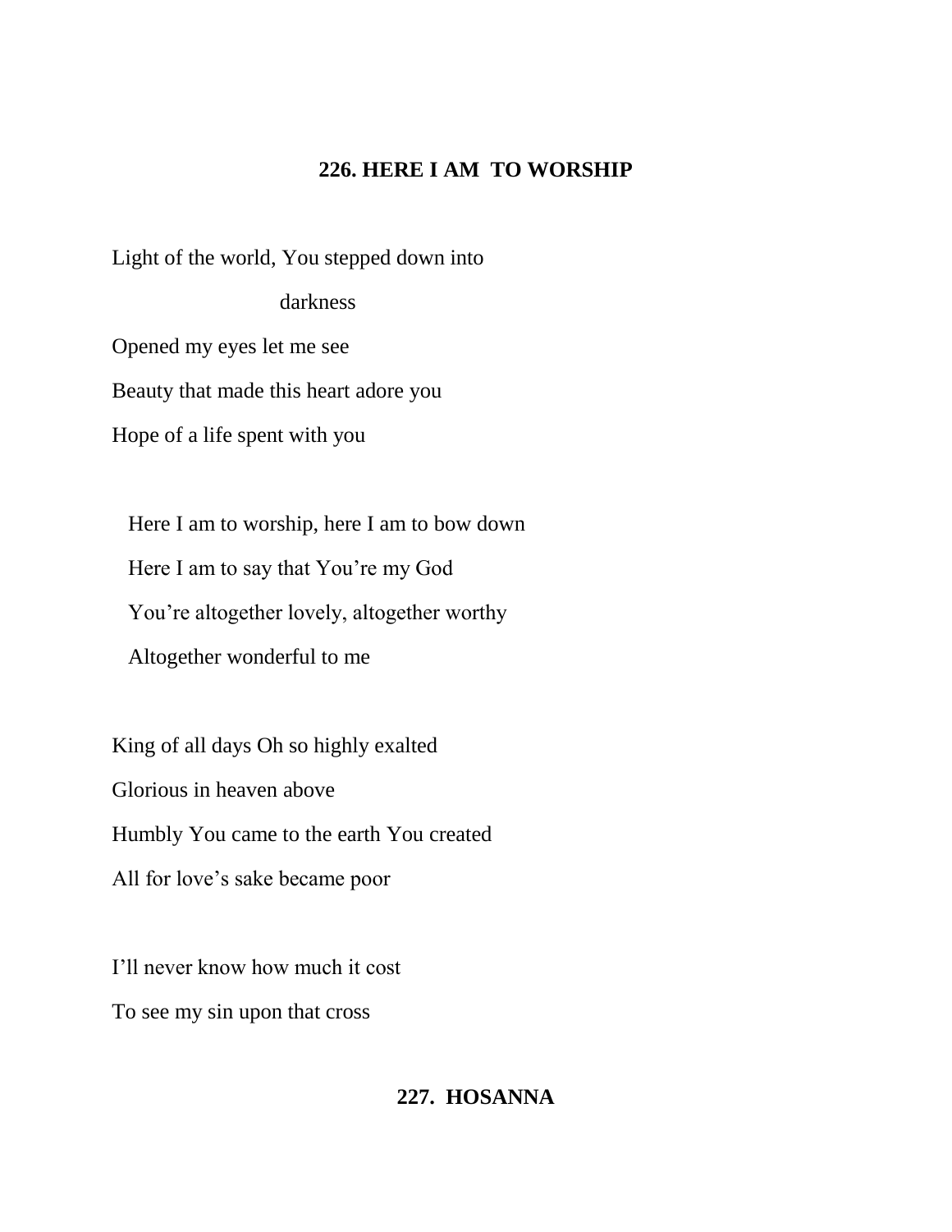### 226. HERE I AM TO WORSHIP

Light of the world, You stepped down into darkness
Opened my eyes let me see
Beauty that made this heart adore you
Hope of a life spent with you

Here I am to worship, here I am to bow down
Here I am to say that You're my God
You're altogether lovely, altogether worthy
Altogether wonderful to me

King of all days Oh so highly exalted
Glorious in heaven above
Humbly You came to the earth You created
All for love's sake became poor

I'll never know how much it cost
To see my sin upon that cross

### 227. HOSANNA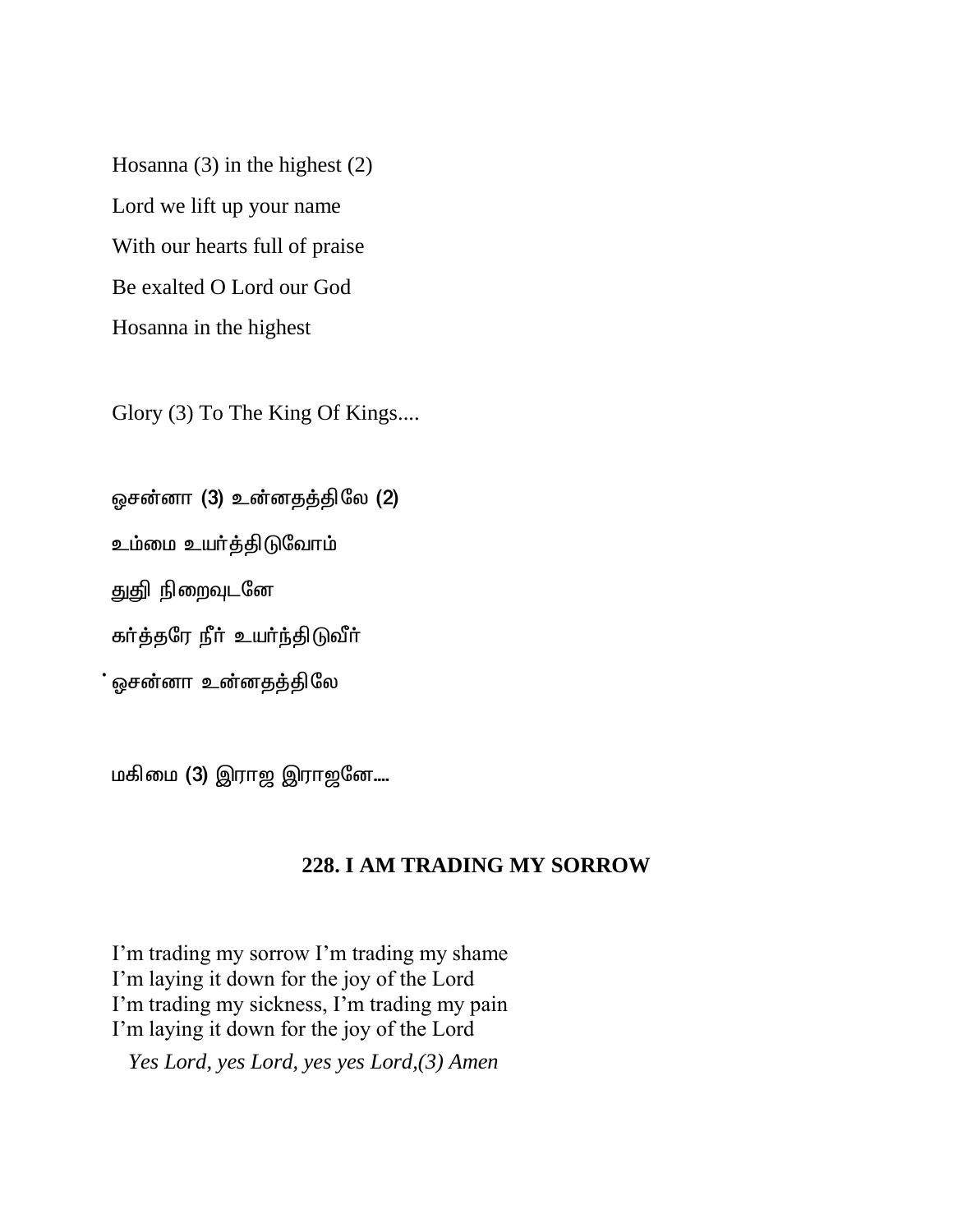Hosanna (3) in the highest (2)

Lord we lift up your name

With our hearts full of praise

Be exalted O Lord our God

Hosanna in the highest

Glory (3) To The King Of Kings....

ஓசன்னா (3) உன்னதத்திலே (2)

உம்மை உயர்த்திடுவோம்

துதி நிறைவுடனே

கர்த்தரே நீர் உயர்ந்திடுவீர்

ஓசன்னா உன்னதத்திலே

மகிமை (3) இராஜ இராஜனே....

## 228. I AM TRADING MY SORROW

I'm trading my sorrow I'm trading my shame
I'm laying it down for the joy of the Lord
I'm trading my sickness, I'm trading my pain
I'm laying it down for the joy of the Lord

*Yes Lord, yes Lord, yes yes Lord,(3) Amen*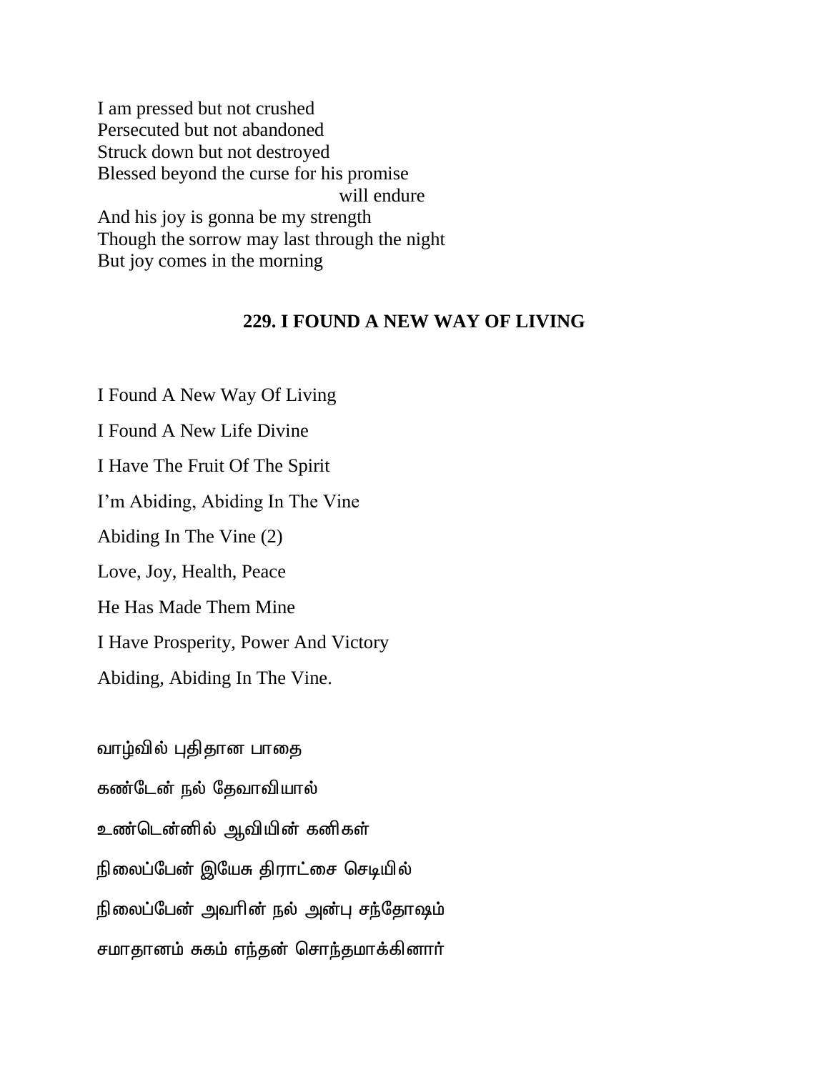I am pressed but not crushed
Persecuted but not abandoned
Struck down but not destroyed
Blessed beyond the curse for his promise
will endure
And his joy is gonna be my strength
Though the sorrow may last through the night
But joy comes in the morning

## 229. I FOUND A NEW WAY OF LIVING

I Found A New Way Of Living

I Found A New Life Divine

I Have The Fruit Of The Spirit

I'm Abiding, Abiding In The Vine

Abiding In The Vine (2)

Love, Joy, Health, Peace

He Has Made Them Mine

I Have Prosperity, Power And Victory

Abiding, Abiding In The Vine.

வாழ்வில் புதிதான பாதை

கண்டேன் நல் தேவாவியால்

உண்டென்னில் ஆவியின் கனிகள்

நிலைப்பேன் இயேசு திராட்சை செடியில்

நிலைப்பேன் அவரின் நல் அன்பு சந்தோஷம்

சமாதானம் சுகம் எந்தன் சொந்தமாக்கினார்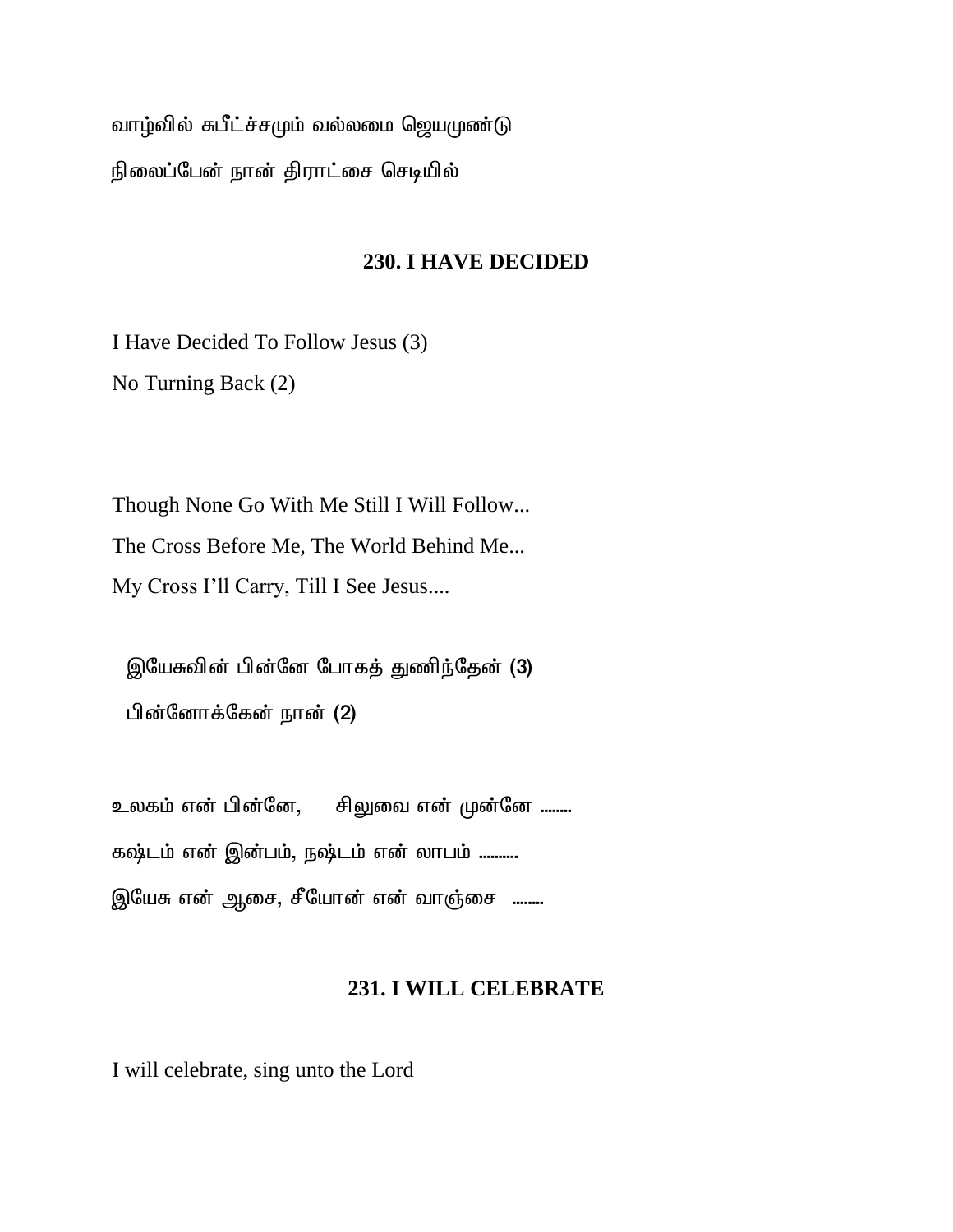வாழ்வில் சுபீட்ச்சமும் வல்லமை ஜெயமுண்டு

நிலைப்பேன் நான் திராட்சை செடியில்

### 230. I HAVE DECIDED

I Have Decided To Follow Jesus (3)

No Turning Back (2)

Though None Go With Me Still I Will Follow...

The Cross Before Me, The World Behind Me...

My Cross I'll Carry, Till I See Jesus....

இயேசுவின் பின்னே போகத் துணிந்தேன் (3)

பின்னோக்கேன் நான் (2)

உலகம் என் பின்னே, சிலுவை என் முன்னே ........

கஷ்டம் என் இன்பம், நஷ்டம் என் லாபம் ..........

இயேசு என் ஆசை, சீயோன் என் வாஞ்சை ........

### 231. I WILL CELEBRATE

I will celebrate, sing unto the Lord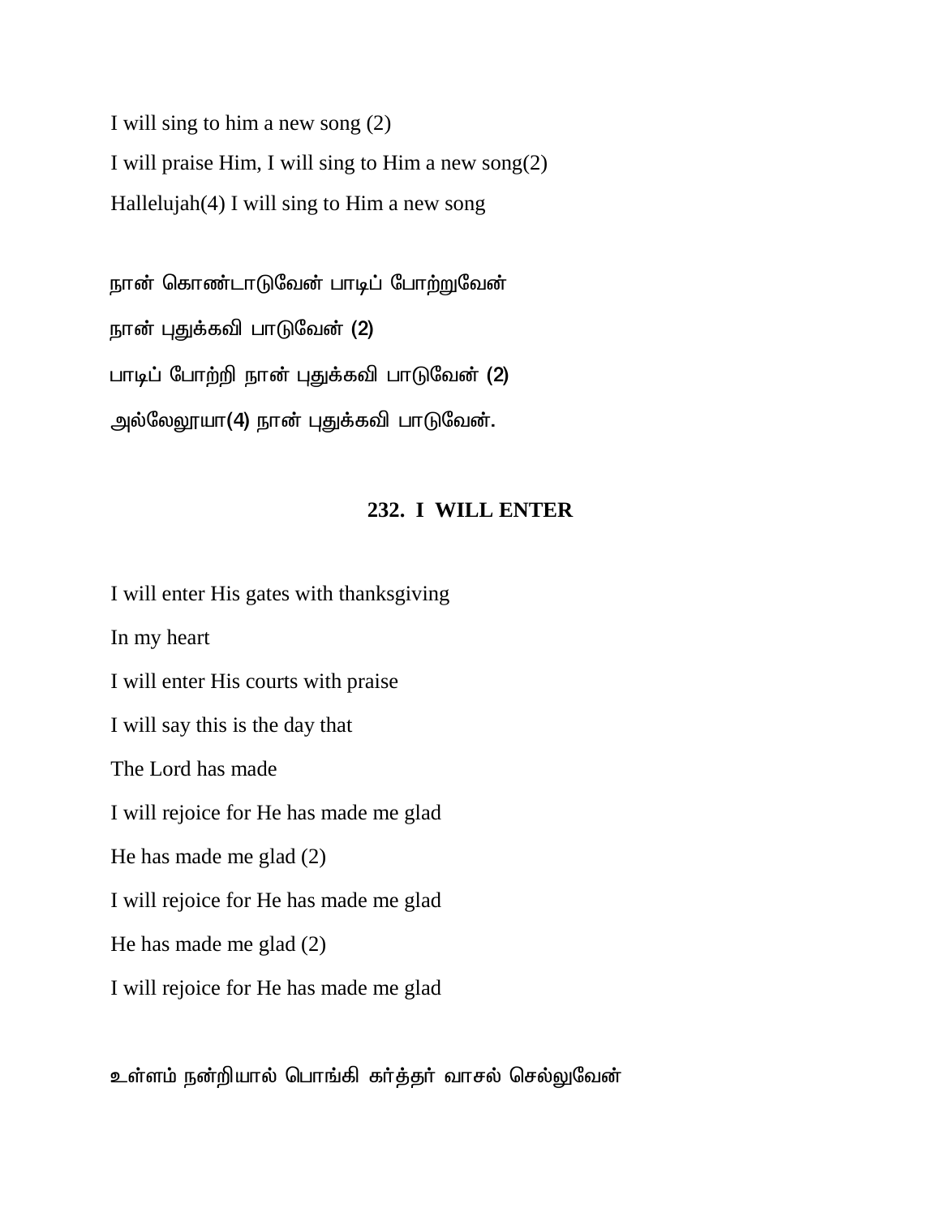I will sing to him a new song (2)

I will praise Him, I will sing to Him a new song(2)

Hallelujah(4) I will sing to Him a new song

நான் கொண்டாடுவேன் பாடிப் போற்றுவேன்

நான் புதுக்கவி பாடுவேன் (2)

பாடிப் போற்றி நான் புதுக்கவி பாடுவேன் (2)

அல்லேலூயா(4) நான் புதுக்கவி பாடுவேன்.

## 232. I WILL ENTER

I will enter His gates with thanksgiving

In my heart

I will enter His courts with praise

I will say this is the day that

The Lord has made

I will rejoice for He has made me glad

He has made me glad (2)

I will rejoice for He has made me glad

He has made me glad (2)

I will rejoice for He has made me glad

உள்ளம் நன்றியால் பொங்கி கர்த்தர் வாசல் செல்லுவேன்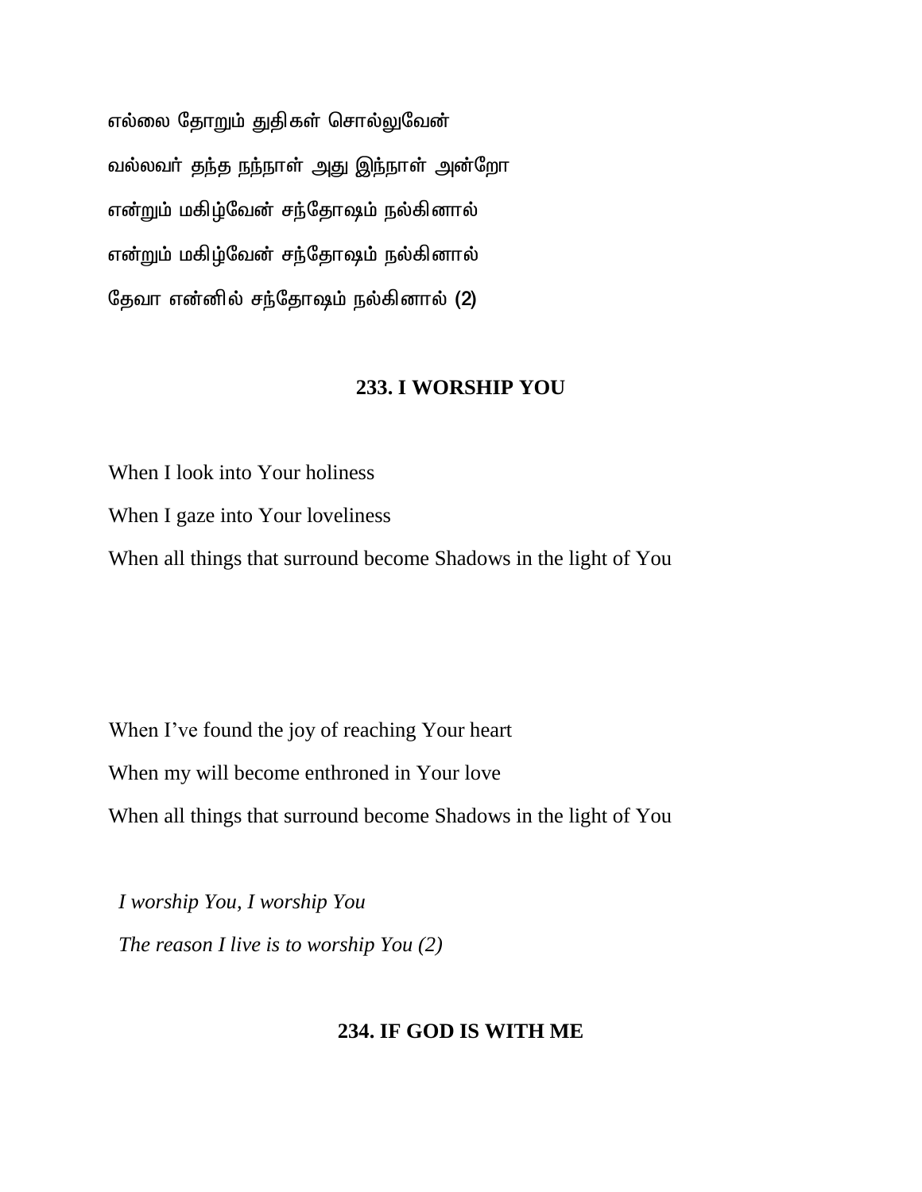எல்லை தோறும் துதிகள் சொல்லுவேன்

வல்லவர் தந்த நந்நாள் அது இந்நாள் அன்றோ

என்றும் மகிழ்வேன் சந்தோஷம் நல்கினால்

என்றும் மகிழ்வேன் சந்தோஷம் நல்கினால்

தேவா என்னில் சந்தோஷம் நல்கினால் **(2)**

## 233. I WORSHIP YOU

When I look into Your holiness

When I gaze into Your loveliness

When all things that surround become Shadows in the light of You

When I've found the joy of reaching Your heart

When my will become enthroned in Your love

When all things that surround become Shadows in the light of You

*I worship You, I worship You*

*The reason I live is to worship You (2)*

## 234. IF GOD IS WITH ME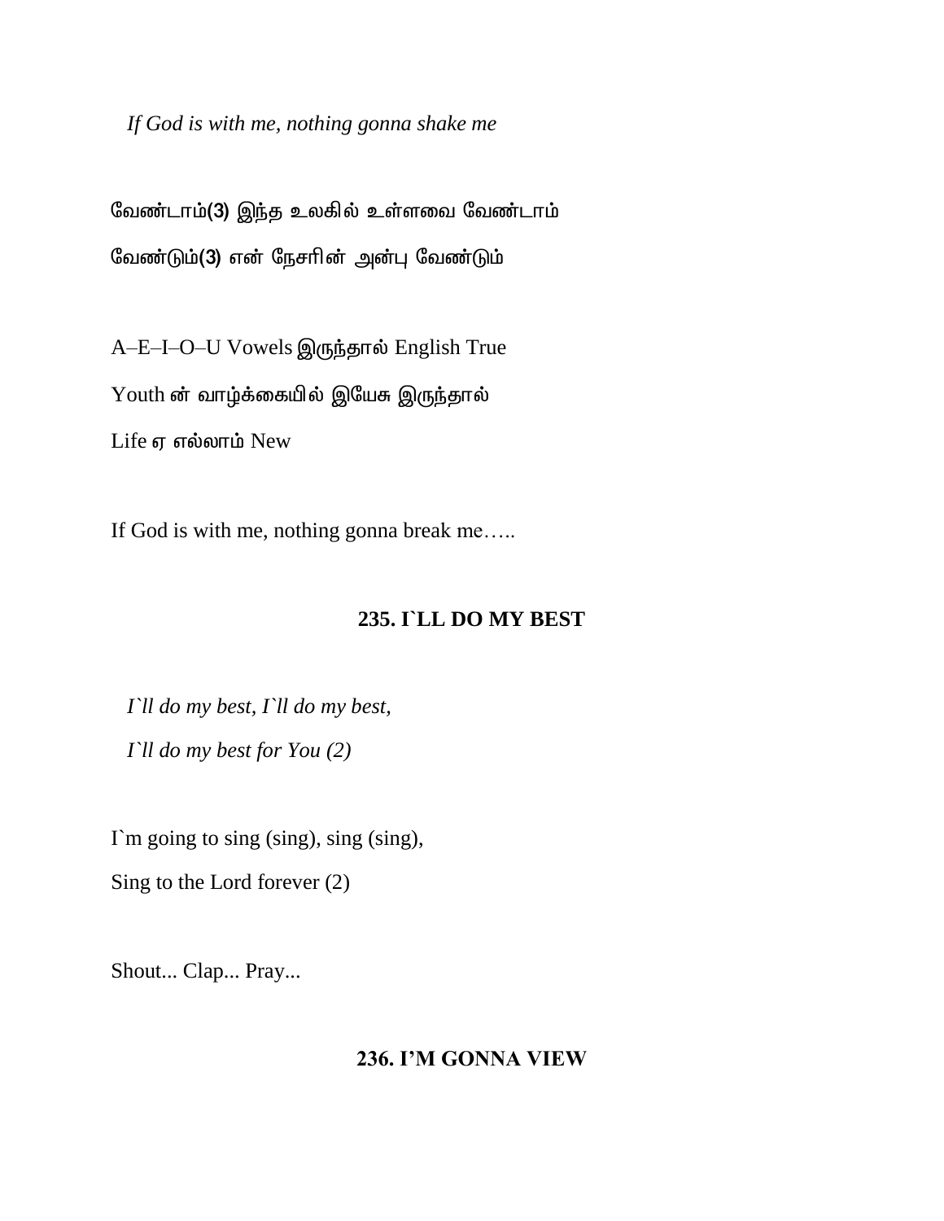*If God is with me, nothing gonna shake me*

வேண்டாம்(3) இந்த உலகில் உள்ளவை வேண்டாம்

வேண்டும்(3) என் நேசரின் அன்பு வேண்டும்

A–E–I–O–U Vowels இருந்தால் English True

Youth ன் வாழ்க்கையில் இயேசு இருந்தால்

Life ஏ எல்லாம் New

If God is with me, nothing gonna break me…..

## 235. I`LL DO MY BEST

*I`ll do my best, I`ll do my best,*

*I`ll do my best for You (2)*

I`m going to sing (sing), sing (sing),

Sing to the Lord forever (2)

Shout... Clap... Pray...

## 236. I'M GONNA VIEW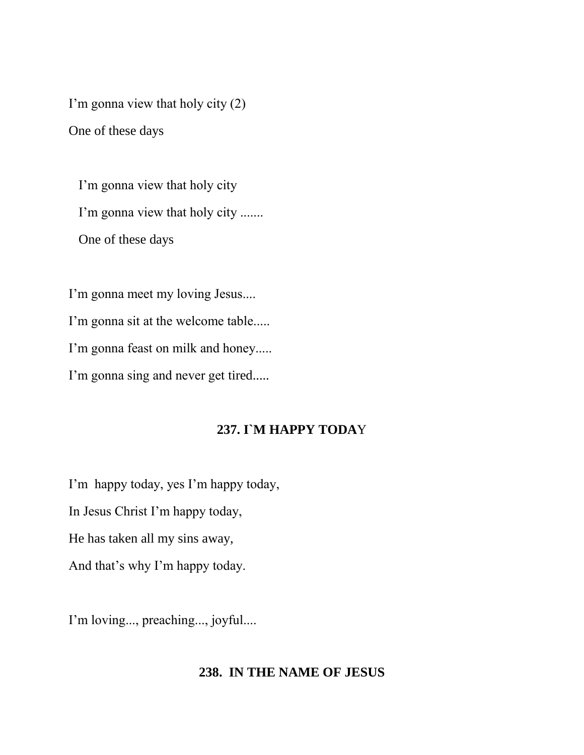I'm gonna view that holy city (2)

One of these days

I'm gonna view that holy city

I'm gonna view that holy city .......

One of these days

I'm gonna meet my loving Jesus....

I'm gonna sit at the welcome table.....

I'm gonna feast on milk and honey.....

I'm gonna sing and never get tired.....

## 237. I`M HAPPY TODAY

I'm happy today, yes I'm happy today,

In Jesus Christ I'm happy today,

He has taken all my sins away,

And that's why I'm happy today.

I'm loving..., preaching..., joyful....

## 238. IN THE NAME OF JESUS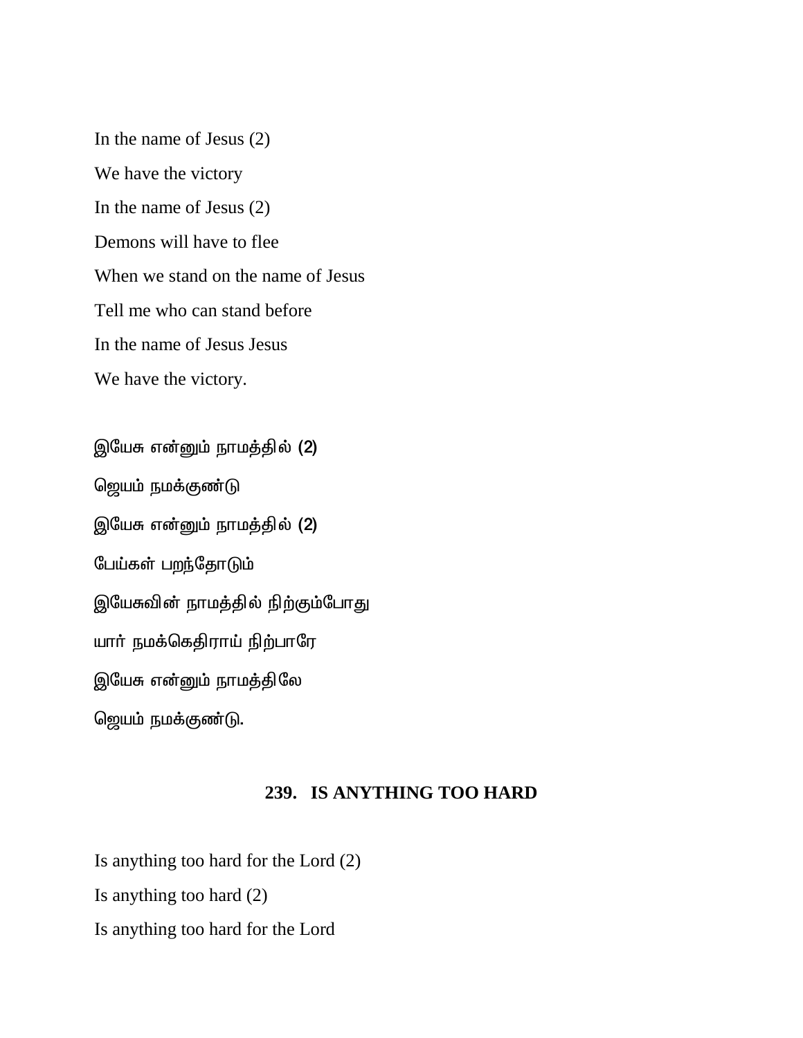In the name of Jesus (2)

We have the victory

In the name of Jesus (2)

Demons will have to flee

When we stand on the name of Jesus

Tell me who can stand before

In the name of Jesus Jesus

We have the victory.

இயேசு என்னும் நாமத்தில் (2)

ஜெயம் நமக்குண்டு

இயேசு என்னும் நாமத்தில் (2)

பேய்கள் பறந்தோடும்

இயேசுவின் நாமத்தில் நிற்கும்போது

யார் நமக்கெதிராய் நிற்பாரே

இயேசு என்னும் நாமத்திலே

ஜெயம் நமக்குண்டு.

## 239. IS ANYTHING TOO HARD

Is anything too hard for the Lord (2)

Is anything too hard (2)

Is anything too hard for the Lord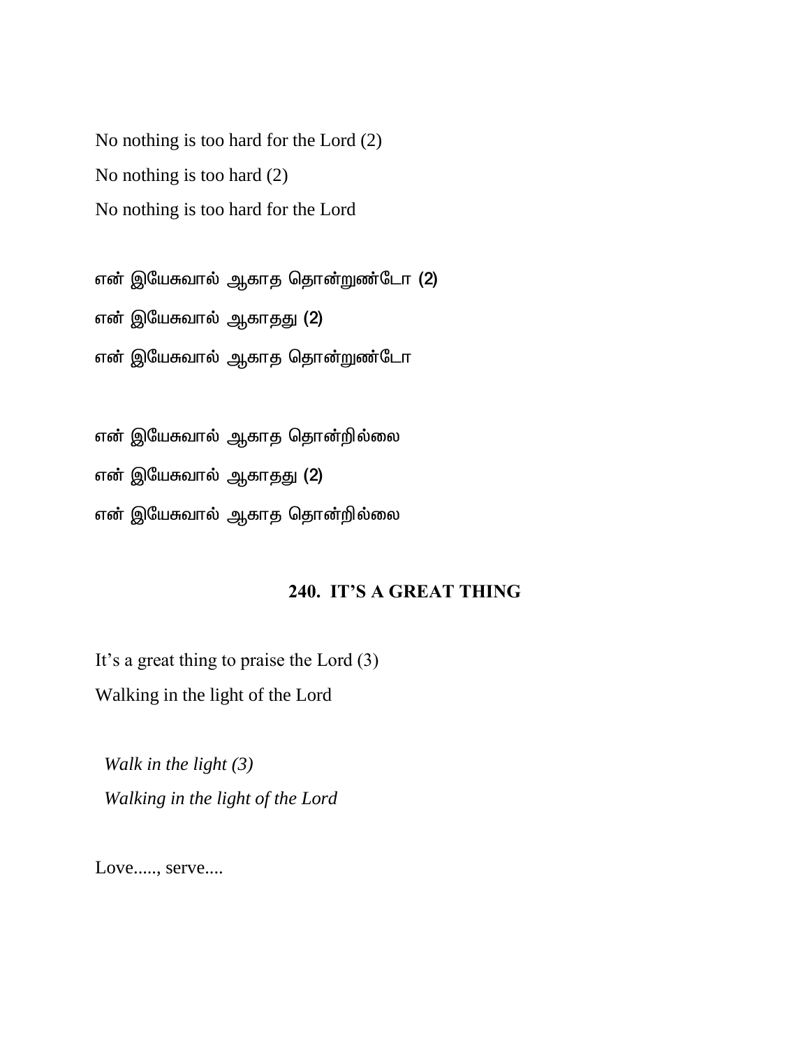No nothing is too hard for the Lord (2)

No nothing is too hard (2)

No nothing is too hard for the Lord

என் இயேசுவால் ஆகாத தொன்றுண்டோ (2)

என் இயேசுவால் ஆகாதது (2)

என் இயேசுவால் ஆகாத தொன்றுண்டோ

என் இயேசுவால் ஆகாத தொன்றில்லை

என் இயேசுவால் ஆகாதது (2)

என் இயேசுவால் ஆகாத தொன்றில்லை

## 240. IT'S A GREAT THING

It's a great thing to praise the Lord (3)

Walking in the light of the Lord

*Walk in the light (3)*

*Walking in the light of the Lord*

Love....., serve....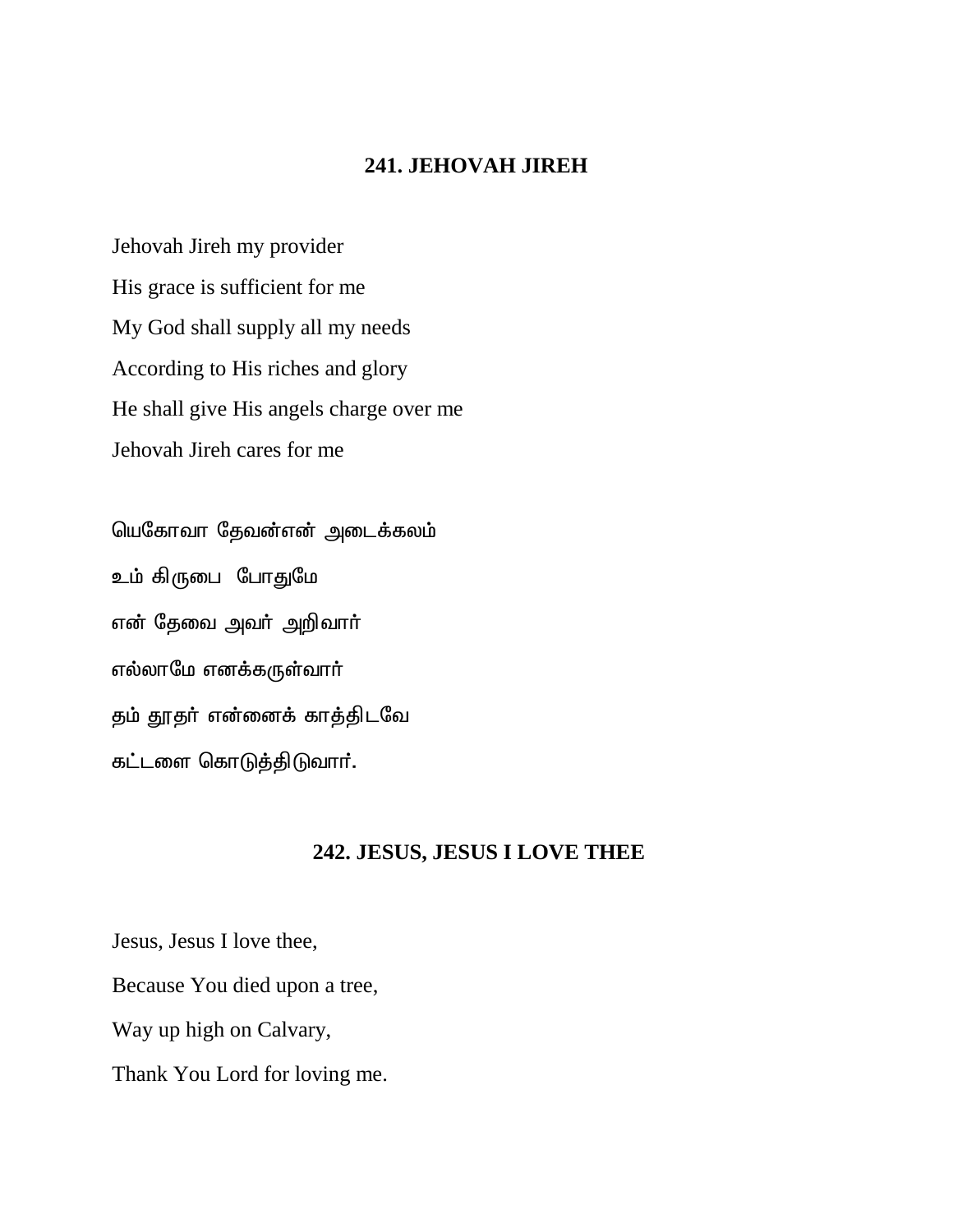## 241. JEHOVAH JIREH

Jehovah Jireh my provider

His grace is sufficient for me

My God shall supply all my needs

According to His riches and glory

He shall give His angels charge over me

Jehovah Jireh cares for me

யெகோவா தேவன்என் அடைக்கலம்

உம் கிருபை போதுமே

என் தேவை அவர் அறிவார்

எல்லாமே எனக்கருள்வார்

தம் தூதர் என்னைக் காத்திடவே

கட்டளை கொடுத்திடுவார்.

## 242. JESUS, JESUS I LOVE THEE

Jesus, Jesus I love thee,

Because You died upon a tree,

Way up high on Calvary,

Thank You Lord for loving me.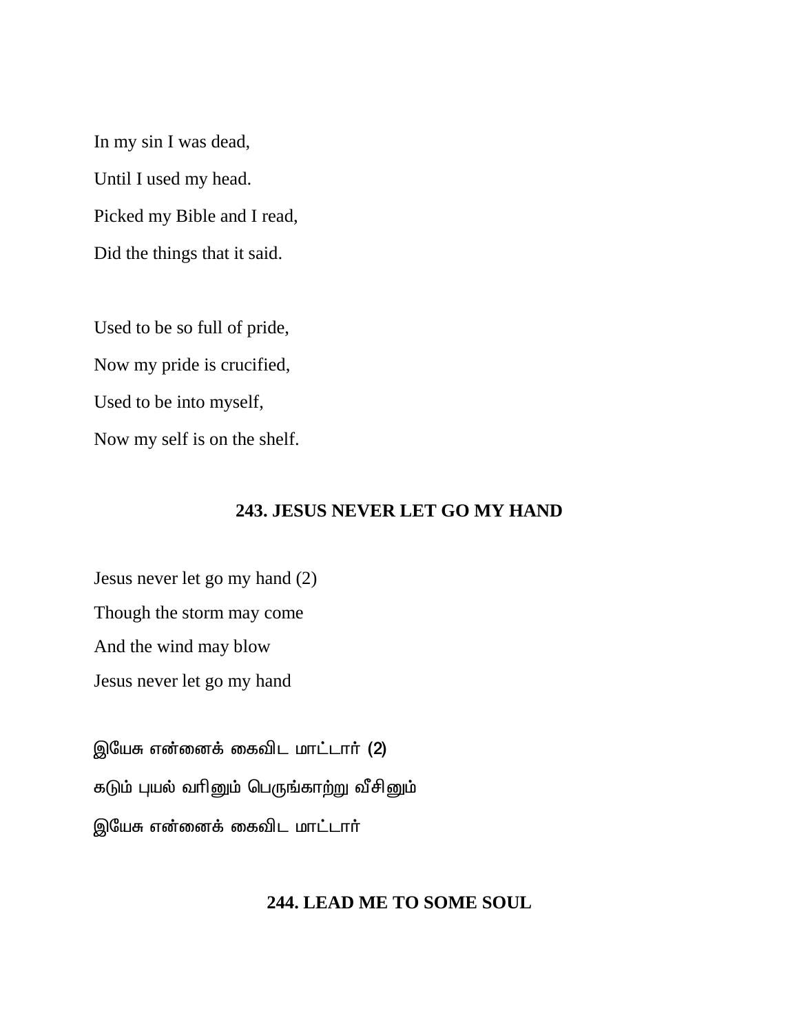In my sin I was dead,

Until I used my head.

Picked my Bible and I read,

Did the things that it said.

Used to be so full of pride,

Now my pride is crucified,

Used to be into myself,

Now my self is on the shelf.

## 243. JESUS NEVER LET GO MY HAND

Jesus never let go my hand (2)

Though the storm may come

And the wind may blow

Jesus never let go my hand

இயேசு என்னைக் கைவிட மாட்டார் (2)

கடும் புயல் வரினும் பெருங்காற்று வீசினும்

இயேசு என்னைக் கைவிட மாட்டார்

## 244. LEAD ME TO SOME SOUL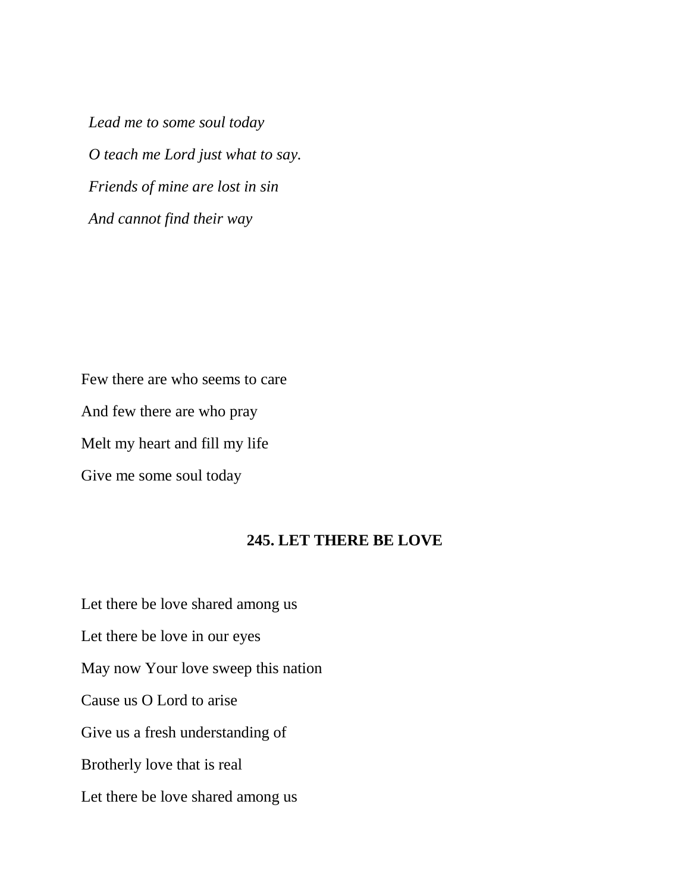*Lead me to some soul today*

*O teach me Lord just what to say.*

*Friends of mine are lost in sin*

*And cannot find their way*

Few there are who seems to care

And few there are who pray

Melt my heart and fill my life

Give me some soul today

## 245. LET THERE BE LOVE

Let there be love shared among us

Let there be love in our eyes

May now Your love sweep this nation

Cause us O Lord to arise

Give us a fresh understanding of

Brotherly love that is real

Let there be love shared among us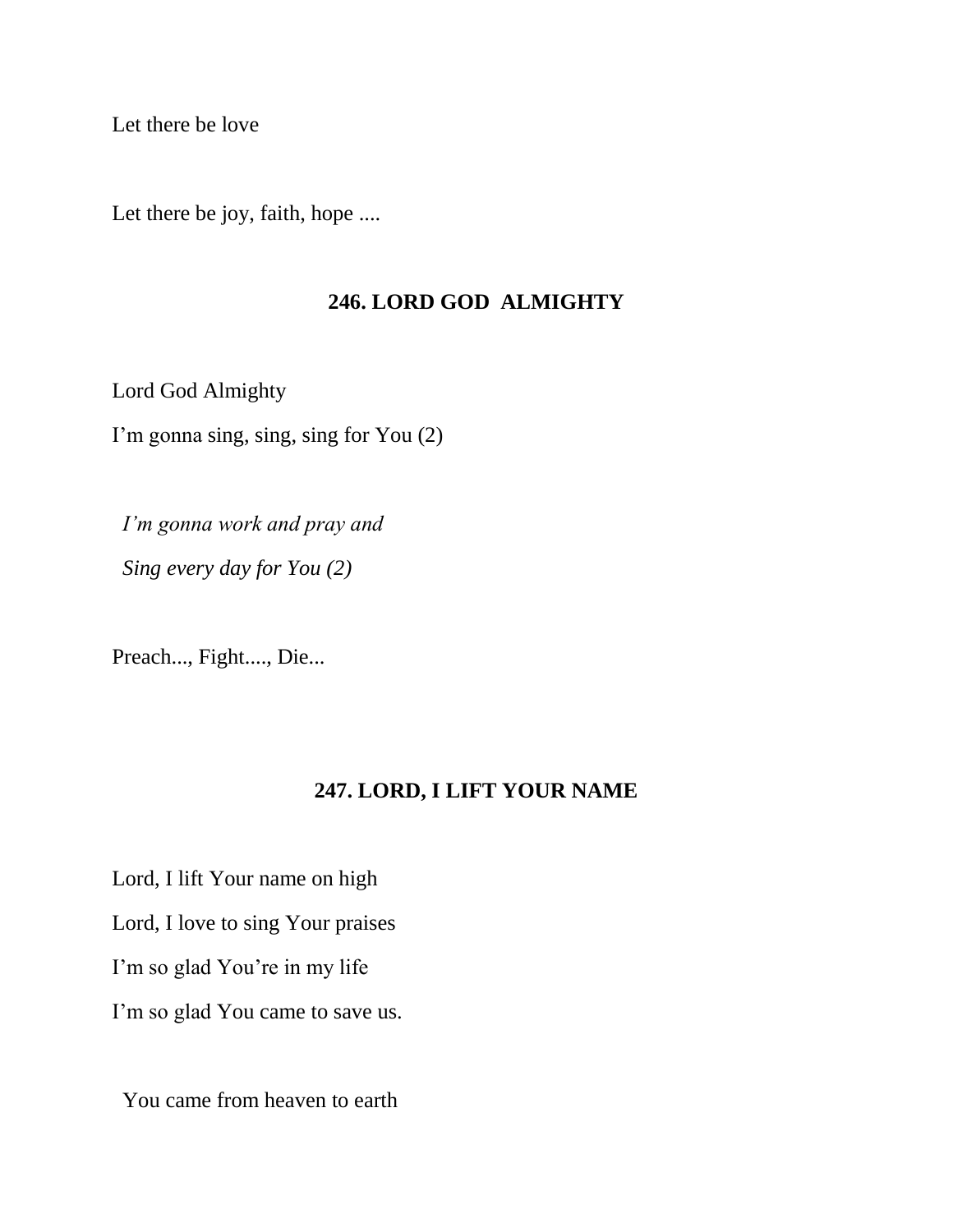Let there be love

Let there be joy, faith, hope ....

## 246. LORD GOD  ALMIGHTY

Lord God Almighty  
I'm gonna sing, sing, sing for You (2)

*I'm gonna work and pray and*  
*Sing every day for You (2)*

Preach..., Fight...., Die...

## 247. LORD, I LIFT YOUR NAME

Lord, I lift Your name on high  
Lord, I love to sing Your praises  
I'm so glad You're in my life  
I'm so glad You came to save us.

You came from heaven to earth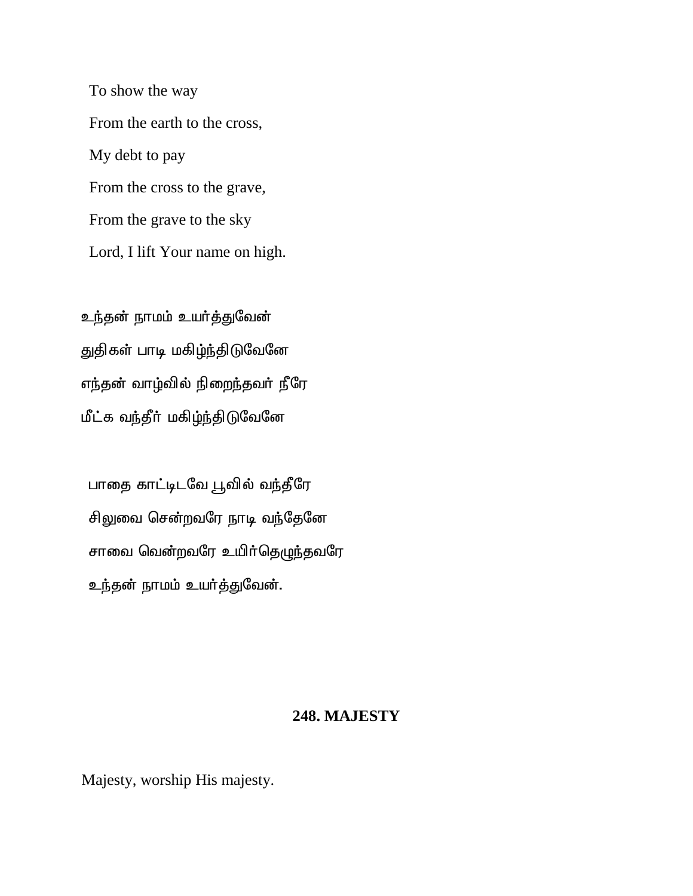To show the way

From the earth to the cross,

My debt to pay

From the cross to the grave,

From the grave to the sky

Lord, I lift Your name on high.

உந்தன் நாமம் உயர்த்துவேன்

துதிகள் பாடி மகிழ்ந்திடுவேனே

எந்தன் வாழ்வில் நிறைந்தவர் நீரே

மீட்க வந்தீர் மகிழ்ந்திடுவேனே

பாதை காட்டிடவே பூவில் வந்தீரே

சிலுவை சென்றவரே நாடி வந்தேனே

சாவை வென்றவரே உயிர்தெழுந்தவரே

உந்தன் நாமம் உயர்த்துவேன்.

## 248. MAJESTY

Majesty, worship His majesty.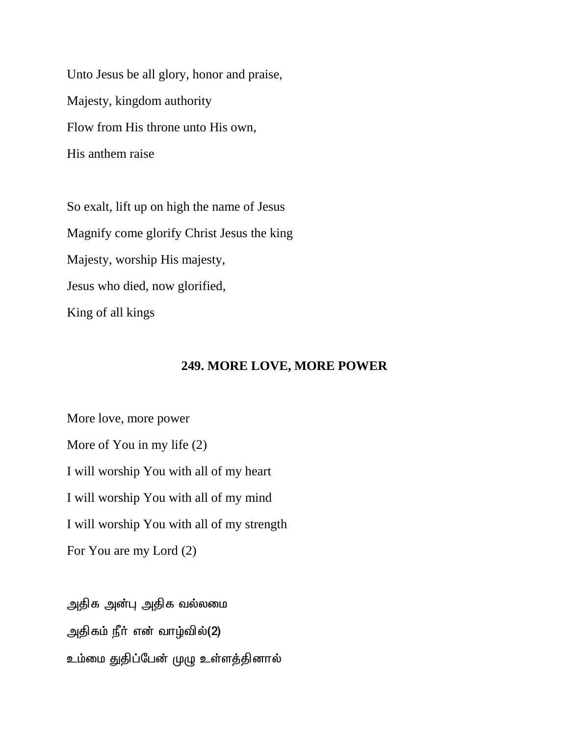Unto Jesus be all glory, honor and praise,

Majesty, kingdom authority

Flow from His throne unto His own,

His anthem raise

So exalt, lift up on high the name of Jesus

Magnify come glorify Christ Jesus the king

Majesty, worship His majesty,

Jesus who died, now glorified,

King of all kings

## 249. MORE LOVE, MORE POWER

More love, more power

More of You in my life (2)

I will worship You with all of my heart

I will worship You with all of my mind

I will worship You with all of my strength

For You are my Lord (2)

அதிக அன்பு அதிக வல்லமை

அதிகம் நீர் என் வாழ்வில்(2)

உம்மை துதிப்பேன் முழு உள்ளத்தினால்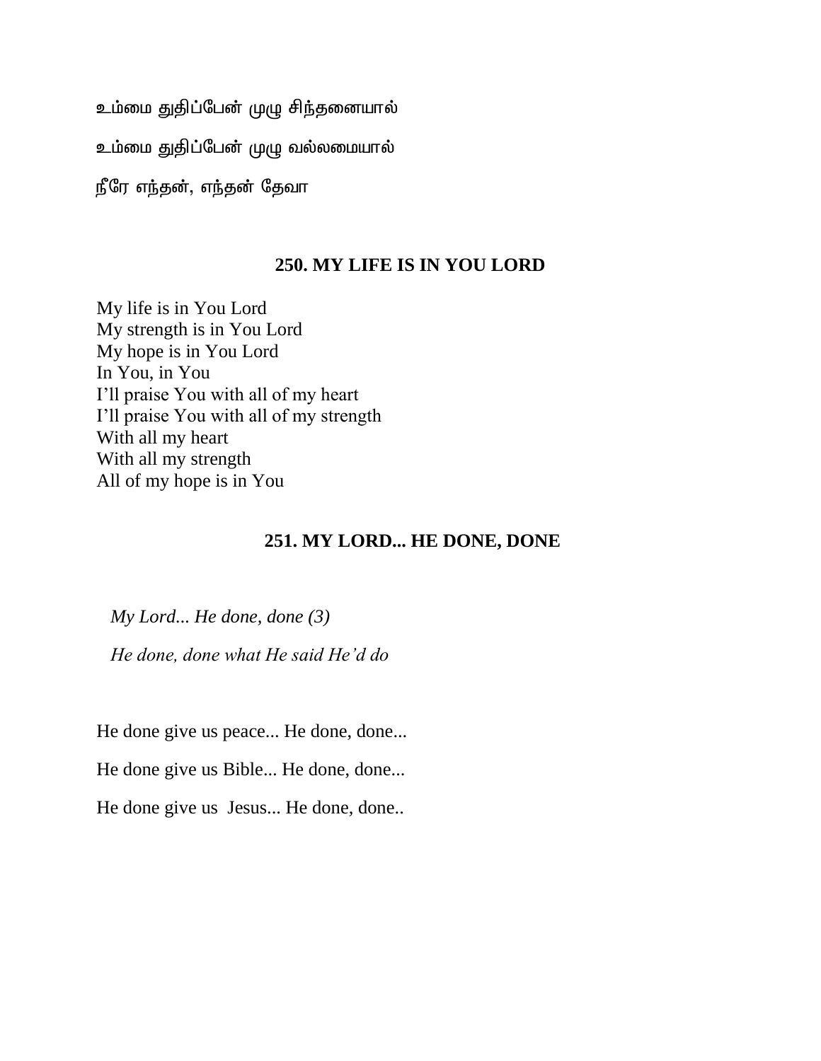உம்மை துதிப்பேன் முழு சிந்தனையால்

உம்மை துதிப்பேன் முழு வல்லமையால்

நீரே எந்தன், எந்தன் தேவா

## 250. MY LIFE IS IN YOU LORD

My life is in You Lord
My strength is in You Lord
My hope is in You Lord
In You, in You
I'll praise You with all of my heart
I'll praise You with all of my strength
With all my heart
With all my strength
All of my hope is in You

## 251. MY LORD... HE DONE, DONE

*My Lord... He done, done (3)*

*He done, done what He said He'd do*

He done give us peace... He done, done...

He done give us Bible... He done, done...

He done give us Jesus... He done, done..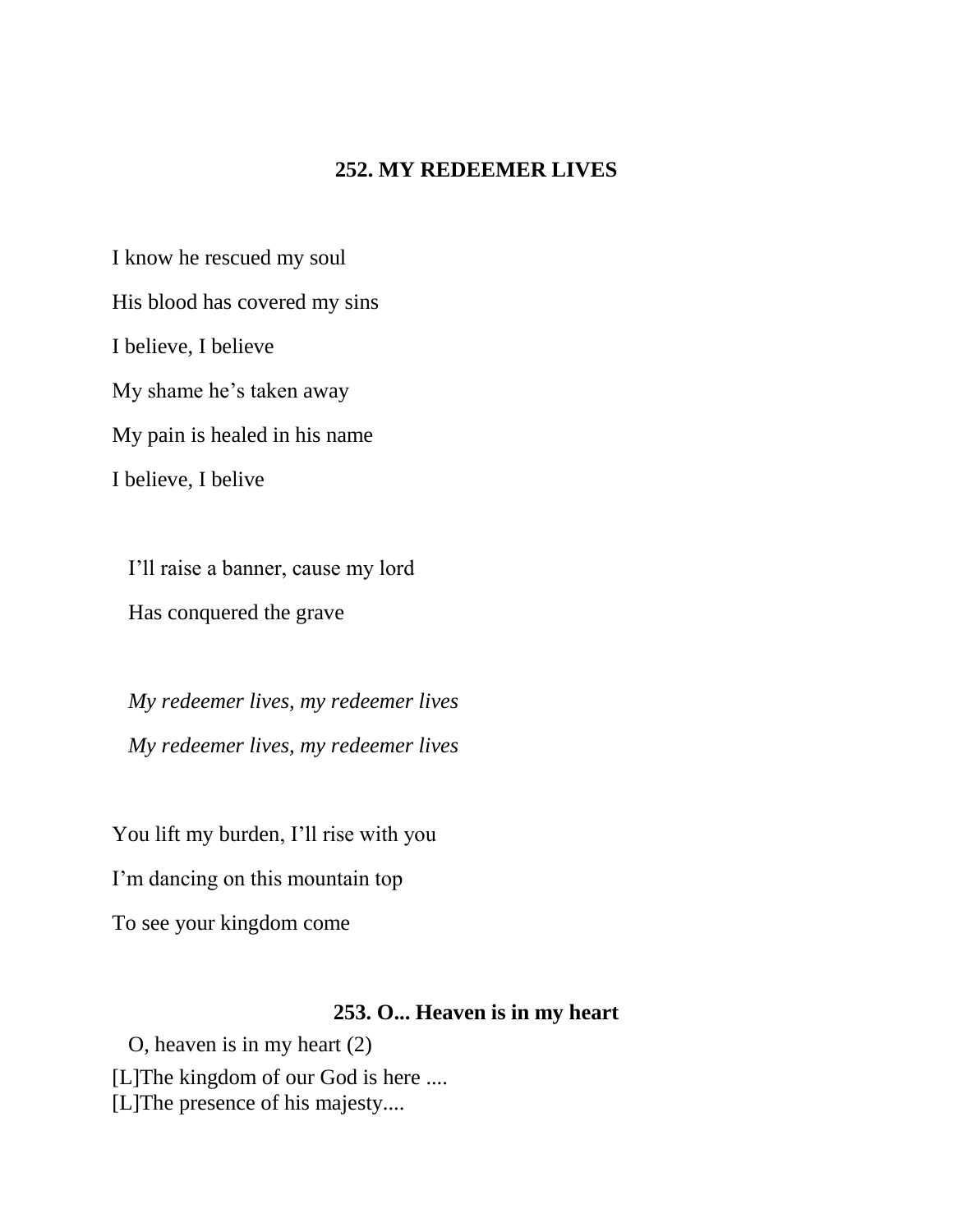## 252. MY REDEEMER LIVES

I know he rescued my soul

His blood has covered my sins

I believe, I believe

My shame he's taken away

My pain is healed in his name

I believe, I belive

I'll raise a banner, cause my lord

Has conquered the grave

*My redeemer lives, my redeemer lives*

*My redeemer lives, my redeemer lives*

You lift my burden, I'll rise with you

I'm dancing on this mountain top

To see your kingdom come

## 253. O... Heaven is in my heart

O, heaven is in my heart (2)

[L]The kingdom of our God is here ....
[L]The presence of his majesty....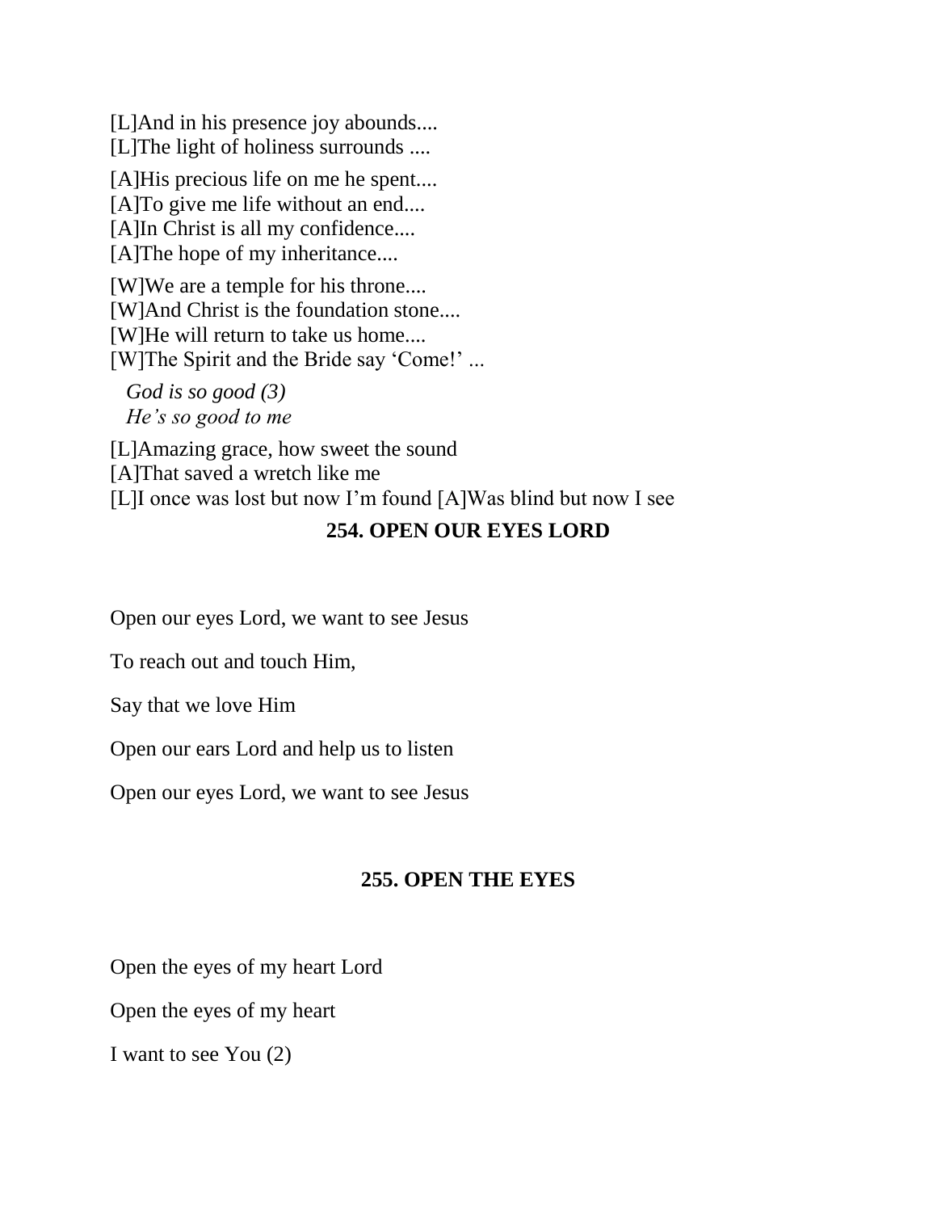[L]And in his presence joy abounds....
[L]The light of holiness surrounds ....

[A]His precious life on me he spent....
[A]To give me life without an end....
[A]In Christ is all my confidence....
[A]The hope of my inheritance....

[W]We are a temple for his throne....
[W]And Christ is the foundation stone....
[W]He will return to take us home....
[W]The Spirit and the Bride say 'Come!' ...

*God is so good (3)*
*He's so good to me*

[L]Amazing grace, how sweet the sound
[A]That saved a wretch like me
[L]I once was lost but now I'm found [A]Was blind but now I see

## 254. OPEN OUR EYES LORD

Open our eyes Lord, we want to see Jesus

To reach out and touch Him,

Say that we love Him

Open our ears Lord and help us to listen

Open our eyes Lord, we want to see Jesus

## 255. OPEN THE EYES

Open the eyes of my heart Lord

Open the eyes of my heart

I want to see You (2)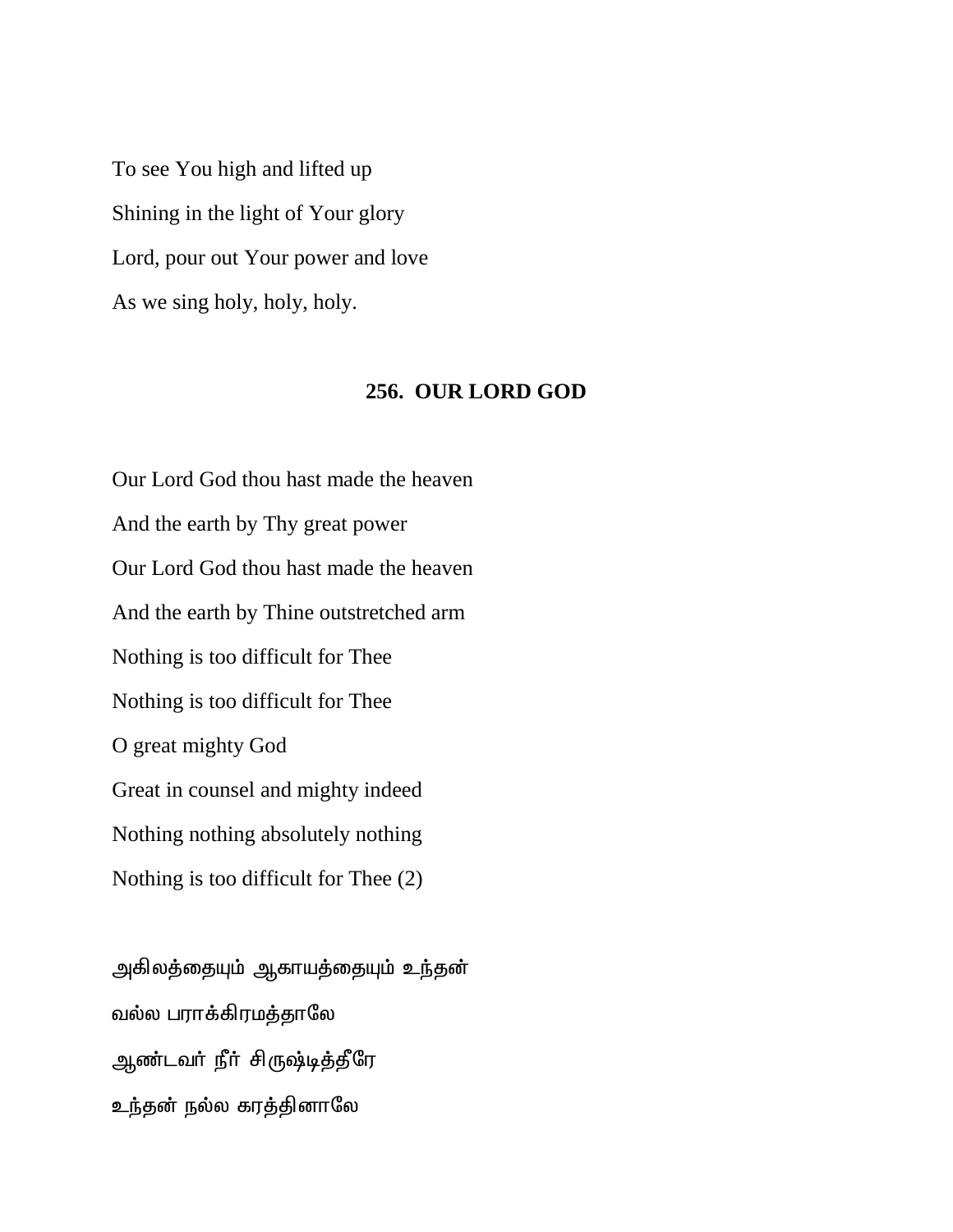To see You high and lifted up

Shining in the light of Your glory

Lord, pour out Your power and love

As we sing holy, holy, holy.

### 256. OUR LORD GOD

Our Lord God thou hast made the heaven

And the earth by Thy great power

Our Lord God thou hast made the heaven

And the earth by Thine outstretched arm

Nothing is too difficult for Thee

Nothing is too difficult for Thee

O great mighty God

Great in counsel and mighty indeed

Nothing nothing absolutely nothing

Nothing is too difficult for Thee (2)

அகிலத்தையும் ஆகாயத்தையும் உந்தன்

வல்ல பராக்கிரமத்தாலே

ஆண்டவர் நீர் சிருஷ்டித்தீரே

உந்தன் நல்ல கரத்தினாலே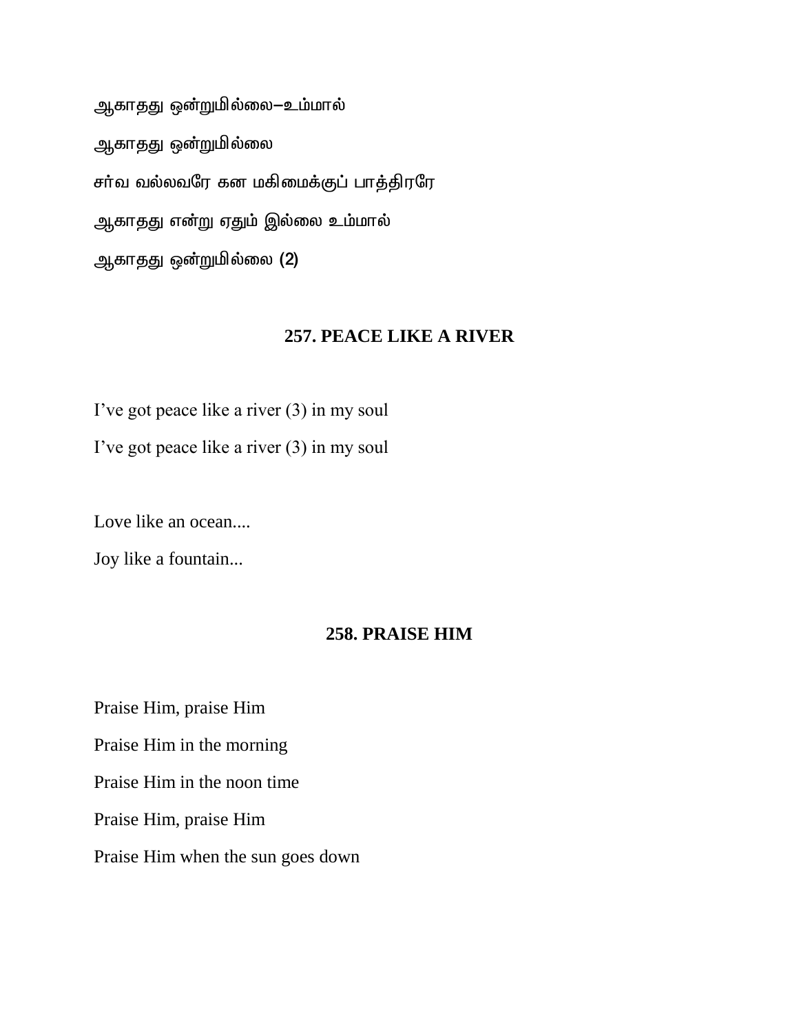ஆகாதது ஒன்றுமில்லை—உம்மால்

ஆகாதது ஒன்றுமில்லை

சர்வ வல்லவரே கன மகிமைக்குப் பாத்திரரே

ஆகாதது என்று ஏதும் இல்லை உம்மால்

ஆகாதது ஒன்றுமில்லை (2)

## 257. PEACE LIKE A RIVER

I've got peace like a river (3) in my soul

I've got peace like a river (3) in my soul

Love like an ocean....

Joy like a fountain...

## 258. PRAISE HIM

Praise Him, praise Him

Praise Him in the morning

Praise Him in the noon time

Praise Him, praise Him

Praise Him when the sun goes down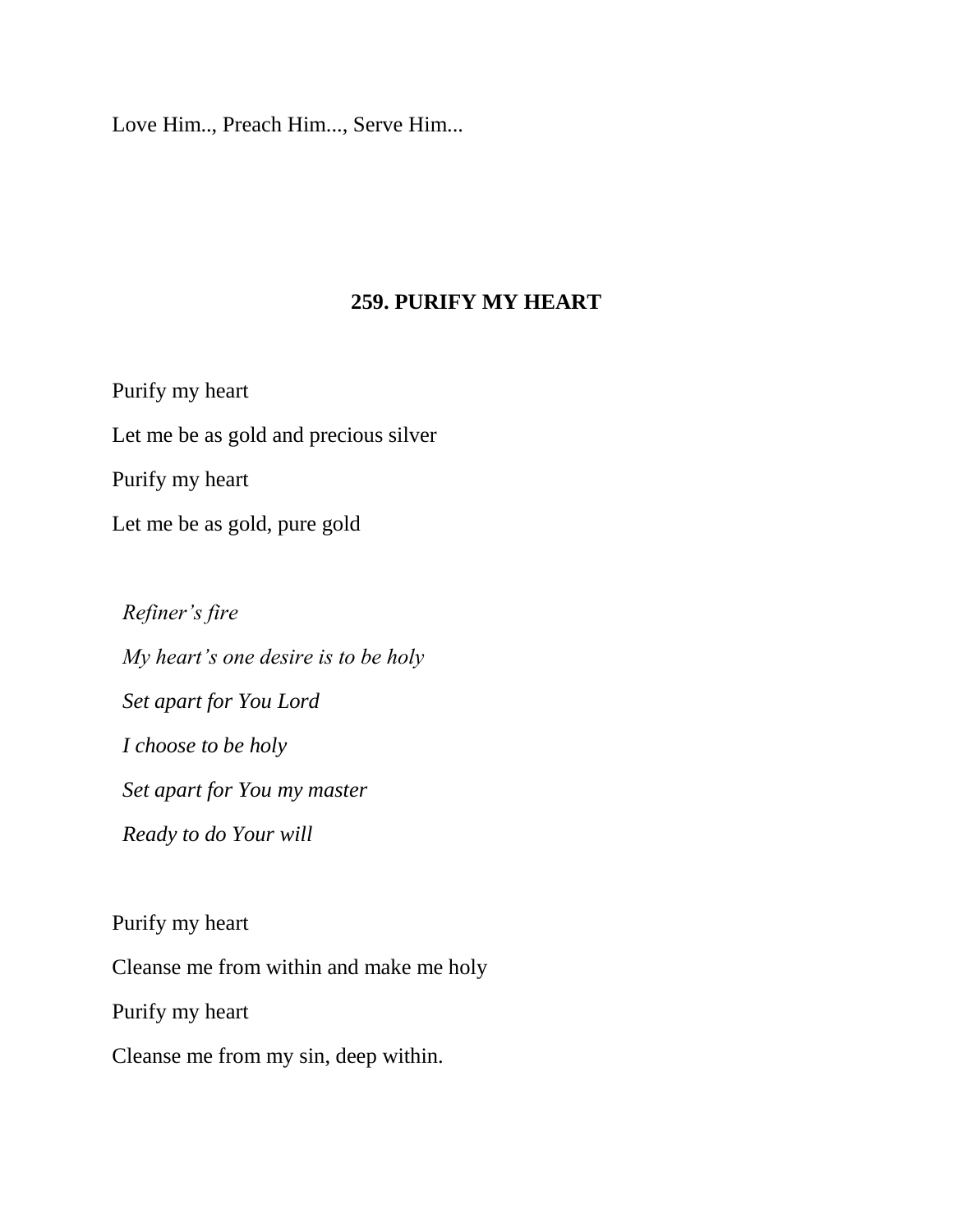Love Him.., Preach Him..., Serve Him...

## 259. PURIFY MY HEART

Purify my heart

Let me be as gold and precious silver

Purify my heart

Let me be as gold, pure gold

*Refiner's fire*

*My heart's one desire is to be holy*

*Set apart for You Lord*

*I choose to be holy*

*Set apart for You my master*

*Ready to do Your will*

Purify my heart

Cleanse me from within and make me holy

Purify my heart

Cleanse me from my sin, deep within.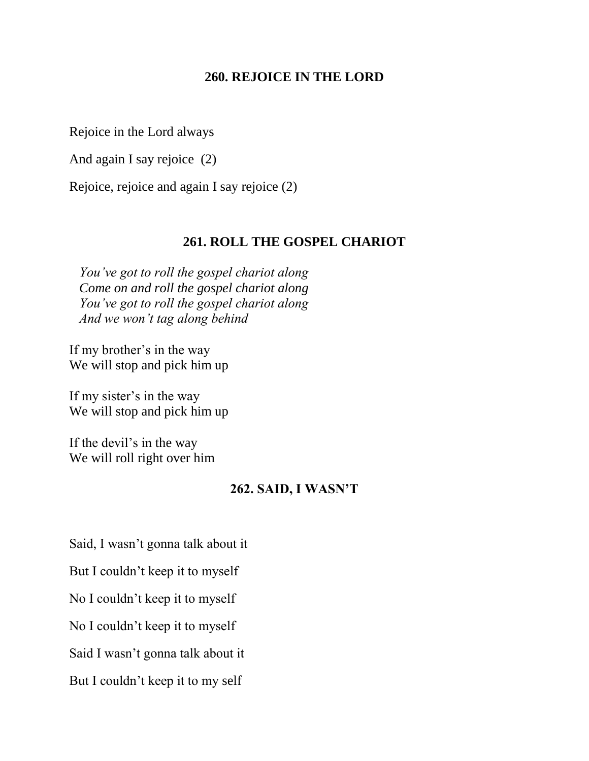## 260. REJOICE IN THE LORD

Rejoice in the Lord always

And again I say rejoice  (2)

Rejoice, rejoice and again I say rejoice (2)

## 261. ROLL THE GOSPEL CHARIOT

*You've got to roll the gospel chariot along*
*Come on and roll the gospel chariot along*
*You've got to roll the gospel chariot along*
*And we won't tag along behind*

If my brother's in the way
We will stop and pick him up

If my sister's in the way
We will stop and pick him up

If the devil's in the way
We will roll right over him

## 262. SAID, I WASN'T

Said, I wasn't gonna talk about it

But I couldn't keep it to myself

No I couldn't keep it to myself

No I couldn't keep it to myself

Said I wasn't gonna talk about it

But I couldn't keep it to my self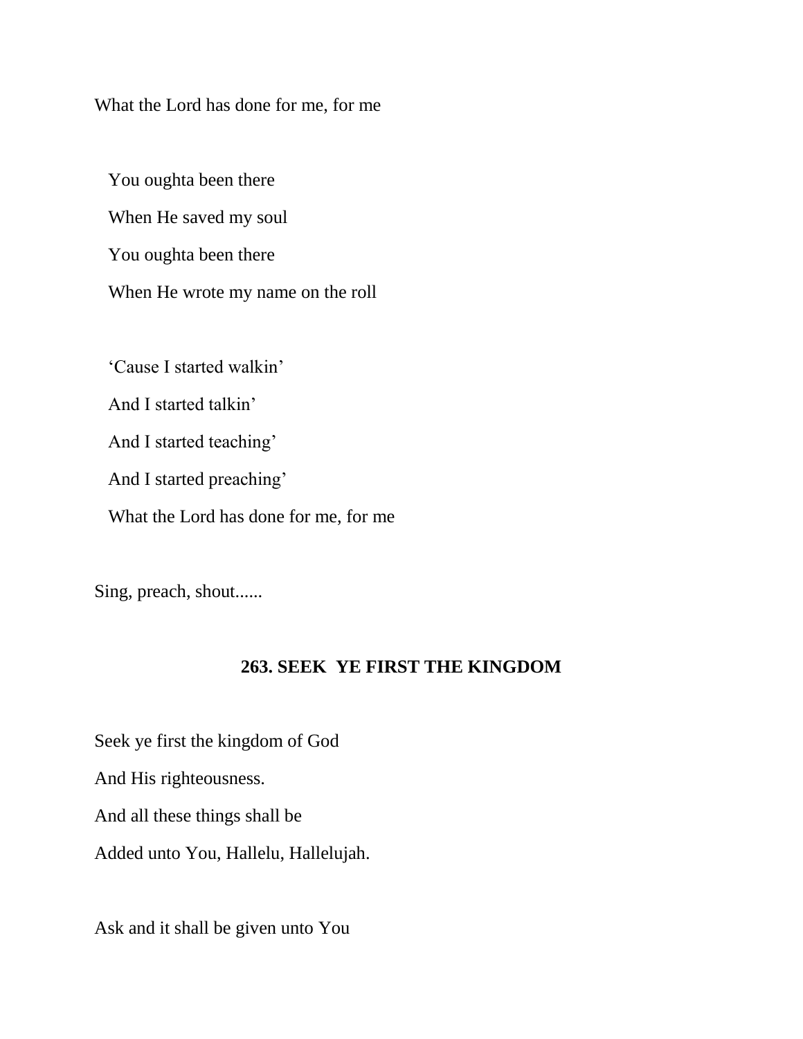What the Lord has done for me, for me

You oughta been there  
When He saved my soul  
You oughta been there  
When He wrote my name on the roll

'Cause I started walkin'  
And I started talkin'  
And I started teaching'  
And I started preaching'  
What the Lord has done for me, for me

Sing, preach, shout......

## 263. SEEK YE FIRST THE KINGDOM

Seek ye first the kingdom of God  
And His righteousness.  
And all these things shall be  
Added unto You, Hallelu, Hallelujah.

Ask and it shall be given unto You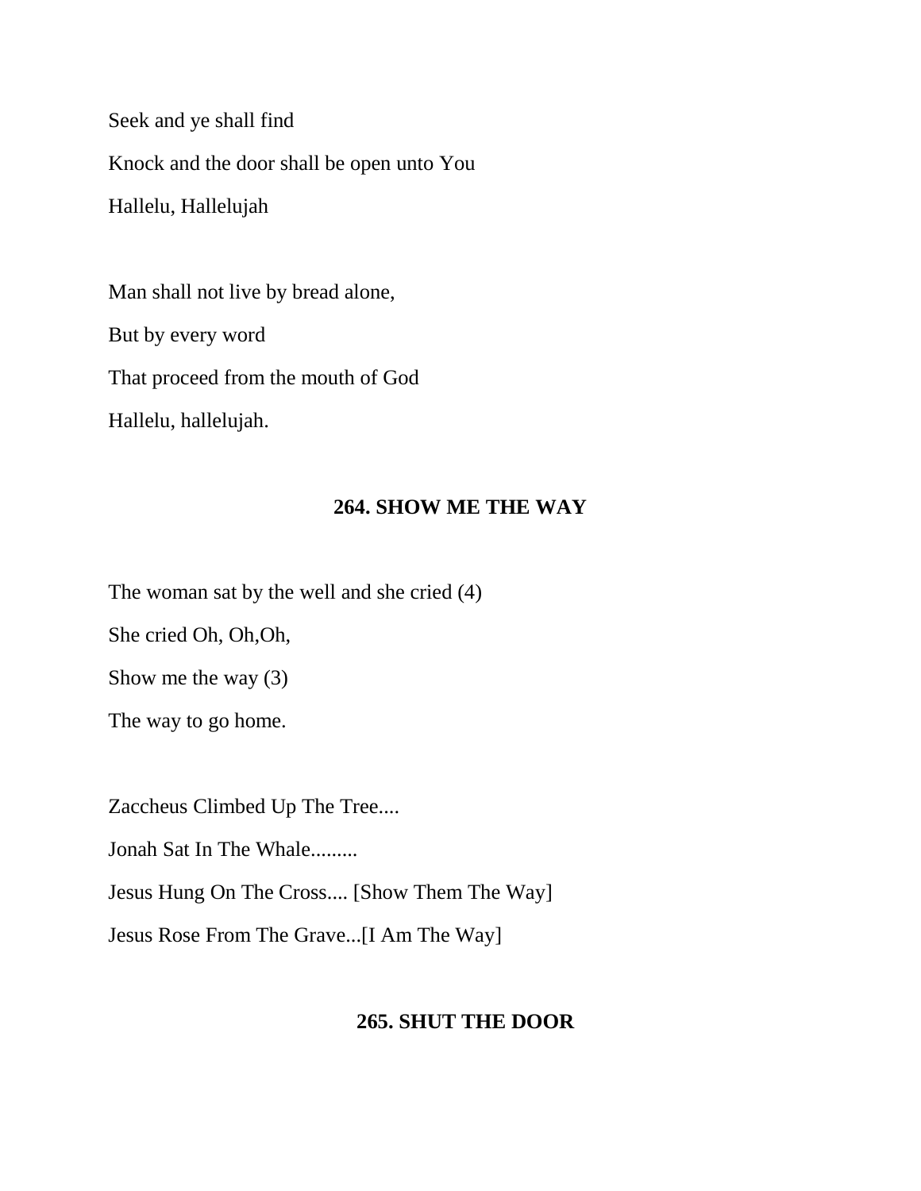Seek and ye shall find

Knock and the door shall be open unto You

Hallelu, Hallelujah

Man shall not live by bread alone,

But by every word

That proceed from the mouth of God

Hallelu, hallelujah.

## 264. SHOW ME THE WAY

The woman sat by the well and she cried (4)

She cried Oh, Oh,Oh,

Show me the way (3)

The way to go home.

Zaccheus Climbed Up The Tree....

Jonah Sat In The Whale.........

Jesus Hung On The Cross.... [Show Them The Way]

Jesus Rose From The Grave...[I Am The Way]

## 265. SHUT THE DOOR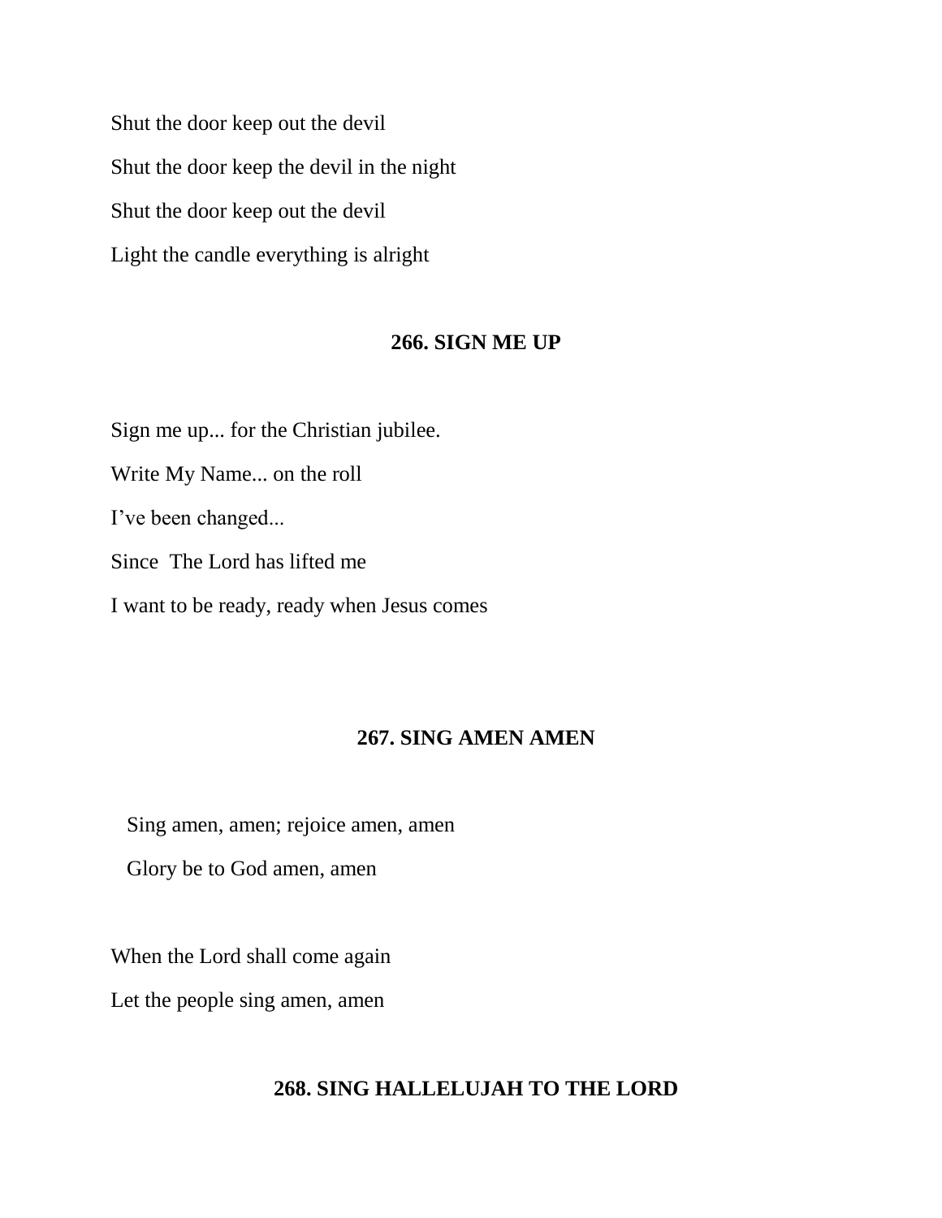Shut the door keep out the devil

Shut the door keep the devil in the night

Shut the door keep out the devil

Light the candle everything is alright

## 266. SIGN ME UP

Sign me up... for the Christian jubilee.

Write My Name... on the roll

I've been changed...

Since The Lord has lifted me

I want to be ready, ready when Jesus comes

## 267. SING AMEN AMEN

Sing amen, amen; rejoice amen, amen

Glory be to God amen, amen

When the Lord shall come again

Let the people sing amen, amen

## 268. SING HALLELUJAH TO THE LORD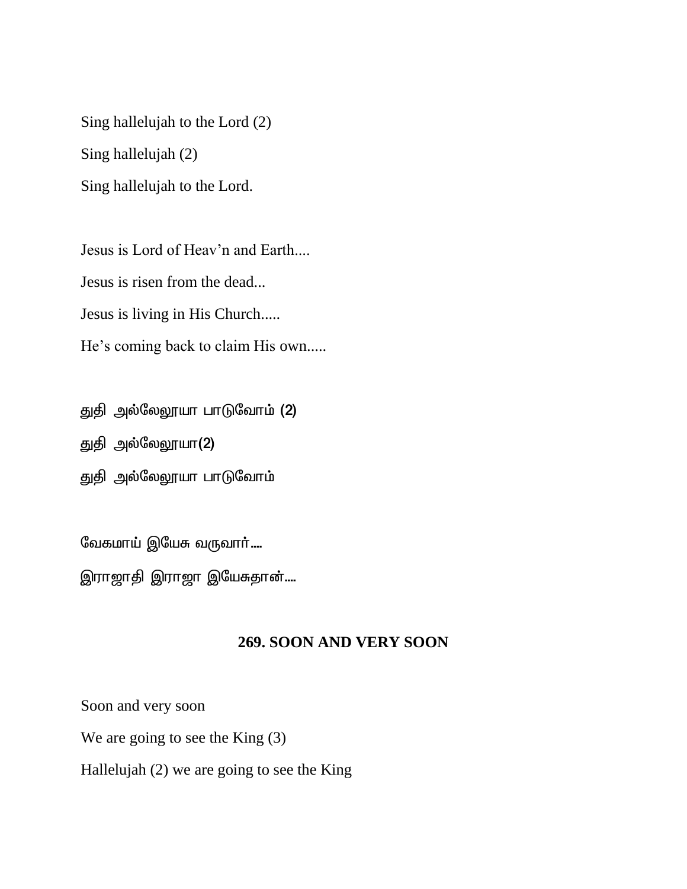Sing hallelujah to the Lord (2)

Sing hallelujah (2)

Sing hallelujah to the Lord.

Jesus is Lord of Heav'n and Earth....

Jesus is risen from the dead...

Jesus is living in His Church.....

He's coming back to claim His own.....

துதி அல்லேலூயா பாடுவோம் (2)

துதி அல்லேலூயா(2)

துதி அல்லேலூயா பாடுவோம்

வேகமாய் இயேசு வருவார்....

இராஜாதி இராஜா இயேசுதான்....

## 269. SOON AND VERY SOON

Soon and very soon

We are going to see the King (3)

Hallelujah (2) we are going to see the King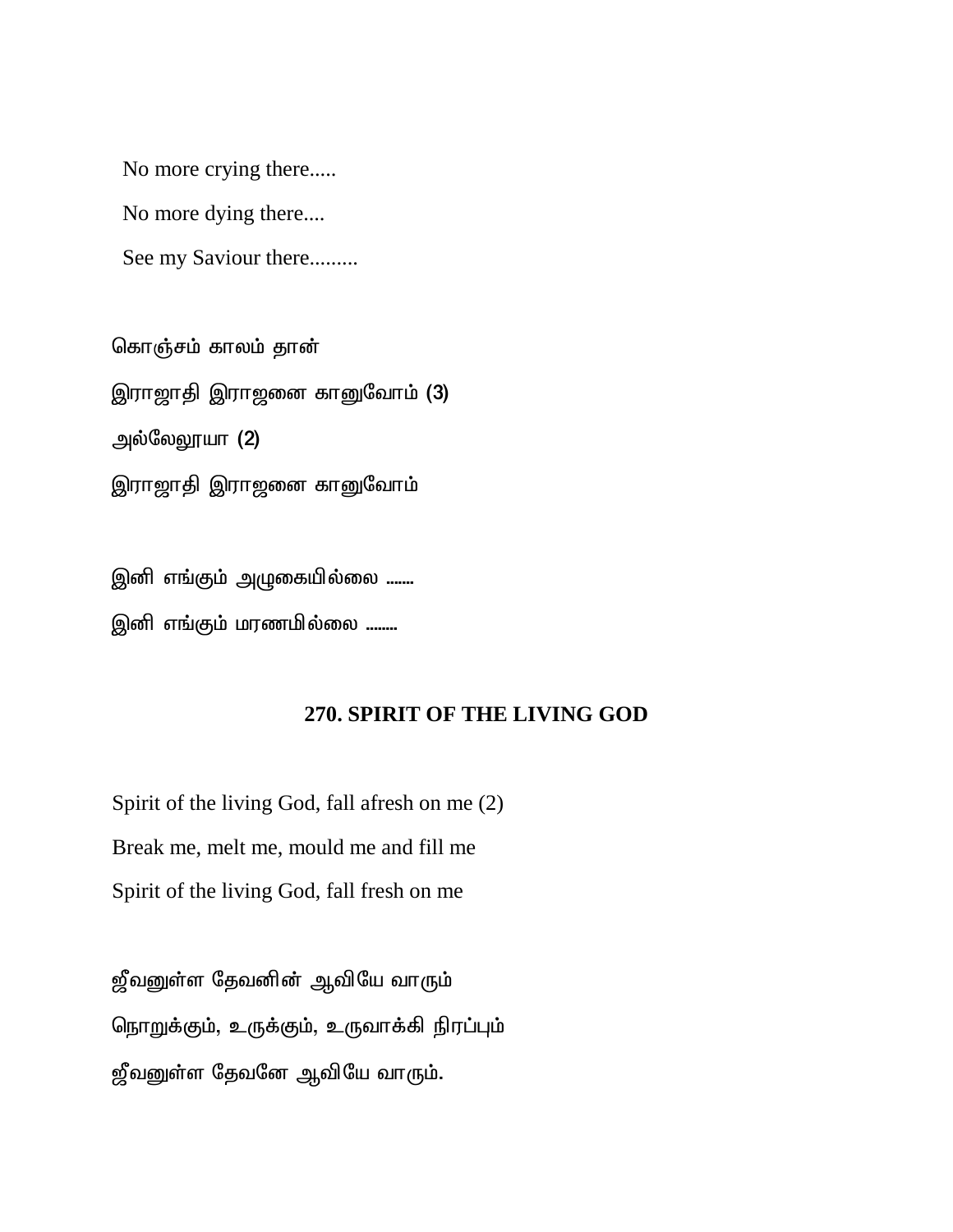No more crying there.....

No more dying there....

See my Saviour there.........

கொஞ்சம் காலம் தான்

இராஜாதி இராஜனை காணுவோம் (3)

அல்லேலூயா (2)

இராஜாதி இராஜனை காணுவோம்

இனி எங்கும் அழுகையில்லை .......

இனி எங்கும் மரணமில்லை ........

## 270. SPIRIT OF THE LIVING GOD

Spirit of the living God, fall afresh on me (2)

Break me, melt me, mould me and fill me

Spirit of the living God, fall fresh on me

ஜீவனுள்ள தேவனின் ஆவியே வாரும்

நொறுக்கும், உருக்கும், உருவாக்கி நிரப்பும்

ஜீவனுள்ள தேவனே ஆவியே வாரும்.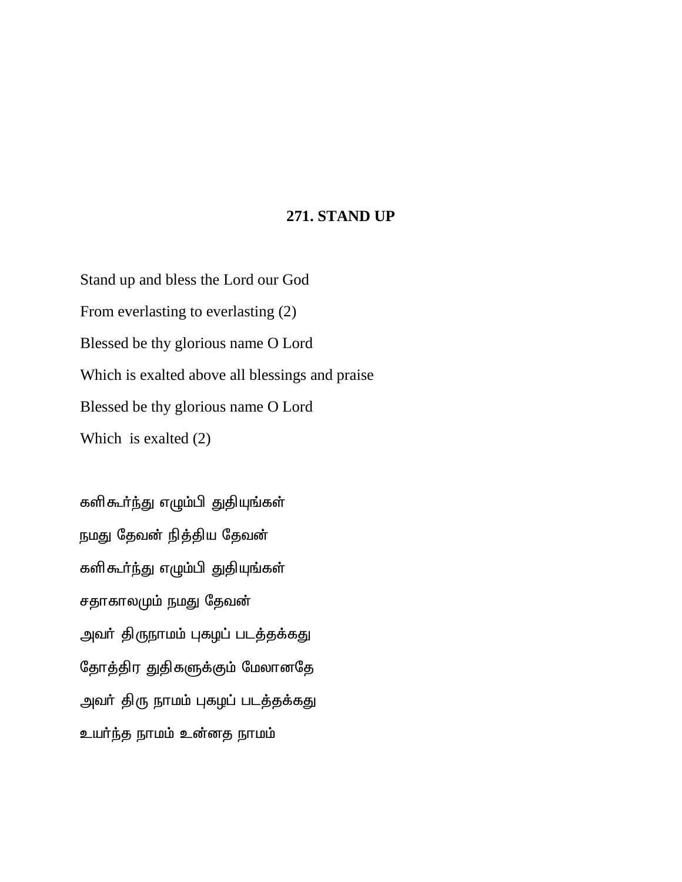## 271. STAND UP

Stand up and bless the Lord our God

From everlasting to everlasting (2)

Blessed be thy glorious name O Lord

Which is exalted above all blessings and praise

Blessed be thy glorious name O Lord

Which is exalted (2)

களிகூர்ந்து எழும்பி துதியுங்கள்

நமது தேவன் நித்திய தேவன்

களிகூர்ந்து எழும்பி துதியுங்கள்

சதாகாலமும் நமது தேவன்

அவர் திருநாமம் புகழப் படத்தக்கது

தோத்திர துதிகளுக்கும் மேலானதே

அவர் திரு நாமம் புகழப் படத்தக்கது

உயர்ந்த நாமம் உன்னத நாமம்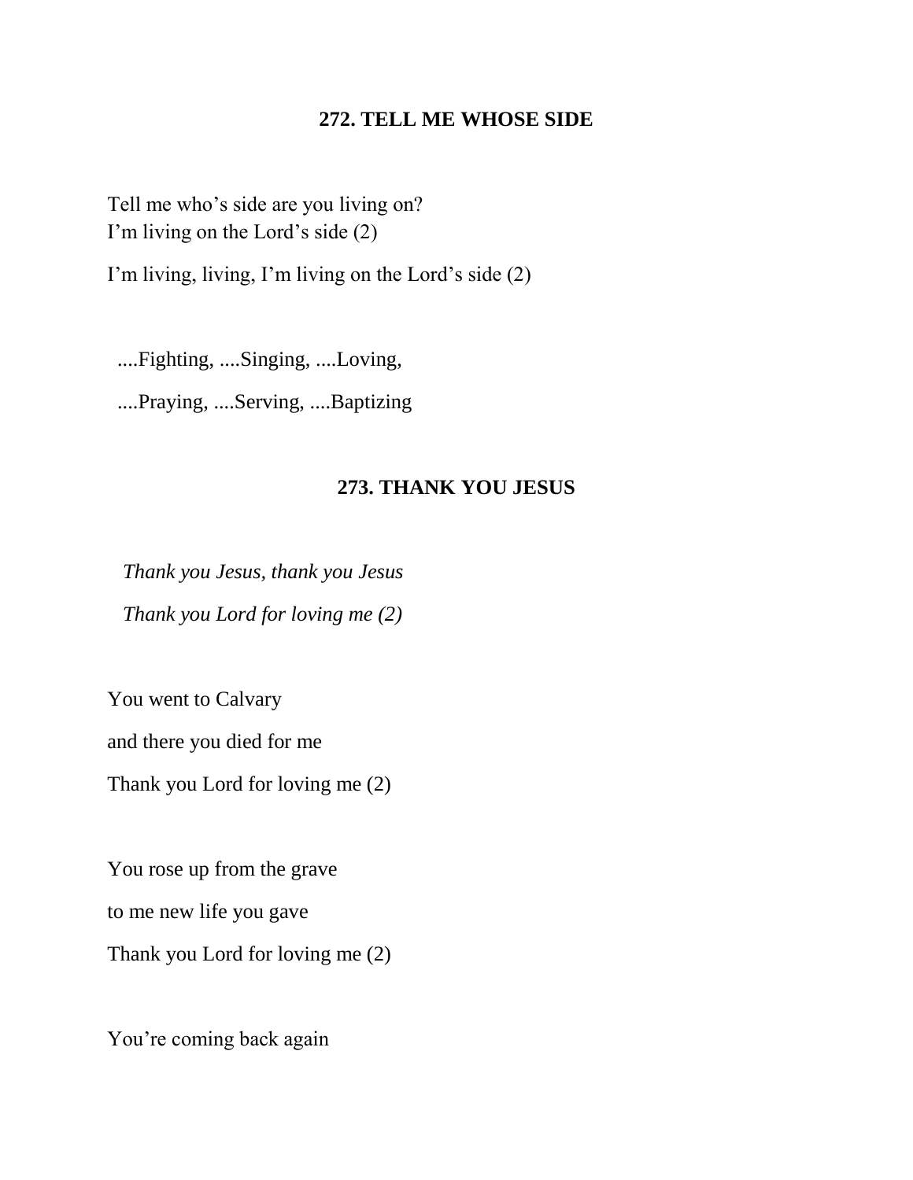## 272. TELL ME WHOSE SIDE

Tell me who's side are you living on?
I'm living on the Lord's side (2)

I'm living, living, I'm living on the Lord's side (2)

....Fighting, ....Singing, ....Loving,

....Praying, ....Serving, ....Baptizing

## 273. THANK YOU JESUS

*Thank you Jesus, thank you Jesus*

*Thank you Lord for loving me (2)*

You went to Calvary

and there you died for me

Thank you Lord for loving me (2)

You rose up from the grave

to me new life you gave

Thank you Lord for loving me (2)

You're coming back again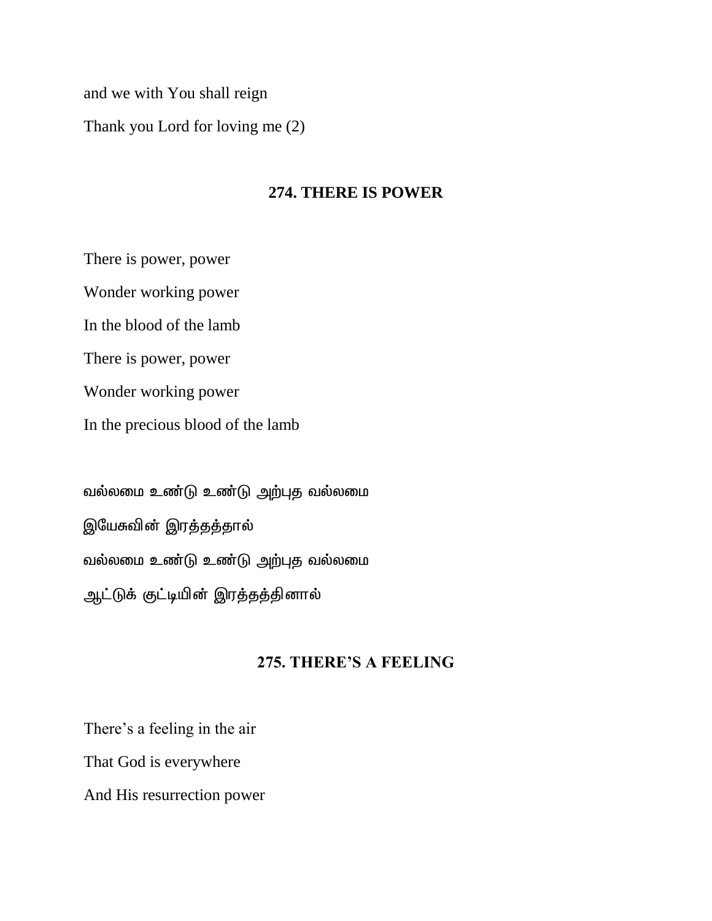and we with You shall reign

Thank you Lord for loving me (2)

## 274. THERE IS POWER

There is power, power

Wonder working power

In the blood of the lamb

There is power, power

Wonder working power

In the precious blood of the lamb

வல்லமை உண்டு உண்டு அற்புத வல்லமை

இயேசுவின் இரத்தத்தால்

வல்லமை உண்டு உண்டு அற்புத வல்லமை

ஆட்டுக் குட்டியின் இரத்தத்தினால்

## 275. THERE'S A FEELING

There's a feeling in the air

That God is everywhere

And His resurrection power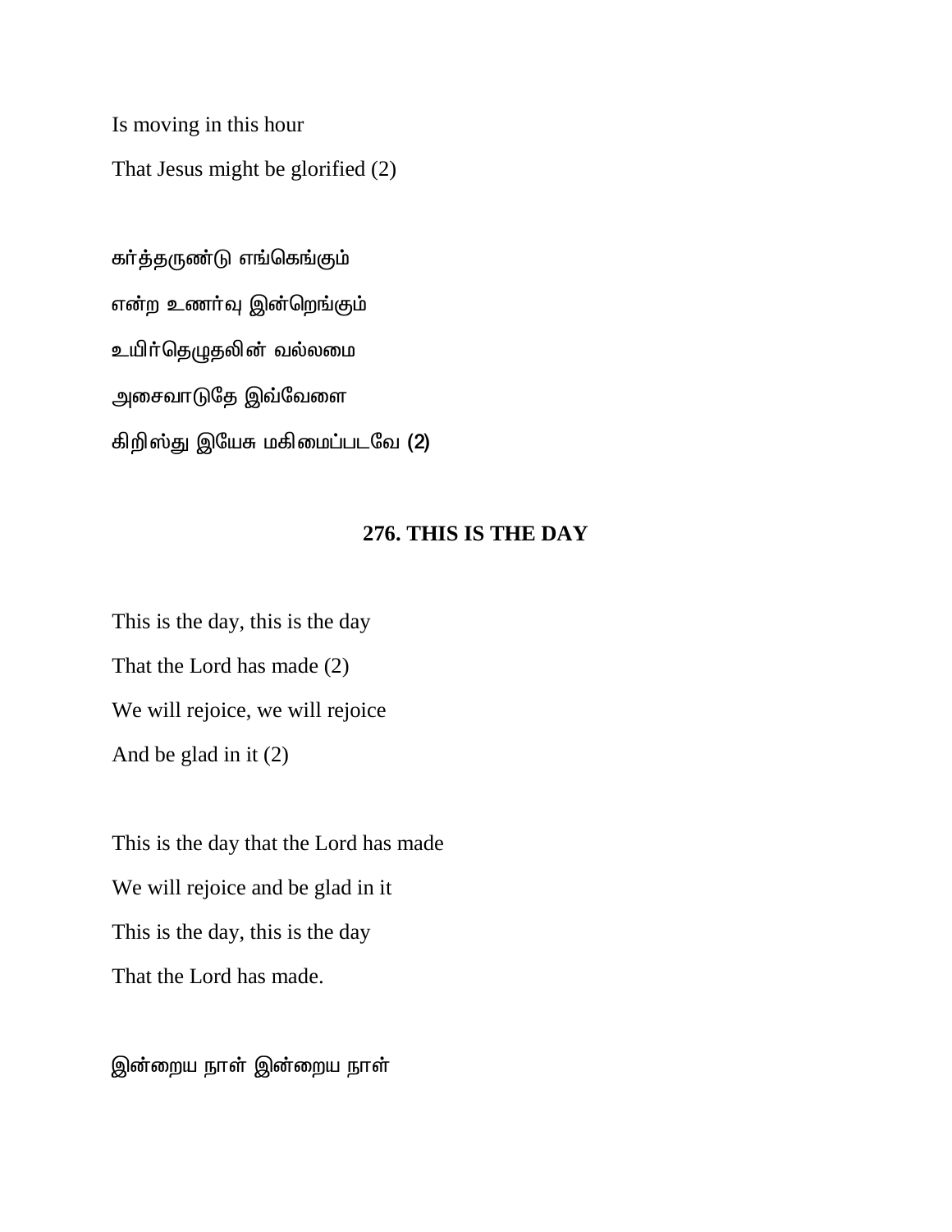Is moving in this hour

That Jesus might be glorified (2)

கர்த்தருண்டு எங்கெங்கும்

என்ற உணர்வு இன்றெங்கும்

உயிர்தெழுதலின் வல்லமை

அசைவாடுதே இவ்வேளை

கிறிஸ்து இயேசு மகிமைப்படவே (2)

## 276. THIS IS THE DAY

This is the day, this is the day

That the Lord has made (2)

We will rejoice, we will rejoice

And be glad in it (2)

This is the day that the Lord has made

We will rejoice and be glad in it

This is the day, this is the day

That the Lord has made.

இன்றைய நாள் இன்றைய நாள்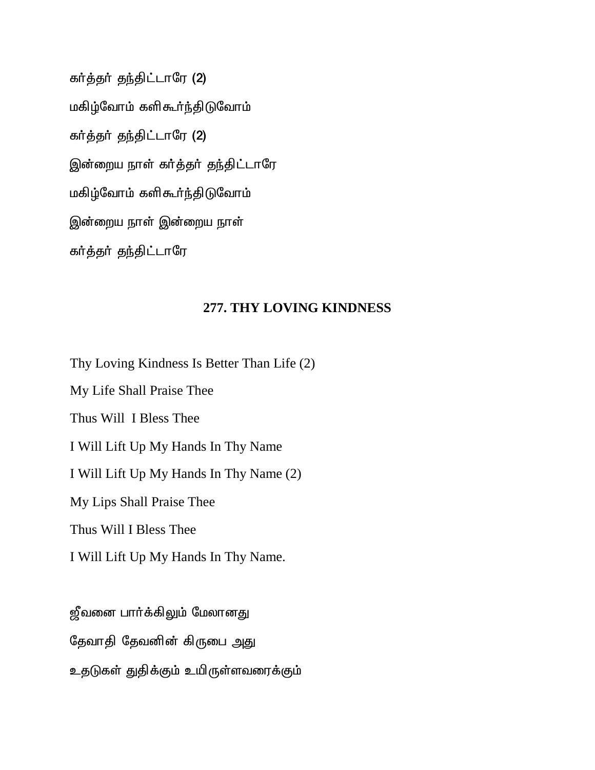கர்த்தர் தந்திட்டாரே (2)

மகிழ்வோம் களிகூர்ந்திடுவோம்

கர்த்தர் தந்திட்டாரே (2)

இன்றைய நாள் கர்த்தர் தந்திட்டாரே

மகிழ்வோம் களிகூர்ந்திடுவோம்

இன்றைய நாள் இன்றைய நாள்

கர்த்தர் தந்திட்டாரே

## 277. THY LOVING KINDNESS

Thy Loving Kindness Is Better Than Life (2)

My Life Shall Praise Thee

Thus Will I Bless Thee

I Will Lift Up My Hands In Thy Name

I Will Lift Up My Hands In Thy Name (2)

My Lips Shall Praise Thee

Thus Will I Bless Thee

I Will Lift Up My Hands In Thy Name.

ஜீவனை பார்க்கிலும் மேலானது

தேவாதி தேவனின் கிருபை அது

உதடுகள் துதிக்கும் உயிருள்ளவரைக்கும்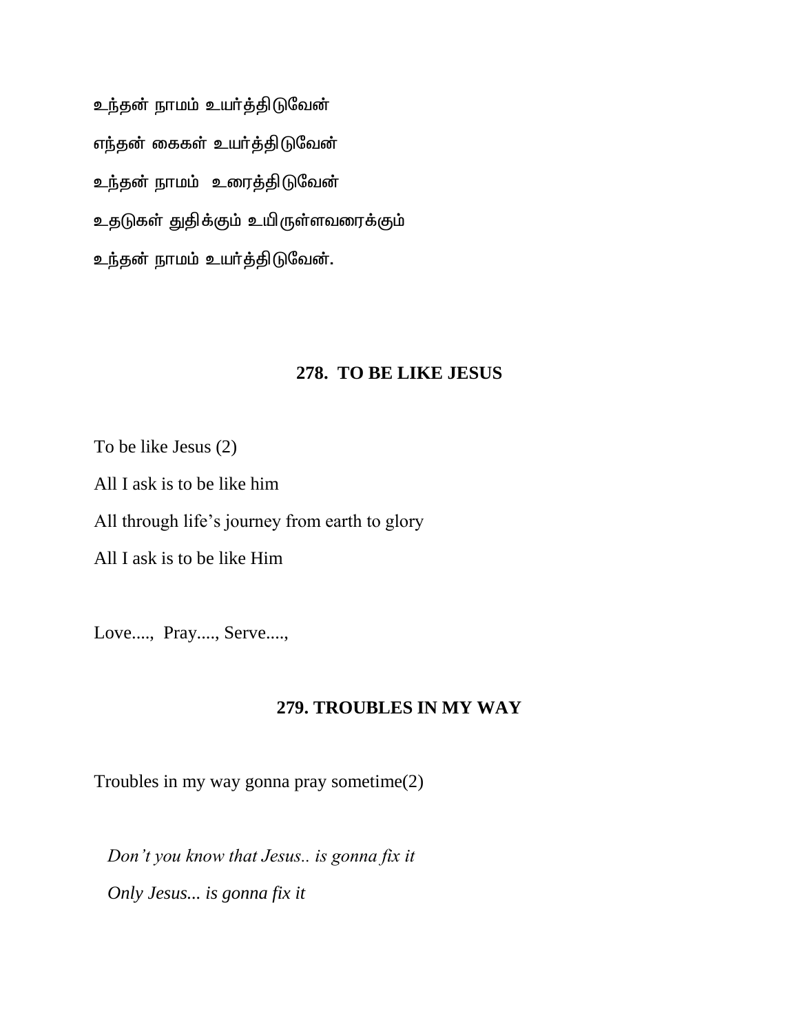உந்தன் நாமம் உயர்த்திடுவேன்

எந்தன் கைகள் உயர்த்திடுவேன்

உந்தன் நாமம்  உரைத்திடுவேன்

உதடுகள் துதிக்கும் உயிருள்ளவரைக்கும்

உந்தன் நாமம் உயர்த்திடுவேன்.

## 278. TO BE LIKE JESUS

To be like Jesus (2)

All I ask is to be like him

All through life's journey from earth to glory

All I ask is to be like Him

Love...., Pray...., Serve....,

## 279. TROUBLES IN MY WAY

Troubles in my way gonna pray sometime(2)

*Don't you know that Jesus.. is gonna fix it*

*Only Jesus... is gonna fix it*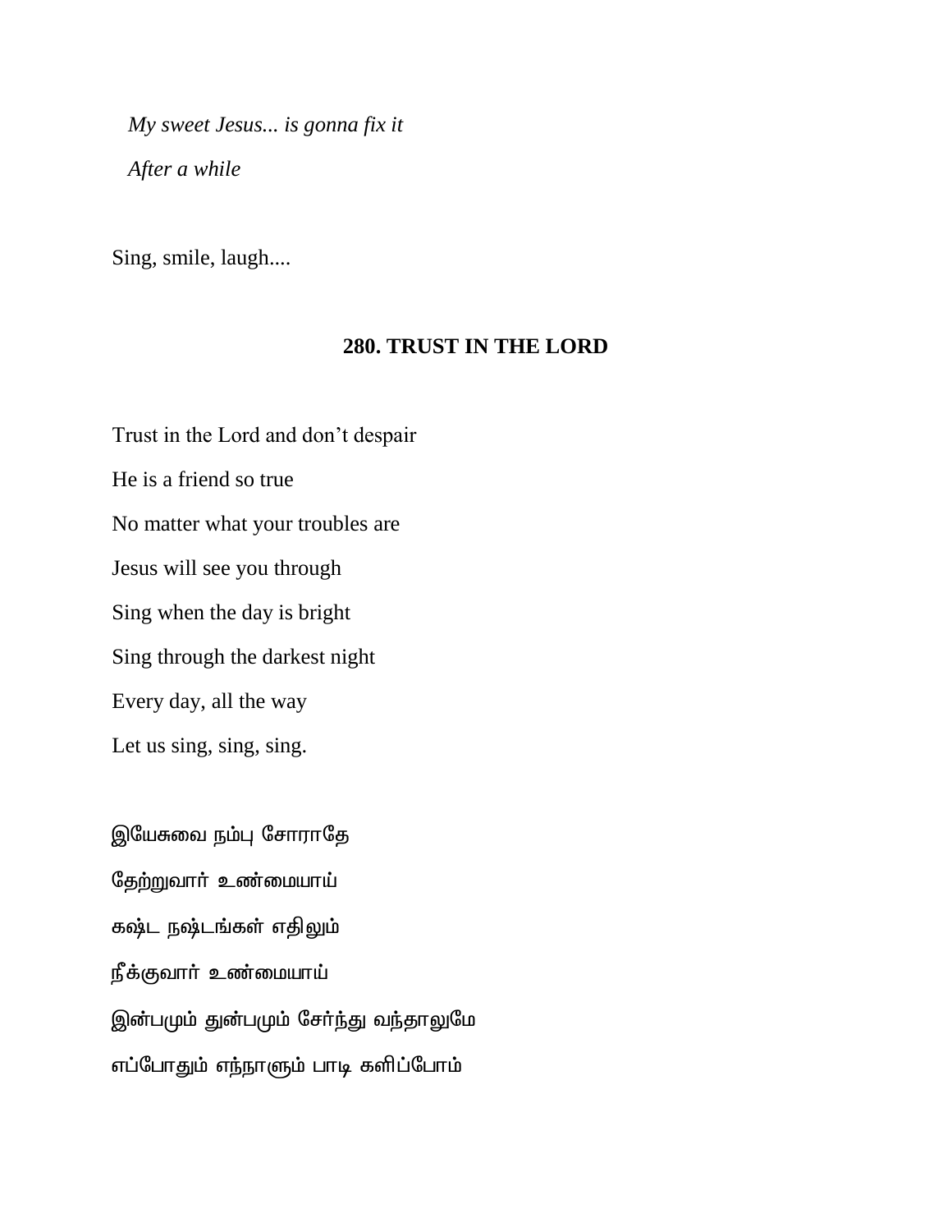*My sweet Jesus... is gonna fix it*

*After a while*

Sing, smile, laugh....

### 280. TRUST IN THE LORD

Trust in the Lord and don't despair

He is a friend so true

No matter what your troubles are

Jesus will see you through

Sing when the day is bright

Sing through the darkest night

Every day, all the way

Let us sing, sing, sing.

இயேசுவை நம்பு சோராதே

தேற்றுவார் உண்மையாய்

கஷ்ட நஷ்டங்கள் எதிலும்

நீக்குவார் உண்மையாய்

இன்பமும் துன்பமும் சேர்ந்து வந்தாலுமே

எப்போதும் எந்நாளும் பாடி களிப்போம்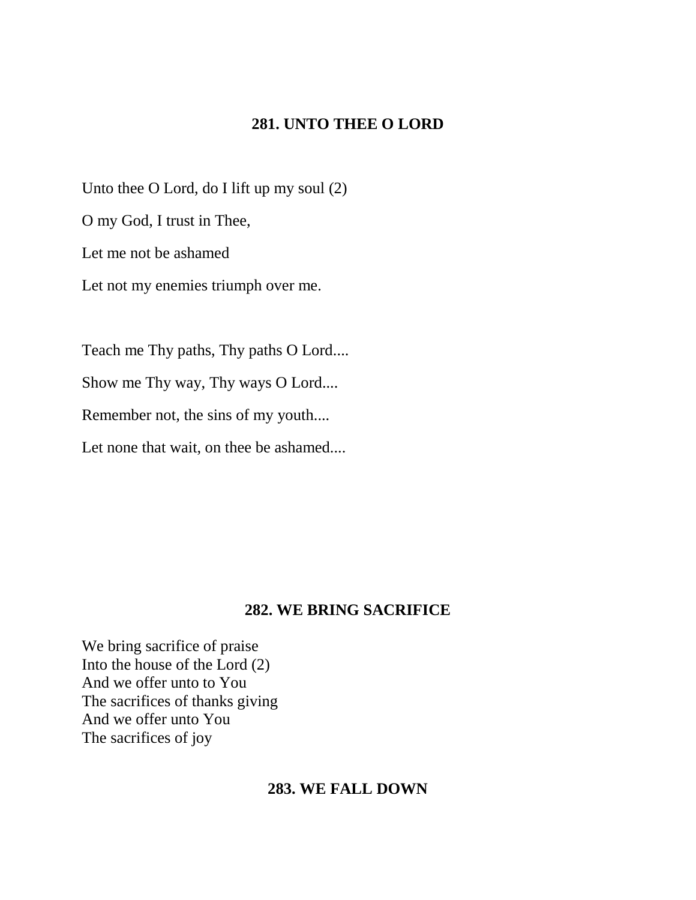### 281. UNTO THEE O LORD

Unto thee O Lord, do I lift up my soul (2)

O my God, I trust in Thee,

Let me not be ashamed

Let not my enemies triumph over me.

Teach me Thy paths, Thy paths O Lord....

Show me Thy way, Thy ways O Lord....

Remember not, the sins of my youth....

Let none that wait, on thee be ashamed....

### 282. WE BRING SACRIFICE

We bring sacrifice of praise
Into the house of the Lord (2)
And we offer unto to You
The sacrifices of thanks giving
And we offer unto You
The sacrifices of joy

### 283. WE FALL DOWN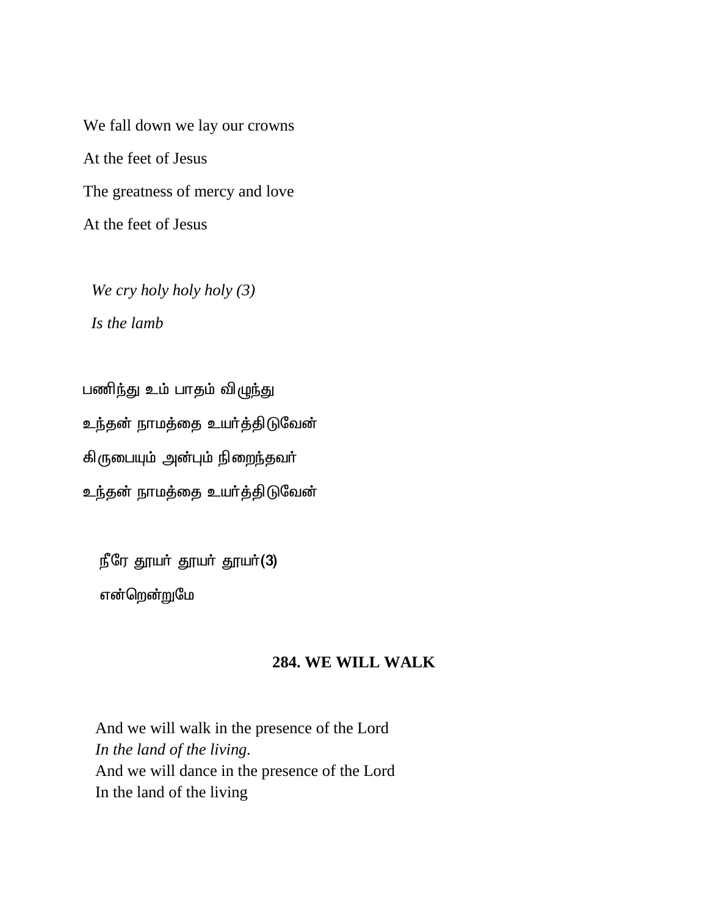We fall down we lay our crowns

At the feet of Jesus

The greatness of mercy and love

At the feet of Jesus

*We cry holy holy holy (3)*

*Is the lamb*

பணிந்து உம் பாதம் விழுந்து

உந்தன் நாமத்தை உயர்த்திடுவேன்

கிருபையும் அன்பும் நிறைந்தவர்

உந்தன் நாமத்தை உயர்த்திடுவேன்

நீரே தூயர் தூயர் தூயர்(3)

என்றென்றுமே

### 284. WE WILL WALK

And we will walk in the presence of the Lord
*In the land of the living.*
And we will dance in the presence of the Lord
In the land of the living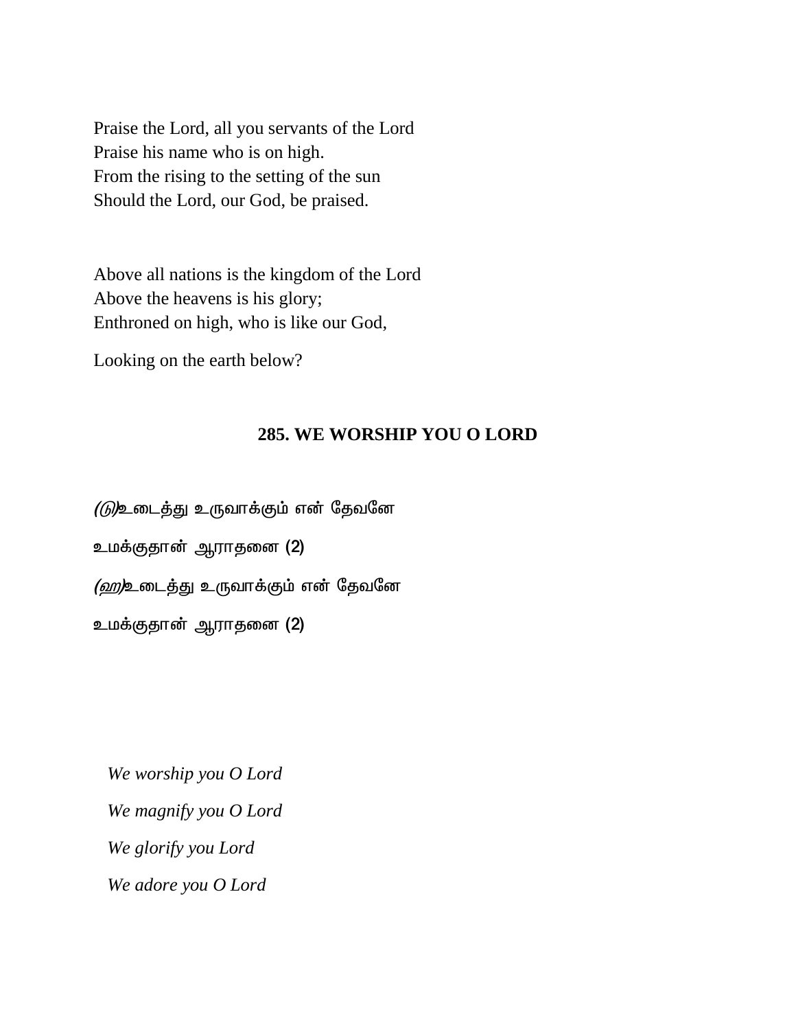Praise the Lord, all you servants of the Lord
Praise his name who is on high.
From the rising to the setting of the sun
Should the Lord, our God, be praised.

Above all nations is the kingdom of the Lord
Above the heavens is his glory;
Enthroned on high, who is like our God,

Looking on the earth below?

## 285. WE WORSHIP YOU O LORD

*(டு)*உடைத்து உருவாக்கும் என் தேவனே

உமக்குதான் ஆராதனை (2)

*(ஹ)*உடைத்து உருவாக்கும் என் தேவனே

உமக்குதான் ஆராதனை (2)

*We worship you O Lord*

*We magnify you O Lord*

*We glorify you Lord*

*We adore you O Lord*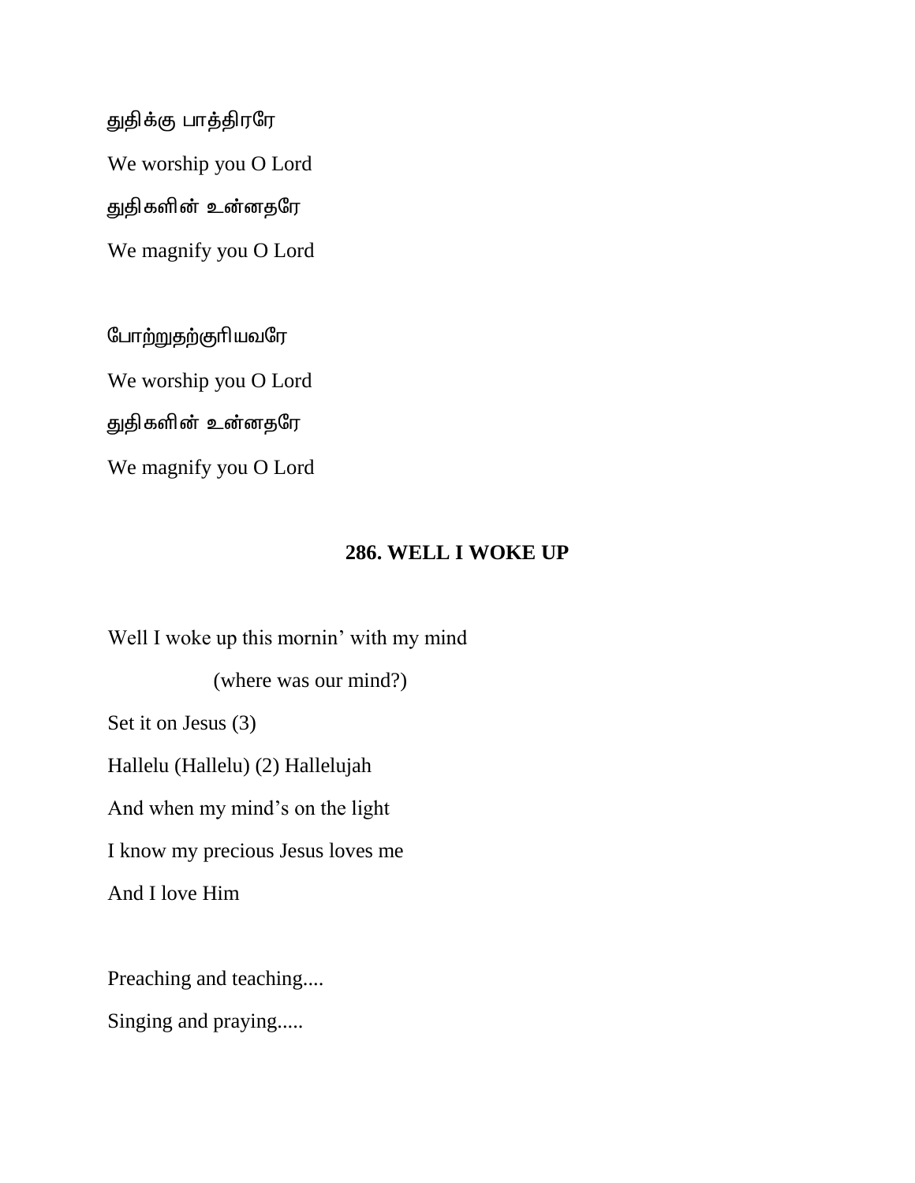துதிக்கு பாத்திரரே

We worship you O Lord

துதிகளின் உன்னதரே

We magnify you O Lord

போற்றுதற்குரியவரே

We worship you O Lord

துதிகளின் உன்னதரே

We magnify you O Lord

## 286. WELL I WOKE UP

Well I woke up this mornin' with my mind

(where was our mind?)

Set it on Jesus (3)

Hallelu (Hallelu) (2) Hallelujah

And when my mind's on the light

I know my precious Jesus loves me

And I love Him

Preaching and teaching....

Singing and praying.....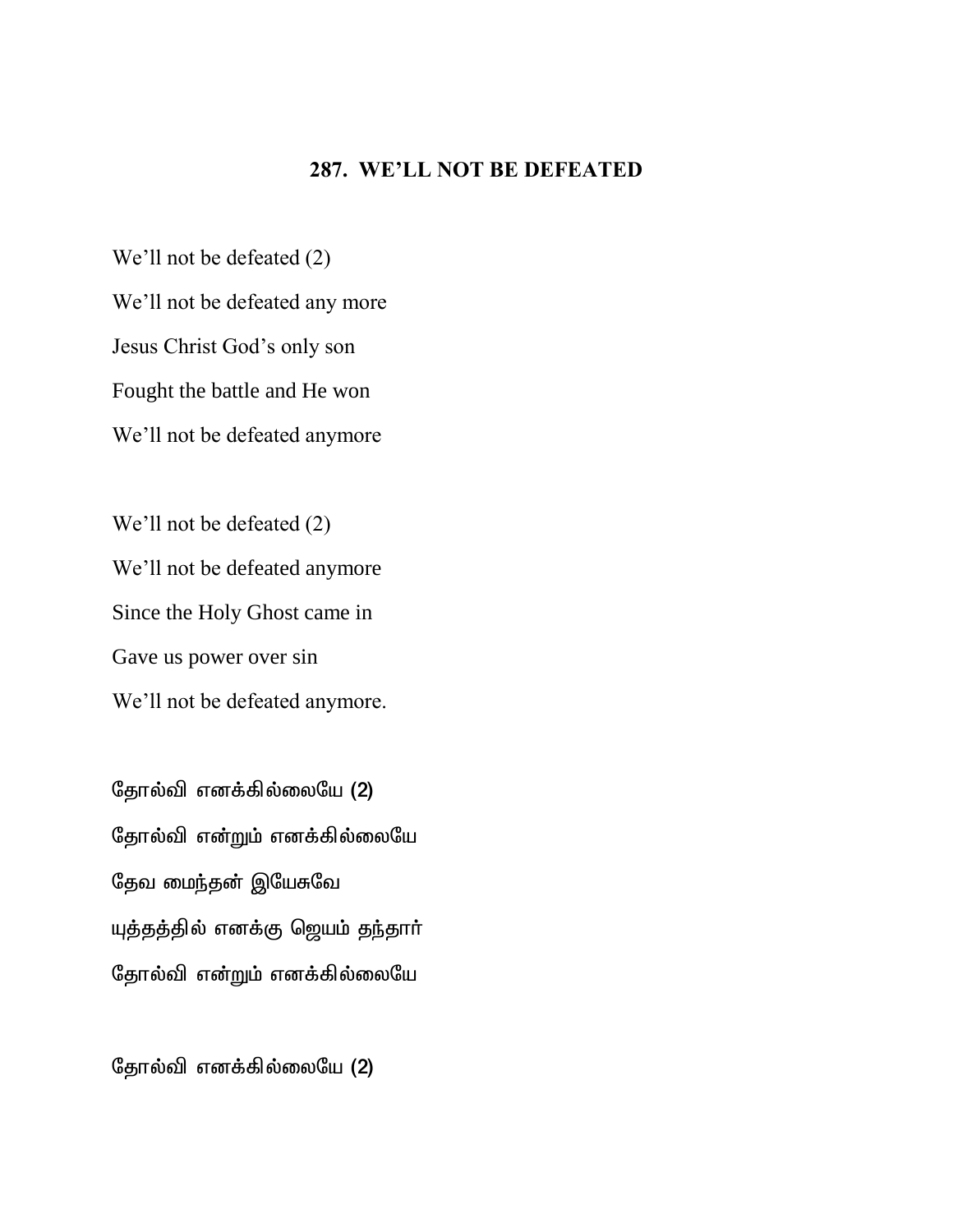## 287. WE'LL NOT BE DEFEATED

We'll not be defeated (2)

We'll not be defeated any more

Jesus Christ God's only son

Fought the battle and He won

We'll not be defeated anymore

We'll not be defeated (2)

We'll not be defeated anymore

Since the Holy Ghost came in

Gave us power over sin

We'll not be defeated anymore.

தோல்வி எனக்கில்லையே (2)

தோல்வி என்றும் எனக்கில்லையே

தேவ மைந்தன் இயேசுவே

யுத்தத்தில் எனக்கு ஜெயம் தந்தார்

தோல்வி என்றும் எனக்கில்லையே

தோல்வி எனக்கில்லையே (2)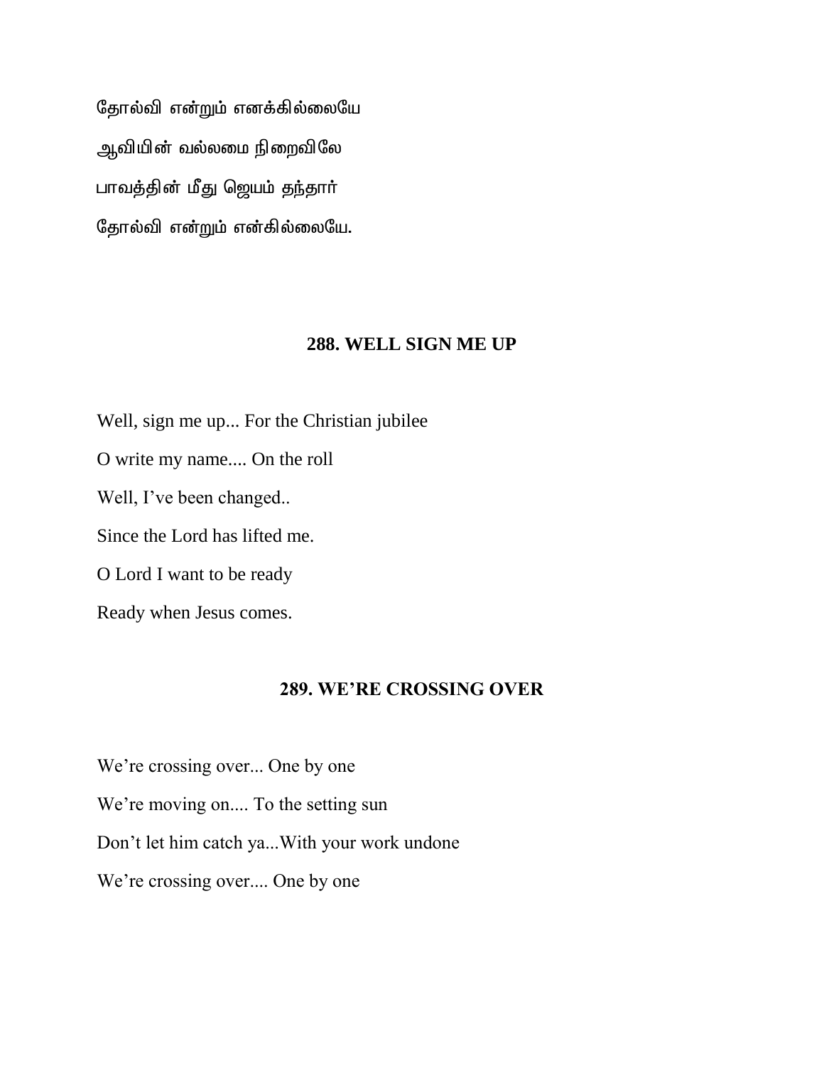தோல்வி என்றும் எனக்கில்லையே

ஆவியின் வல்லமை நிறைவிலே

பாவத்தின் மீது ஜெயம் தந்தார்

தோல்வி என்றும் என்கில்லையே.

## 288. WELL SIGN ME UP

Well, sign me up... For the Christian jubilee

O write my name.... On the roll

Well, I've been changed..

Since the Lord has lifted me.

O Lord I want to be ready

Ready when Jesus comes.

## 289. WE'RE CROSSING OVER

We're crossing over... One by one

We're moving on.... To the setting sun

Don't let him catch ya...With your work undone

We're crossing over.... One by one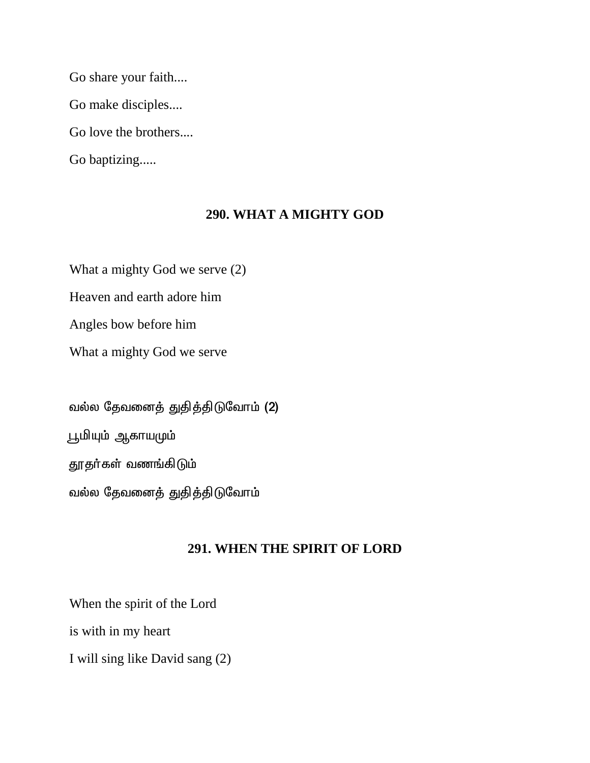Go share your faith....

Go make disciples....

Go love the brothers....

Go baptizing.....

## 290. WHAT A MIGHTY GOD

What a mighty God we serve (2)

Heaven and earth adore him

Angles bow before him

What a mighty God we serve

வல்ல தேவனைத் துதித்திடுவோம் (2)

பூமியும் ஆகாயமும்

தூதர்கள் வணங்கிடும்

வல்ல தேவனைத் துதித்திடுவோம்

## 291. WHEN THE SPIRIT OF LORD

When the spirit of the Lord

is with in my heart

I will sing like David sang (2)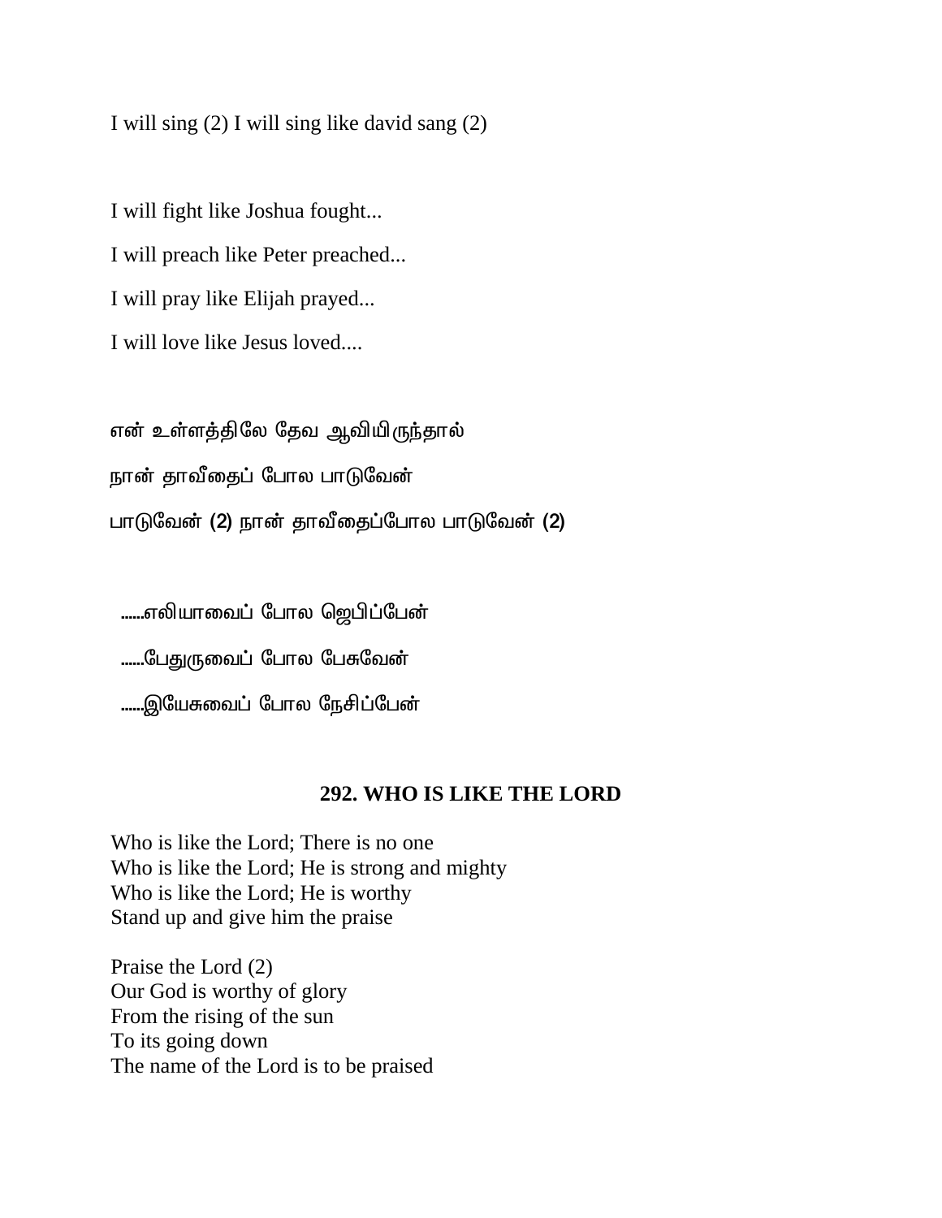I will sing (2) I will sing like david sang (2)

I will fight like Joshua fought...

I will preach like Peter preached...

I will pray like Elijah prayed...

I will love like Jesus loved....

என் உள்ளத்திலே தேவ ஆவியிருந்தால்

நான் தாவீதைப் போல பாடுவேன்

பாடுவேன் (2) நான் தாவீதைப்போல பாடுவேன் (2)

......எலியாவைப் போல ஜெபிப்பேன்

......பேதுருவைப் போல பேசுவேன்

......இயேசுவைப் போல நேசிப்பேன்

### 292. WHO IS LIKE THE LORD

Who is like the Lord; There is no one
Who is like the Lord; He is strong and mighty
Who is like the Lord; He is worthy
Stand up and give him the praise

Praise the Lord (2)
Our God is worthy of glory
From the rising of the sun
To its going down
The name of the Lord is to be praised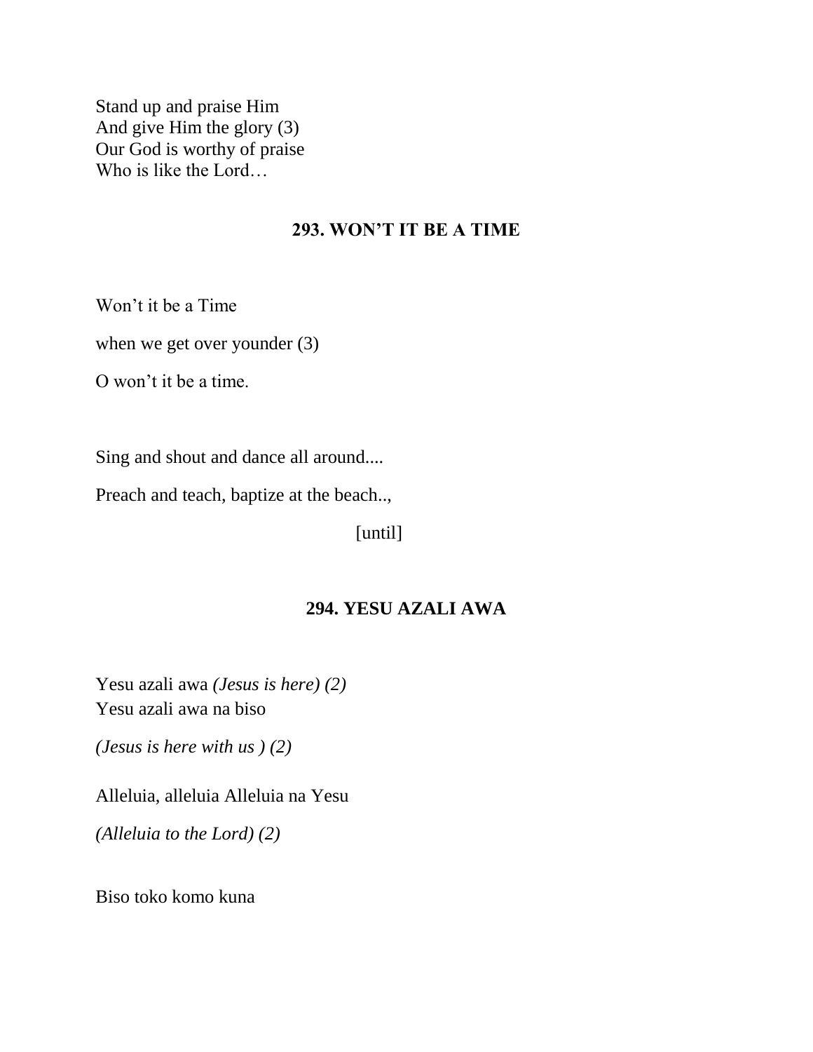Stand up and praise Him
And give Him the glory (3)
Our God is worthy of praise
Who is like the Lord…

## 293. WON'T IT BE A TIME

Won't it be a Time

when we get over younder (3)

O won't it be a time.

Sing and shout and dance all around....

Preach and teach, baptize at the beach..,

[until]

## 294. YESU AZALI AWA

Yesu azali awa *(Jesus is here) (2)*
Yesu azali awa na biso

*(Jesus is here with us ) (2)*

Alleluia, alleluia Alleluia na Yesu

*(Alleluia to the Lord) (2)*

Biso toko komo kuna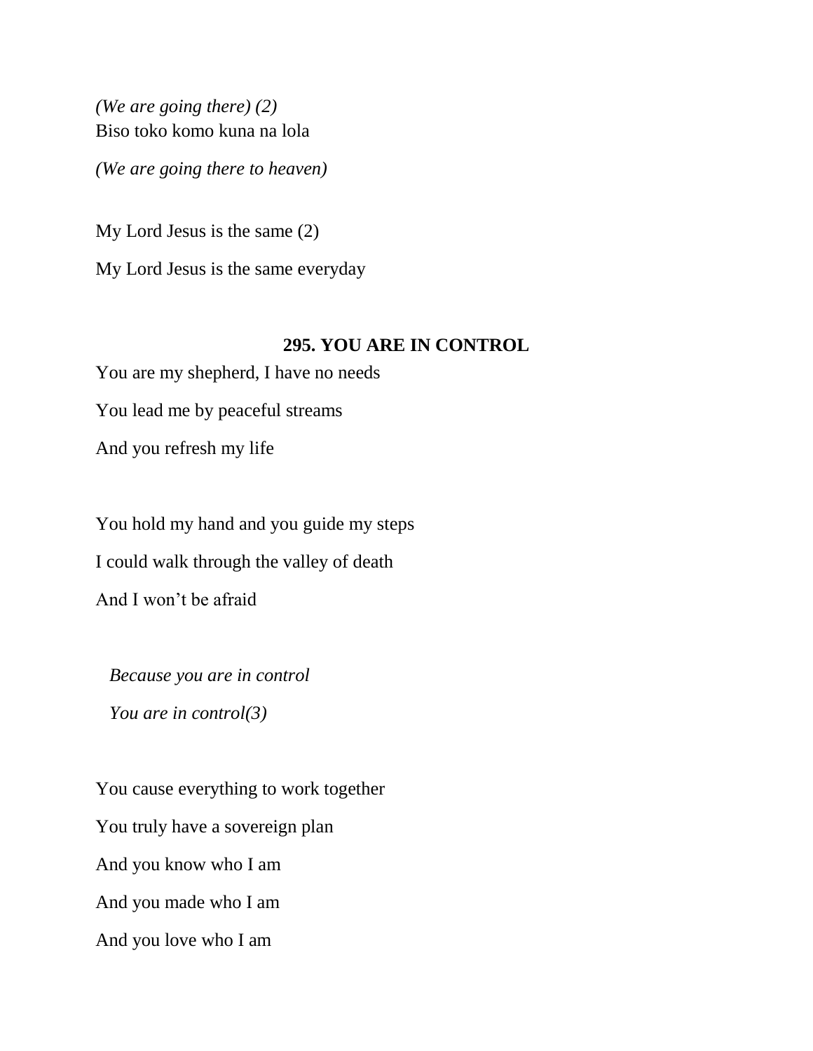*(We are going there) (2)*
Biso toko komo kuna na lola

*(We are going there to heaven)*

My Lord Jesus is the same (2)

My Lord Jesus is the same everyday

## 295. YOU ARE IN CONTROL

You are my shepherd, I have no needs

You lead me by peaceful streams

And you refresh my life

You hold my hand and you guide my steps

I could walk through the valley of death

And I won't be afraid

*Because you are in control*

*You are in control(3)*

You cause everything to work together

You truly have a sovereign plan

And you know who I am

And you made who I am

And you love who I am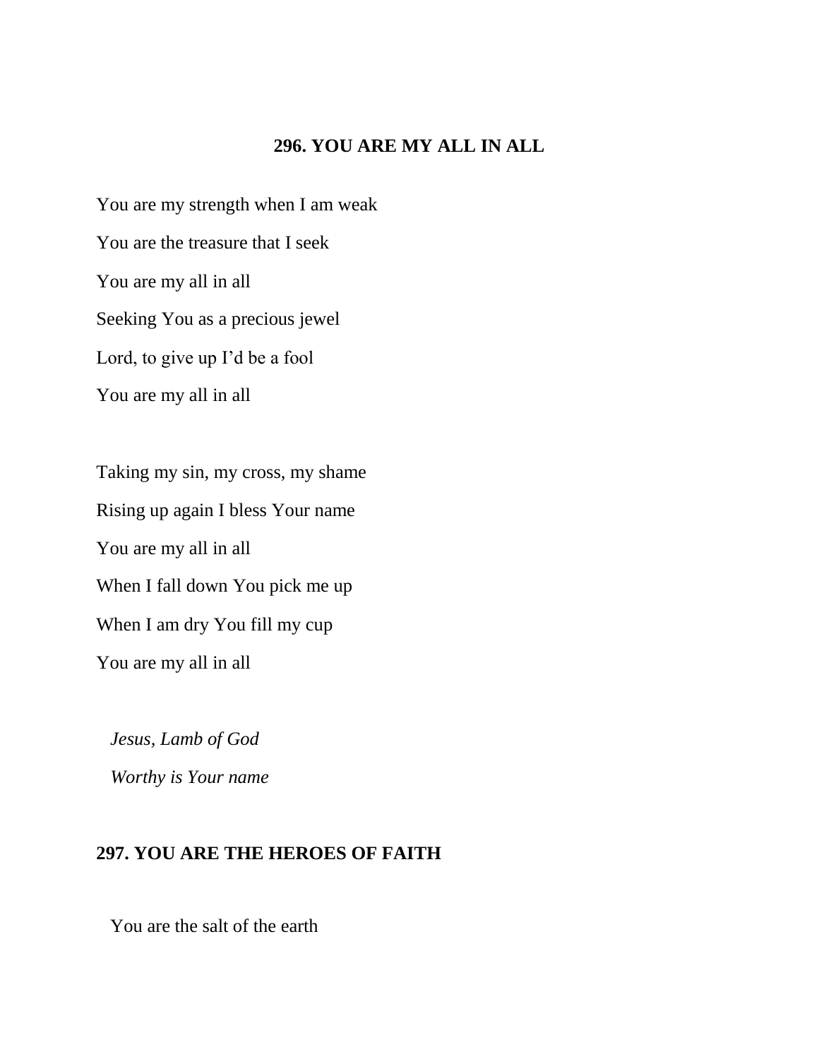## 296. YOU ARE MY ALL IN ALL

You are my strength when I am weak
You are the treasure that I seek
You are my all in all
Seeking You as a precious jewel
Lord, to give up I'd be a fool
You are my all in all

Taking my sin, my cross, my shame
Rising up again I bless Your name
You are my all in all
When I fall down You pick me up
When I am dry You fill my cup
You are my all in all

*Jesus, Lamb of God*
*Worthy is Your name*

## 297. YOU ARE THE HEROES OF FAITH

You are the salt of the earth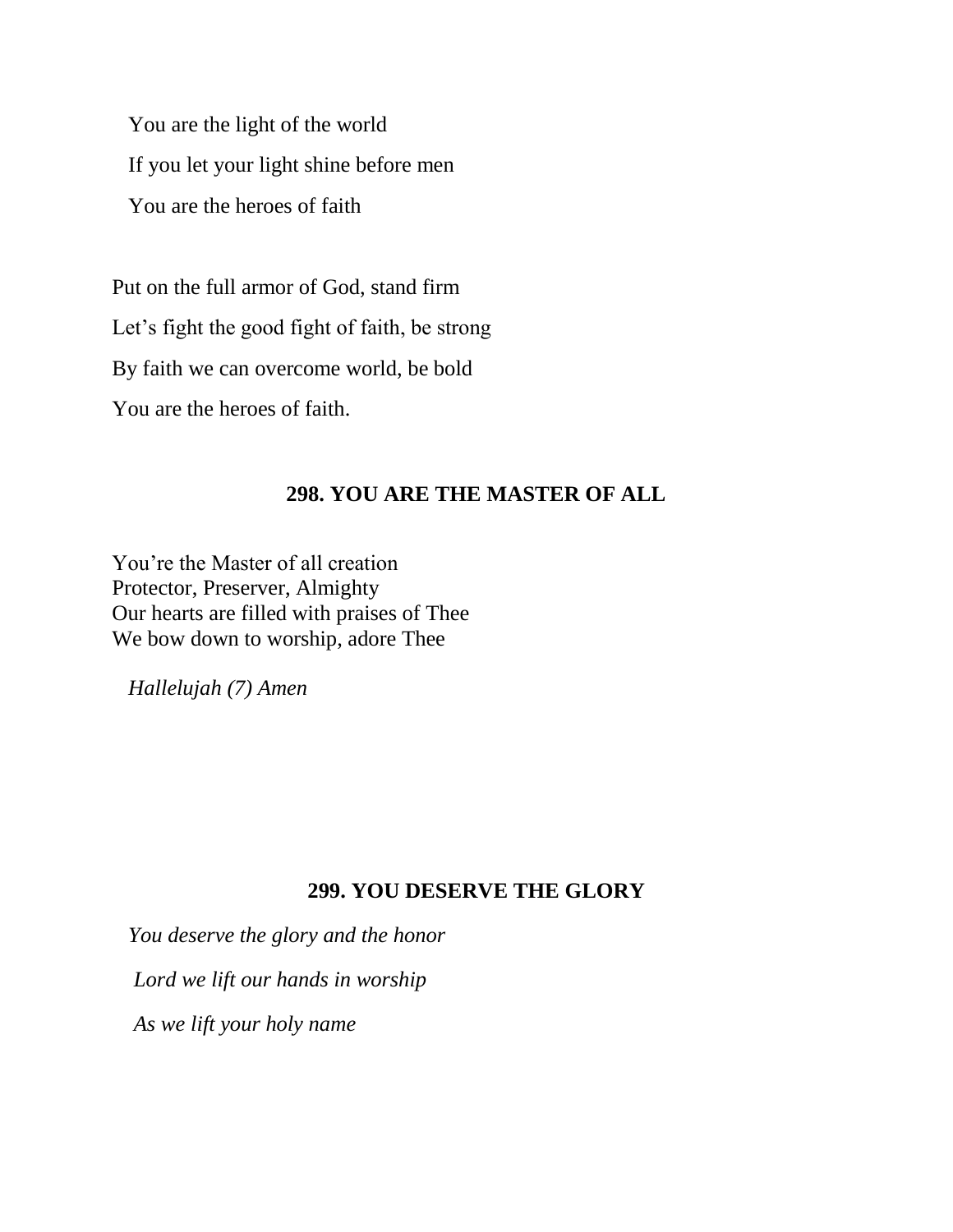You are the light of the world

If you let your light shine before men

You are the heroes of faith

Put on the full armor of God, stand firm

Let's fight the good fight of faith, be strong

By faith we can overcome world, be bold

You are the heroes of faith.

## 298. YOU ARE THE MASTER OF ALL

You're the Master of all creation
Protector, Preserver, Almighty
Our hearts are filled with praises of Thee
We bow down to worship, adore Thee

*Hallelujah (7) Amen*

## 299. YOU DESERVE THE GLORY

*You deserve the glory and the honor*

*Lord we lift our hands in worship*

*As we lift your holy name*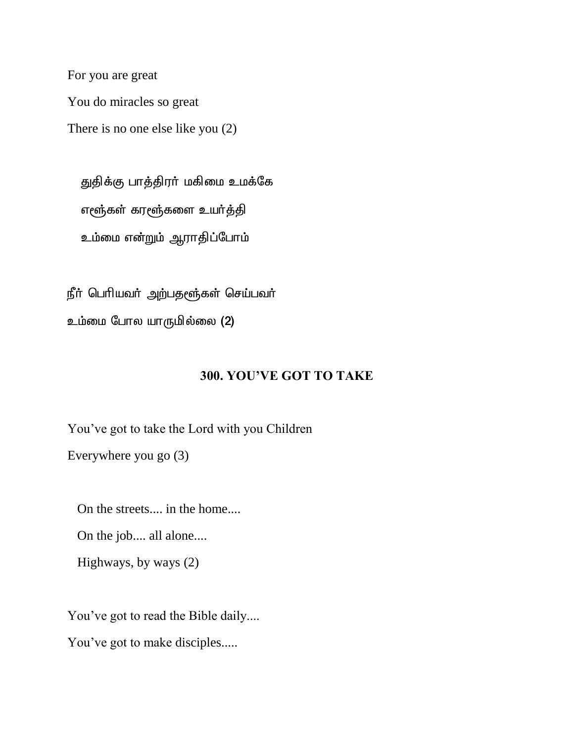For you are great

You do miracles so great

There is no one else like you (2)

துதிக்கு பாத்திரர் மகிமை உமக்கே

எஙஂகள் கரஙஂகளை உயர்த்தி

உம்மை என்றும் ஆராதிப்போம்

நீர் பெரியவர் அற்பதஙஂகள் செய்பவர்

உம்மை போல யாருமில்லை (2)

## 300. YOU'VE GOT TO TAKE

You've got to take the Lord with you Children

Everywhere you go (3)

On the streets.... in the home....

On the job.... all alone....

Highways, by ways (2)

You've got to read the Bible daily....

You've got to make disciples.....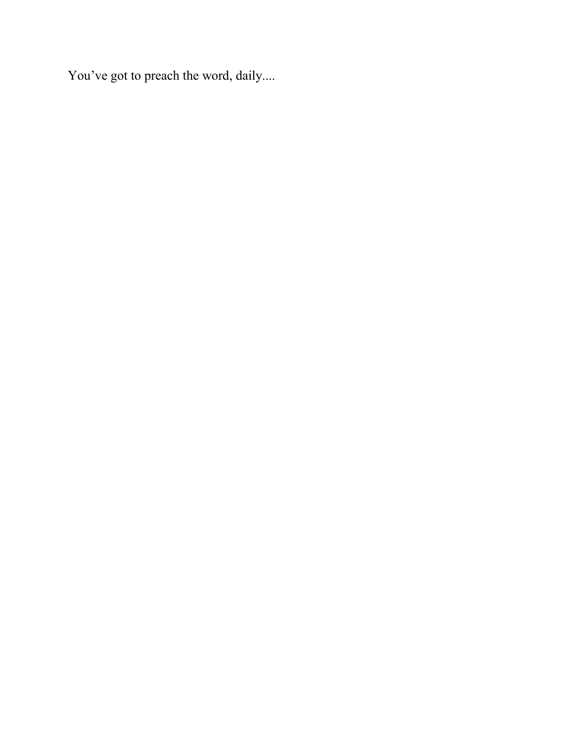You’ve got to preach the word, daily....